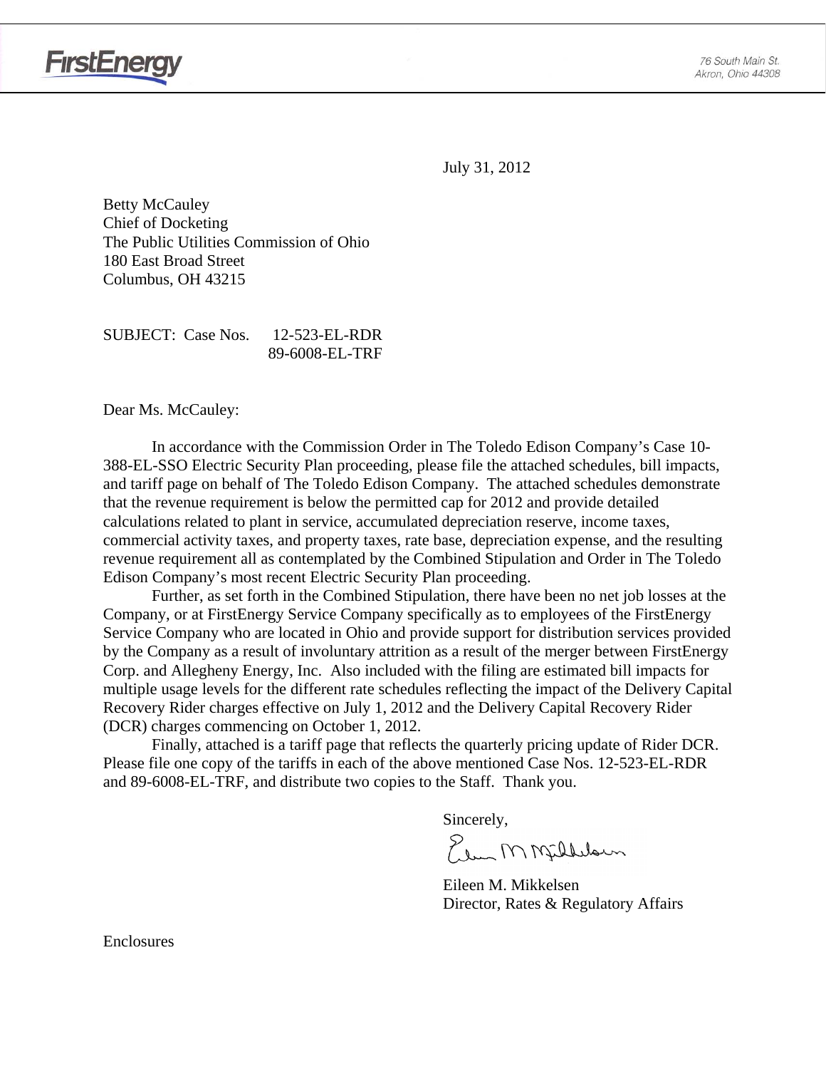FirstEnergy

76 South Main St.
Akron, Ohio 44308

July 31, 2012

Betty McCauley
Chief of Docketing
The Public Utilities Commission of Ohio
180 East Broad Street
Columbus, OH 43215

SUBJECT: Case Nos. 12-523-EL-RDR
89-6008-EL-TRF

Dear Ms. McCauley:

In accordance with the Commission Order in The Toledo Edison Company's Case 10-388-EL-SSO Electric Security Plan proceeding, please file the attached schedules, bill impacts, and tariff page on behalf of The Toledo Edison Company. The attached schedules demonstrate that the revenue requirement is below the permitted cap for 2012 and provide detailed calculations related to plant in service, accumulated depreciation reserve, income taxes, commercial activity taxes, and property taxes, rate base, depreciation expense, and the resulting revenue requirement all as contemplated by the Combined Stipulation and Order in The Toledo Edison Company's most recent Electric Security Plan proceeding.

Further, as set forth in the Combined Stipulation, there have been no net job losses at the Company, or at FirstEnergy Service Company specifically as to employees of the FirstEnergy Service Company who are located in Ohio and provide support for distribution services provided by the Company as a result of involuntary attrition as a result of the merger between FirstEnergy Corp. and Allegheny Energy, Inc. Also included with the filing are estimated bill impacts for multiple usage levels for the different rate schedules reflecting the impact of the Delivery Capital Recovery Rider charges effective on July 1, 2012 and the Delivery Capital Recovery Rider (DCR) charges commencing on October 1, 2012.

Finally, attached is a tariff page that reflects the quarterly pricing update of Rider DCR. Please file one copy of the tariffs in each of the above mentioned Case Nos. 12-523-EL-RDR and 89-6008-EL-TRF, and distribute two copies to the Staff. Thank you.

Sincerely,

Eileen M. Mikkelsen
Director, Rates & Regulatory Affairs

Enclosures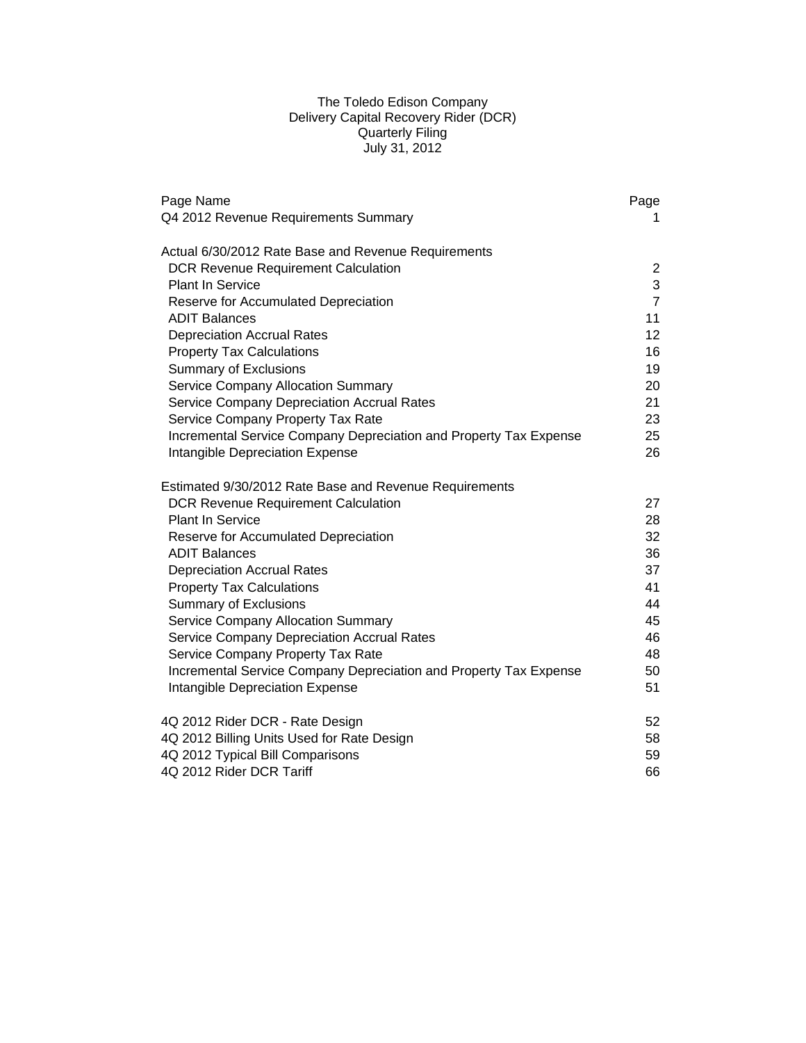# The Toledo Edison Company
## Delivery Capital Recovery Rider (DCR)
### Quarterly Filing
### July 31, 2012

| Page Name | Page |
|---|---|
| Q4 2012 Revenue Requirements Summary | 1 |
| | |
| **Actual 6/30/2012 Rate Base and Revenue Requirements** | |
| DCR Revenue Requirement Calculation | 2 |
| Plant In Service | 3 |
| Reserve for Accumulated Depreciation | 7 |
| ADIT Balances | 11 |
| Depreciation Accrual Rates | 12 |
| Property Tax Calculations | 16 |
| Summary of Exclusions | 19 |
| Service Company Allocation Summary | 20 |
| Service Company Depreciation Accrual Rates | 21 |
| Service Company Property Tax Rate | 23 |
| Incremental Service Company Depreciation and Property Tax Expense | 25 |
| Intangible Depreciation Expense | 26 |
| | |
| **Estimated 9/30/2012 Rate Base and Revenue Requirements** | |
| DCR Revenue Requirement Calculation | 27 |
| Plant In Service | 28 |
| Reserve for Accumulated Depreciation | 32 |
| ADIT Balances | 36 |
| Depreciation Accrual Rates | 37 |
| Property Tax Calculations | 41 |
| Summary of Exclusions | 44 |
| Service Company Allocation Summary | 45 |
| Service Company Depreciation Accrual Rates | 46 |
| Service Company Property Tax Rate | 48 |
| Incremental Service Company Depreciation and Property Tax Expense | 50 |
| Intangible Depreciation Expense | 51 |
| | |
| 4Q 2012 Rider DCR - Rate Design | 52 |
| 4Q 2012 Billing Units Used for Rate Design | 58 |
| 4Q 2012 Typical Bill Comparisons | 59 |
| 4Q 2012 Rider DCR Tariff | 66 |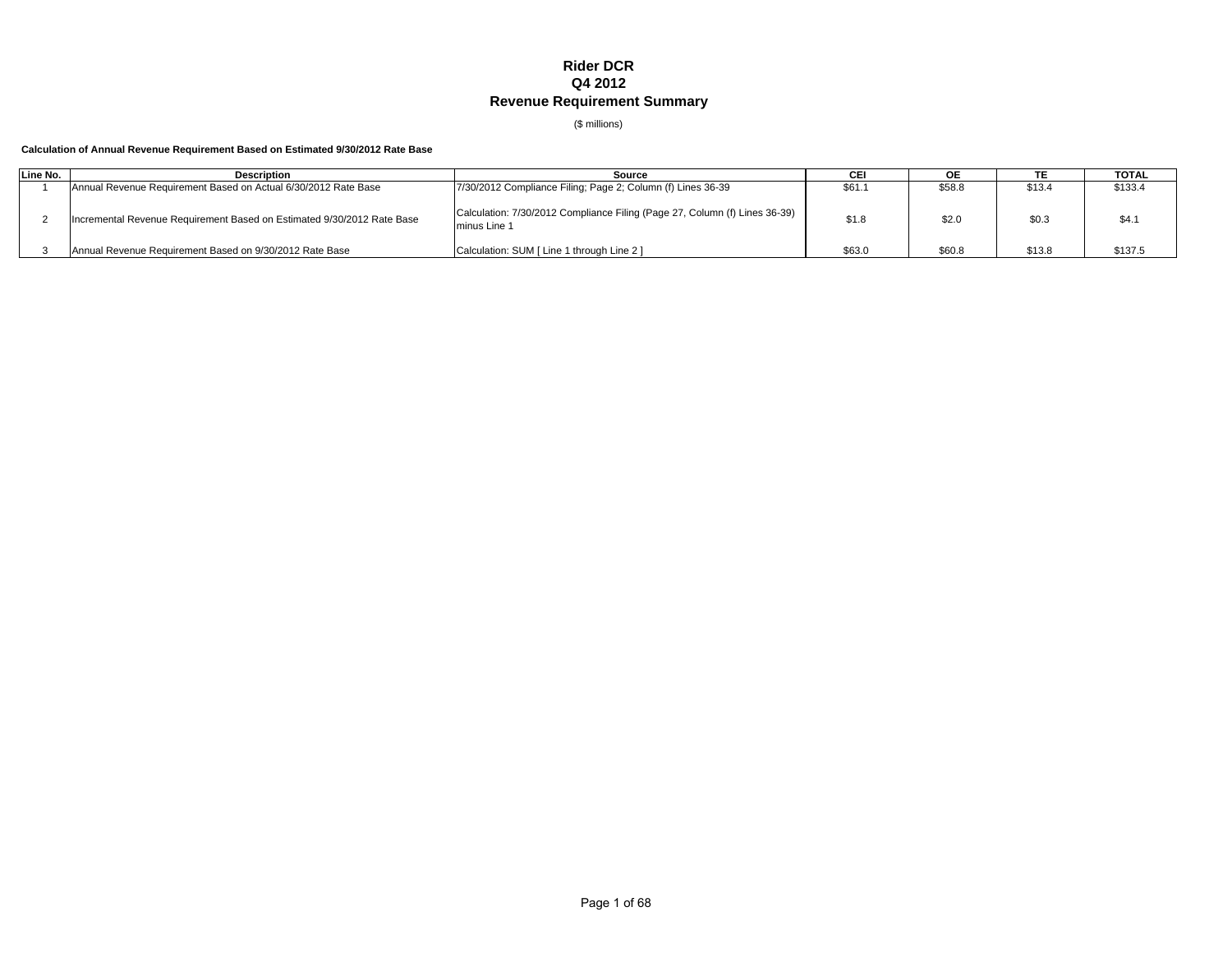# Rider DCR
## Q4 2012
## Revenue Requirement Summary

($ millions)

**Calculation of Annual Revenue Requirement Based on Estimated 9/30/2012 Rate Base**

| Line No. | Description | Source | CEI | OE | TE | TOTAL |
|---|---|---|---|---|---|---|
| 1 | Annual Revenue Requirement Based on Actual 6/30/2012 Rate Base | 7/30/2012 Compliance Filing; Page 2; Column (f) Lines 36-39 | $61.1 | $58.8 | $13.4 | $133.4 |
| 2 | Incremental Revenue Requirement Based on Estimated 9/30/2012 Rate Base | Calculation: 7/30/2012 Compliance Filing (Page 27, Column (f) Lines 36-39) minus Line 1 | $1.8 | $2.0 | $0.3 | $4.1 |
| 3 | Annual Revenue Requirement Based on 9/30/2012 Rate Base | Calculation: SUM [ Line 1 through Line 2 ] | $63.0 | $60.8 | $13.8 | $137.5 |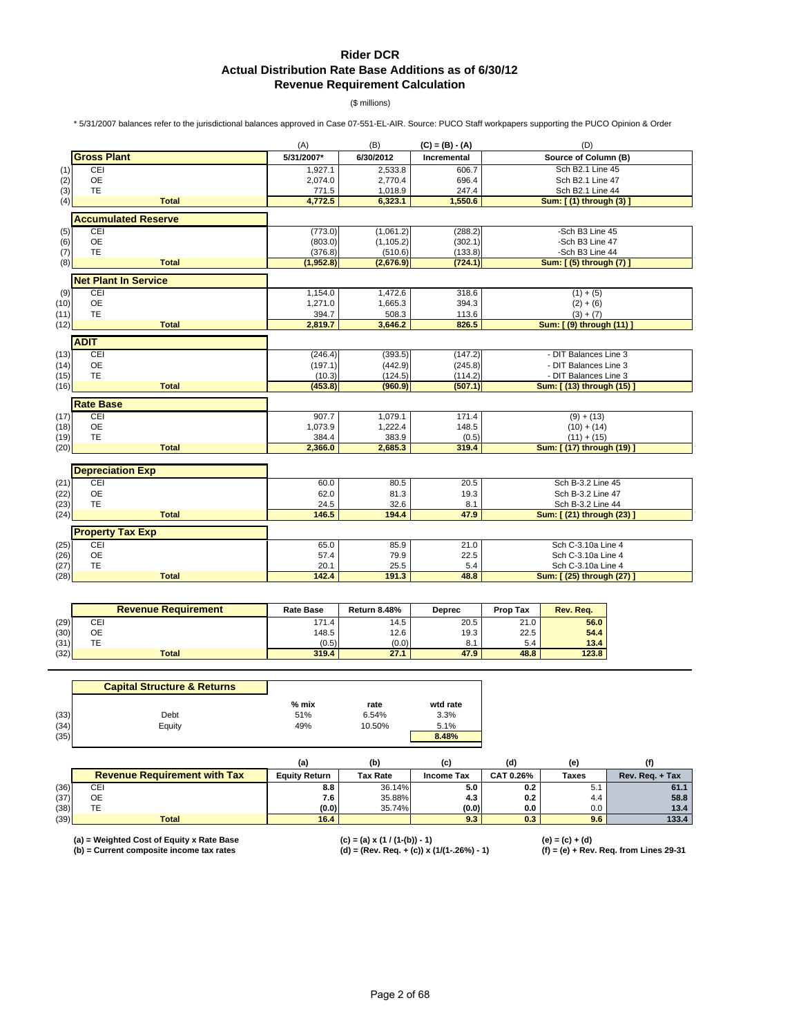# Rider DCR
## Actual Distribution Rate Base Additions as of 6/30/12
## Revenue Requirement Calculation

($ millions)

* 5/31/2007 balances refer to the jurisdictional balances approved in Case 07-551-EL-AIR. Source: PUCO Staff workpapers supporting the PUCO Opinion & Order

| | | (A) | (B) | (C) = (B) - (A) | (D) |
|---|---|---|---|---|---|
| | **Gross Plant** | **5/31/2007*** | **6/30/2012** | **Incremental** | **Source of Column (B)** |
| (1) | CEI | 1,927.1 | 2,533.8 | 606.7 | Sch B2.1 Line 45 |
| (2) | OE | 2,074.0 | 2,770.4 | 696.4 | Sch B2.1 Line 47 |
| (3) | TE | 771.5 | 1,018.9 | 247.4 | Sch B2.1 Line 44 |
| (4) | **Total** | **4,772.5** | **6,323.1** | **1,550.6** | **Sum: [ (1) through (3) ]** |
| | **Accumulated Reserve** | | | | |
| (5) | CEI | (773.0) | (1,061.2) | (288.2) | -Sch B3 Line 45 |
| (6) | OE | (803.0) | (1,105.2) | (302.1) | -Sch B3 Line 47 |
| (7) | TE | (376.8) | (510.6) | (133.8) | -Sch B3 Line 44 |
| (8) | **Total** | **(1,952.8)** | **(2,676.9)** | **(724.1)** | **Sum: [ (5) through (7) ]** |
| | **Net Plant In Service** | | | | |
| (9) | CEI | 1,154.0 | 1,472.6 | 318.6 | (1) + (5) |
| (10) | OE | 1,271.0 | 1,665.3 | 394.3 | (2) + (6) |
| (11) | TE | 394.7 | 508.3 | 113.6 | (3) + (7) |
| (12) | **Total** | **2,819.7** | **3,646.2** | **826.5** | **Sum: [ (9) through (11) ]** |
| | **ADIT** | | | | |
| (13) | CEI | (246.4) | (393.5) | (147.2) | - DIT Balances Line 3 |
| (14) | OE | (197.1) | (442.9) | (245.8) | - DIT Balances Line 3 |
| (15) | TE | (10.3) | (124.5) | (114.2) | - DIT Balances Line 3 |
| (16) | **Total** | **(453.8)** | **(960.9)** | **(507.1)** | **Sum: [ (13) through (15) ]** |
| | **Rate Base** | | | | |
| (17) | CEI | 907.7 | 1,079.1 | 171.4 | (9) + (13) |
| (18) | OE | 1,073.9 | 1,222.4 | 148.5 | (10) + (14) |
| (19) | TE | 384.4 | 383.9 | (0.5) | (11) + (15) |
| (20) | **Total** | **2,366.0** | **2,685.3** | **319.4** | **Sum: [ (17) through (19) ]** |
| | **Depreciation Exp** | | | | |
| (21) | CEI | 60.0 | 80.5 | 20.5 | Sch B-3.2 Line 45 |
| (22) | OE | 62.0 | 81.3 | 19.3 | Sch B-3.2 Line 47 |
| (23) | TE | 24.5 | 32.6 | 8.1 | Sch B-3.2 Line 44 |
| (24) | **Total** | **146.5** | **194.4** | **47.9** | **Sum: [ (21) through (23) ]** |
| | **Property Tax Exp** | | | | |
| (25) | CEI | 65.0 | 85.9 | 21.0 | Sch C-3.10a Line 4 |
| (26) | OE | 57.4 | 79.9 | 22.5 | Sch C-3.10a Line 4 |
| (27) | TE | 20.1 | 25.5 | 5.4 | Sch C-3.10a Line 4 |
| (28) | **Total** | **142.4** | **191.3** | **48.8** | **Sum: [ (25) through (27) ]** |

| | **Revenue Requirement** | **Rate Base** | **Return 8.48%** | **Deprec** | **Prop Tax** | **Rev. Req.** |
|---|---|---|---|---|---|---|
| (29) | CEI | 171.4 | 14.5 | 20.5 | 21.0 | **56.0** |
| (30) | OE | 148.5 | 12.6 | 19.3 | 22.5 | **54.4** |
| (31) | TE | (0.5) | (0.0) | 8.1 | 5.4 | **13.4** |
| (32) | **Total** | **319.4** | **27.1** | **47.9** | **48.8** | **123.8** |

| | **Capital Structure & Returns** | **% mix** | **rate** | **wtd rate** |
|---|---|---|---|---|
| (33) | Debt | 51% | 6.54% | 3.3% |
| (34) | Equity | 49% | 10.50% | 5.1% |
| (35) | | | | **8.48%** |

| | | (a) | (b) | (c) | (d) | (e) | (f) |
|---|---|---|---|---|---|---|---|
| | **Revenue Requirement with Tax** | **Equity Return** | **Tax Rate** | **Income Tax** | **CAT 0.26%** | **Taxes** | **Rev. Req. + Tax** |
| (36) | CEI | **8.8** | 36.14% | **5.0** | **0.2** | 5.1 | **61.1** |
| (37) | OE | **7.6** | 35.88% | **4.3** | **0.2** | 4.4 | **58.8** |
| (38) | TE | **(0.0)** | 35.74% | **(0.0)** | **0.0** | 0.0 | **13.4** |
| (39) | **Total** | **16.4** | | **9.3** | **0.3** | **9.6** | **133.4** |

**(a) = Weighted Cost of Equity x Rate Base**
**(b) = Current composite income tax rates**
**(c) = (a) x (1 / (1-(b)) - 1)**
**(d) = (Rev. Req. + (c)) x (1/(1-.26%) - 1)**
**(e) = (c) + (d)**
**(f) = (e) + Rev. Req. from Lines 29-31**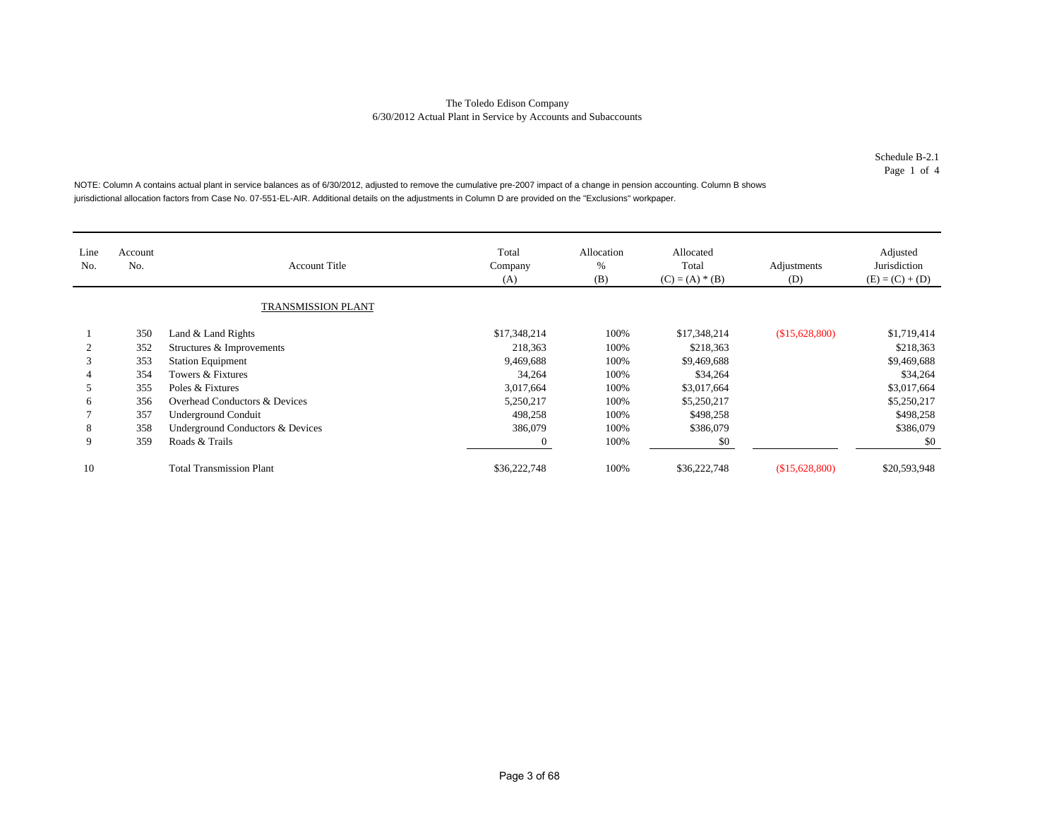The Toledo Edison Company
6/30/2012 Actual Plant in Service by Accounts and Subaccounts

Schedule B-2.1
Page 1 of 4

NOTE: Column A contains actual plant in service balances as of 6/30/2012, adjusted to remove the cumulative pre-2007 impact of a change in pension accounting. Column B shows jurisdictional allocation factors from Case No. 07-551-EL-AIR. Additional details on the adjustments in Column D are provided on the "Exclusions" workpaper.

| Line No. | Account No. | Account Title | Total Company (A) | Allocation % (B) | Allocated Total (C) = (A) * (B) | Adjustments (D) | Adjusted Jurisdiction (E) = (C) + (D) |
|---|---|---|---|---|---|---|---|
| | | TRANSMISSION PLANT | | | | | |
| 1 | 350 | Land & Land Rights | $17,348,214 | 100% | $17,348,214 | ($15,628,800) | $1,719,414 |
| 2 | 352 | Structures & Improvements | 218,363 | 100% | $218,363 | | $218,363 |
| 3 | 353 | Station Equipment | 9,469,688 | 100% | $9,469,688 | | $9,469,688 |
| 4 | 354 | Towers & Fixtures | 34,264 | 100% | $34,264 | | $34,264 |
| 5 | 355 | Poles & Fixtures | 3,017,664 | 100% | $3,017,664 | | $3,017,664 |
| 6 | 356 | Overhead Conductors & Devices | 5,250,217 | 100% | $5,250,217 | | $5,250,217 |
| 7 | 357 | Underground Conduit | 498,258 | 100% | $498,258 | | $498,258 |
| 8 | 358 | Underground Conductors & Devices | 386,079 | 100% | $386,079 | | $386,079 |
| 9 | 359 | Roads & Trails | 0 | 100% | $0 | | $0 |
| 10 | | Total Transmission Plant | $36,222,748 | 100% | $36,222,748 | ($15,628,800) | $20,593,948 |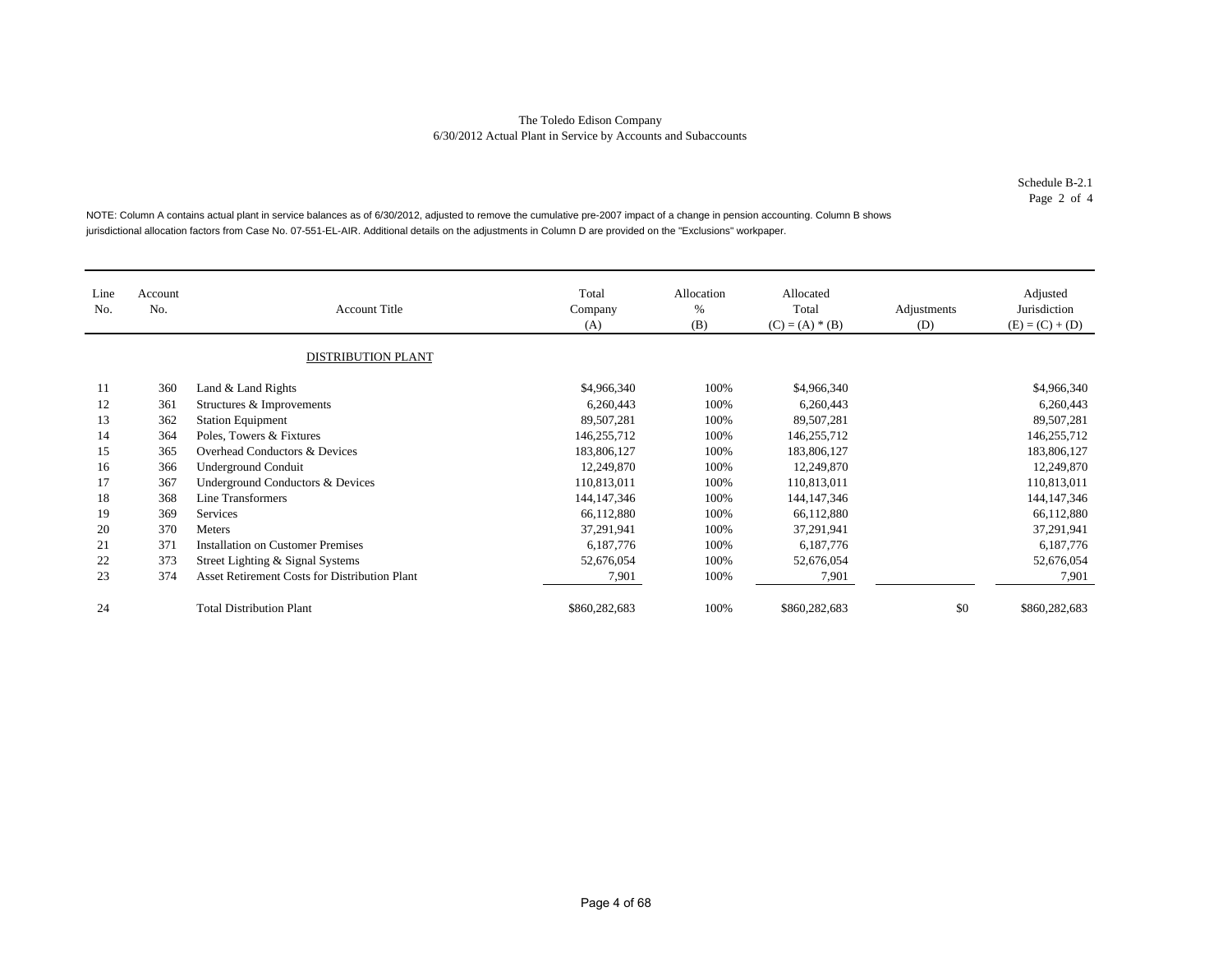The Toledo Edison Company
6/30/2012 Actual Plant in Service by Accounts and Subaccounts

Schedule B-2.1
Page 2 of 4

NOTE: Column A contains actual plant in service balances as of 6/30/2012, adjusted to remove the cumulative pre-2007 impact of a change in pension accounting. Column B shows jurisdictional allocation factors from Case No. 07-551-EL-AIR. Additional details on the adjustments in Column D are provided on the "Exclusions" workpaper.

| Line No. | Account No. | Account Title | Total Company (A) | Allocation % (B) | Allocated Total (C) = (A) * (B) | Adjustments (D) | Adjusted Jurisdiction (E) = (C) + (D) |
|---|---|---|---|---|---|---|---|
| | | DISTRIBUTION PLANT | | | | | |
| 11 | 360 | Land & Land Rights | $4,966,340 | 100% | $4,966,340 | | $4,966,340 |
| 12 | 361 | Structures & Improvements | 6,260,443 | 100% | 6,260,443 | | 6,260,443 |
| 13 | 362 | Station Equipment | 89,507,281 | 100% | 89,507,281 | | 89,507,281 |
| 14 | 364 | Poles, Towers & Fixtures | 146,255,712 | 100% | 146,255,712 | | 146,255,712 |
| 15 | 365 | Overhead Conductors & Devices | 183,806,127 | 100% | 183,806,127 | | 183,806,127 |
| 16 | 366 | Underground Conduit | 12,249,870 | 100% | 12,249,870 | | 12,249,870 |
| 17 | 367 | Underground Conductors & Devices | 110,813,011 | 100% | 110,813,011 | | 110,813,011 |
| 18 | 368 | Line Transformers | 144,147,346 | 100% | 144,147,346 | | 144,147,346 |
| 19 | 369 | Services | 66,112,880 | 100% | 66,112,880 | | 66,112,880 |
| 20 | 370 | Meters | 37,291,941 | 100% | 37,291,941 | | 37,291,941 |
| 21 | 371 | Installation on Customer Premises | 6,187,776 | 100% | 6,187,776 | | 6,187,776 |
| 22 | 373 | Street Lighting & Signal Systems | 52,676,054 | 100% | 52,676,054 | | 52,676,054 |
| 23 | 374 | Asset Retirement Costs for Distribution Plant | 7,901 | 100% | 7,901 | | 7,901 |
| 24 | | Total Distribution Plant | $860,282,683 | 100% | $860,282,683 | $0 | $860,282,683 |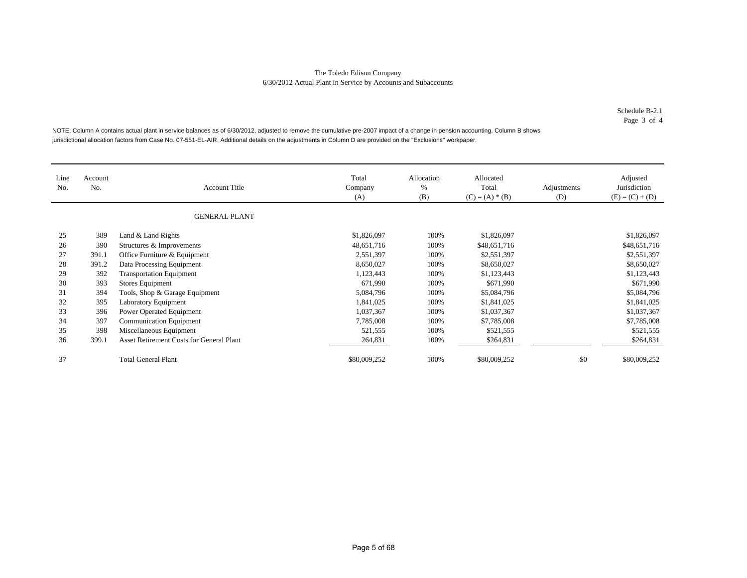The Toledo Edison Company
6/30/2012 Actual Plant in Service by Accounts and Subaccounts

Schedule B-2.1
Page 3 of 4

NOTE: Column A contains actual plant in service balances as of 6/30/2012, adjusted to remove the cumulative pre-2007 impact of a change in pension accounting. Column B shows jurisdictional allocation factors from Case No. 07-551-EL-AIR. Additional details on the adjustments in Column D are provided on the "Exclusions" workpaper.

| Line No. | Account No. | Account Title | Total Company (A) | Allocation % (B) | Allocated Total (C) = (A) * (B) | Adjustments (D) | Adjusted Jurisdiction (E) = (C) + (D) |
|---|---|---|---|---|---|---|---|
| | | GENERAL PLANT | | | | | |
| 25 | 389 | Land & Land Rights | $1,826,097 | 100% | $1,826,097 | | $1,826,097 |
| 26 | 390 | Structures & Improvements | 48,651,716 | 100% | $48,651,716 | | $48,651,716 |
| 27 | 391.1 | Office Furniture & Equipment | 2,551,397 | 100% | $2,551,397 | | $2,551,397 |
| 28 | 391.2 | Data Processing Equipment | 8,650,027 | 100% | $8,650,027 | | $8,650,027 |
| 29 | 392 | Transportation Equipment | 1,123,443 | 100% | $1,123,443 | | $1,123,443 |
| 30 | 393 | Stores Equipment | 671,990 | 100% | $671,990 | | $671,990 |
| 31 | 394 | Tools, Shop & Garage Equipment | 5,084,796 | 100% | $5,084,796 | | $5,084,796 |
| 32 | 395 | Laboratory Equipment | 1,841,025 | 100% | $1,841,025 | | $1,841,025 |
| 33 | 396 | Power Operated Equipment | 1,037,367 | 100% | $1,037,367 | | $1,037,367 |
| 34 | 397 | Communication Equipment | 7,785,008 | 100% | $7,785,008 | | $7,785,008 |
| 35 | 398 | Miscellaneous Equipment | 521,555 | 100% | $521,555 | | $521,555 |
| 36 | 399.1 | Asset Retirement Costs for General Plant | 264,831 | 100% | $264,831 | | $264,831 |
| 37 | | Total General Plant | $80,009,252 | 100% | $80,009,252 | $0 | $80,009,252 |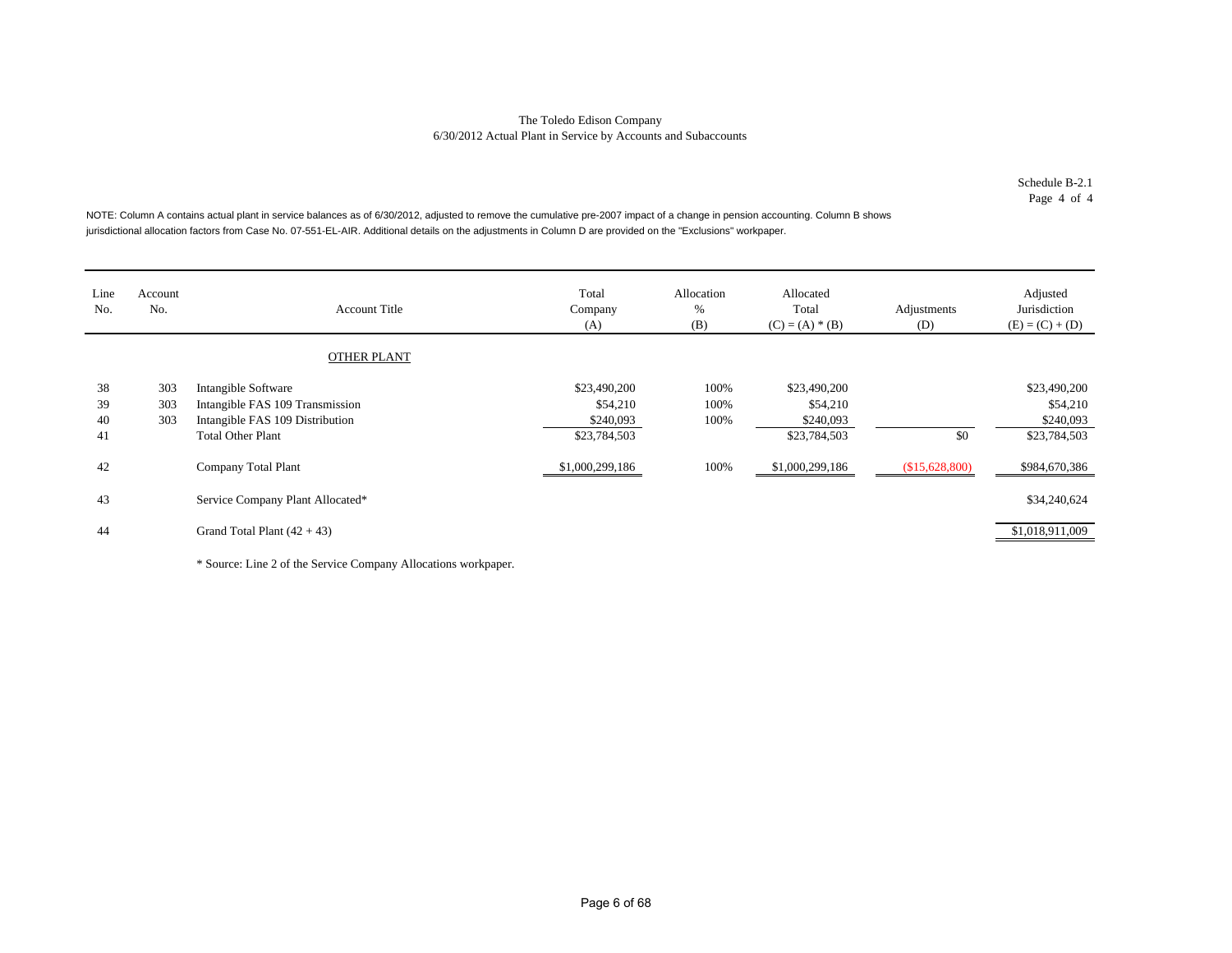The Toledo Edison Company
6/30/2012 Actual Plant in Service by Accounts and Subaccounts

Schedule B-2.1
Page 4 of 4

NOTE: Column A contains actual plant in service balances as of 6/30/2012, adjusted to remove the cumulative pre-2007 impact of a change in pension accounting. Column B shows jurisdictional allocation factors from Case No. 07-551-EL-AIR. Additional details on the adjustments in Column D are provided on the "Exclusions" workpaper.

| Line No. | Account No. | Account Title | Total Company (A) | Allocation % (B) | Allocated Total (C) = (A) * (B) | Adjustments (D) | Adjusted Jurisdiction (E) = (C) + (D) |
|---|---|---|---|---|---|---|---|
| | | OTHER PLANT | | | | | |
| 38 | 303 | Intangible Software | $23,490,200 | 100% | $23,490,200 | | $23,490,200 |
| 39 | 303 | Intangible FAS 109 Transmission | $54,210 | 100% | $54,210 | | $54,210 |
| 40 | 303 | Intangible FAS 109 Distribution | $240,093 | 100% | $240,093 | | $240,093 |
| 41 | | Total Other Plant | $23,784,503 | | $23,784,503 | $0 | $23,784,503 |
| 42 | | Company Total Plant | $1,000,299,186 | 100% | $1,000,299,186 | ($15,628,800) | $984,670,386 |
| 43 | | Service Company Plant Allocated* | | | | | $34,240,624 |
| 44 | | Grand Total Plant (42 + 43) | | | | | $1,018,911,009 |

* Source: Line 2 of the Service Company Allocations workpaper.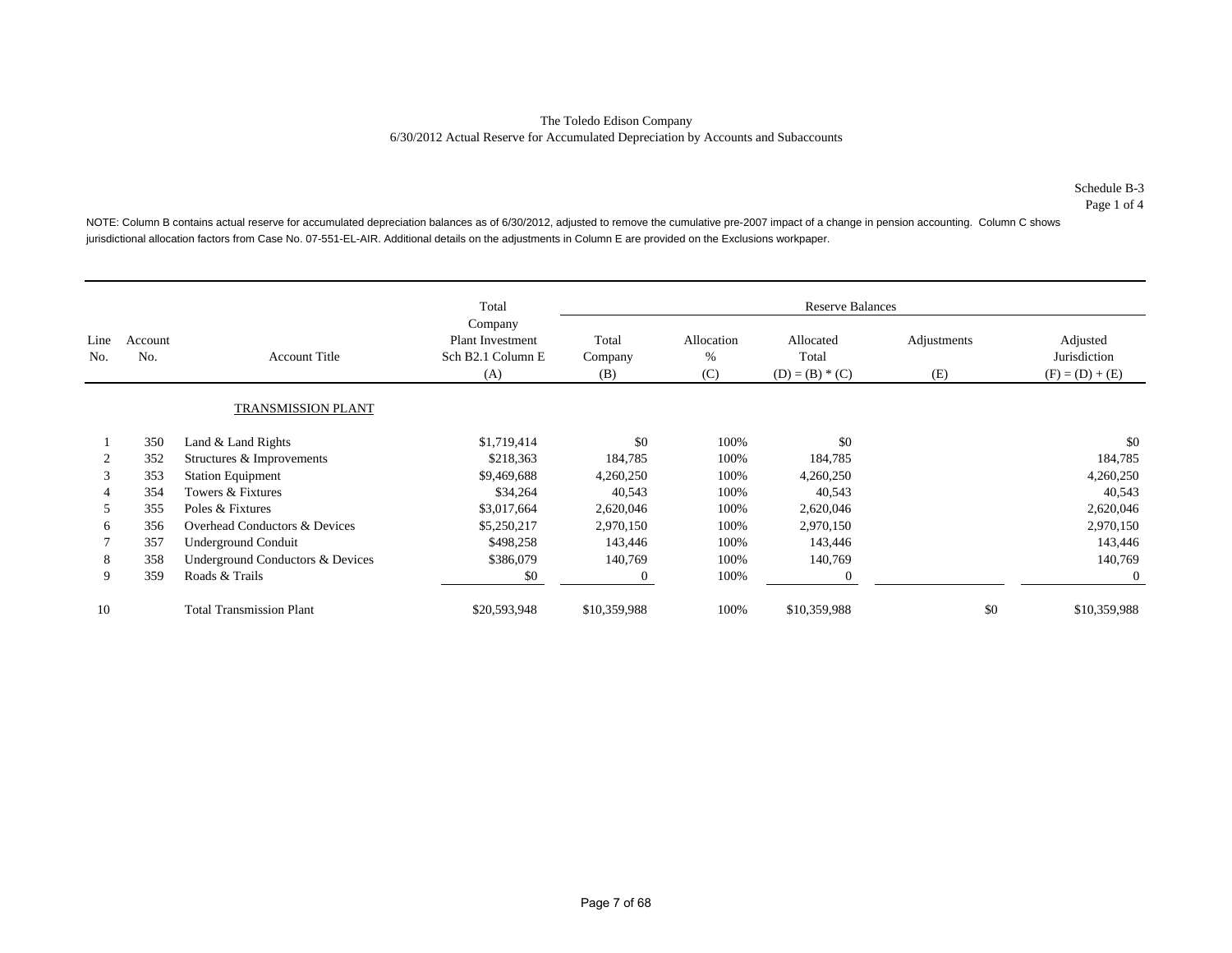The Toledo Edison Company
6/30/2012 Actual Reserve for Accumulated Depreciation by Accounts and Subaccounts

Schedule B-3
Page 1 of 4

NOTE: Column B contains actual reserve for accumulated depreciation balances as of 6/30/2012, adjusted to remove the cumulative pre-2007 impact of a change in pension accounting. Column C shows jurisdictional allocation factors from Case No. 07-551-EL-AIR. Additional details on the adjustments in Column E are provided on the Exclusions workpaper.

| Line No. | Account No. | Account Title | Total Company Plant Investment Sch B2.1 Column E (A) | Reserve Balances Total Company (B) | Allocation % (C) | Allocated Total (D) = (B) * (C) | Adjustments (E) | Adjusted Jurisdiction (F) = (D) + (E) |
|---|---|---|---|---|---|---|---|---|
| | | TRANSMISSION PLANT | | | | | | |
| 1 | 350 | Land & Land Rights | $1,719,414 | $0 | 100% | $0 | | $0 |
| 2 | 352 | Structures & Improvements | $218,363 | 184,785 | 100% | 184,785 | | 184,785 |
| 3 | 353 | Station Equipment | $9,469,688 | 4,260,250 | 100% | 4,260,250 | | 4,260,250 |
| 4 | 354 | Towers & Fixtures | $34,264 | 40,543 | 100% | 40,543 | | 40,543 |
| 5 | 355 | Poles & Fixtures | $3,017,664 | 2,620,046 | 100% | 2,620,046 | | 2,620,046 |
| 6 | 356 | Overhead Conductors & Devices | $5,250,217 | 2,970,150 | 100% | 2,970,150 | | 2,970,150 |
| 7 | 357 | Underground Conduit | $498,258 | 143,446 | 100% | 143,446 | | 143,446 |
| 8 | 358 | Underground Conductors & Devices | $386,079 | 140,769 | 100% | 140,769 | | 140,769 |
| 9 | 359 | Roads & Trails | $0 | 0 | 100% | 0 | | 0 |
| 10 | | Total Transmission Plant | $20,593,948 | $10,359,988 | 100% | $10,359,988 | $0 | $10,359,988 |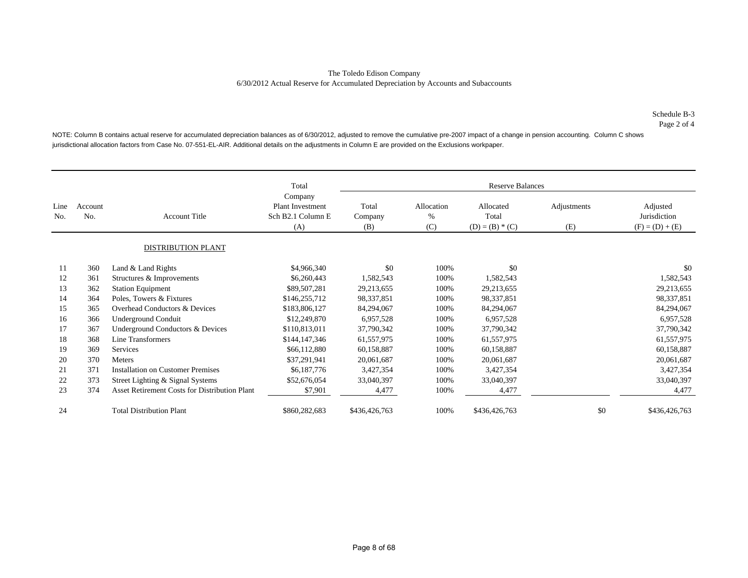The Toledo Edison Company
6/30/2012 Actual Reserve for Accumulated Depreciation by Accounts and Subaccounts

Schedule B-3
Page 2 of 4

NOTE: Column B contains actual reserve for accumulated depreciation balances as of 6/30/2012, adjusted to remove the cumulative pre-2007 impact of a change in pension accounting. Column C shows jurisdictional allocation factors from Case No. 07-551-EL-AIR. Additional details on the adjustments in Column E are provided on the Exclusions workpaper.

| | | | Total | Reserve Balances | | | | |
|---|---|---|---|---|---|---|---|---|
| Line No. | Account No. | Account Title | Company Plant Investment Sch B2.1 Column E (A) | Total Company (B) | Allocation % (C) | Allocated Total (D) = (B) * (C) | Adjustments (E) | Adjusted Jurisdiction (F) = (D) + (E) |
| | | DISTRIBUTION PLANT | | | | | | |
| 11 | 360 | Land & Land Rights | $4,966,340 | $0 | 100% | $0 | | $0 |
| 12 | 361 | Structures & Improvements | $6,260,443 | 1,582,543 | 100% | 1,582,543 | | 1,582,543 |
| 13 | 362 | Station Equipment | $89,507,281 | 29,213,655 | 100% | 29,213,655 | | 29,213,655 |
| 14 | 364 | Poles, Towers & Fixtures | $146,255,712 | 98,337,851 | 100% | 98,337,851 | | 98,337,851 |
| 15 | 365 | Overhead Conductors & Devices | $183,806,127 | 84,294,067 | 100% | 84,294,067 | | 84,294,067 |
| 16 | 366 | Underground Conduit | $12,249,870 | 6,957,528 | 100% | 6,957,528 | | 6,957,528 |
| 17 | 367 | Underground Conductors & Devices | $110,813,011 | 37,790,342 | 100% | 37,790,342 | | 37,790,342 |
| 18 | 368 | Line Transformers | $144,147,346 | 61,557,975 | 100% | 61,557,975 | | 61,557,975 |
| 19 | 369 | Services | $66,112,880 | 60,158,887 | 100% | 60,158,887 | | 60,158,887 |
| 20 | 370 | Meters | $37,291,941 | 20,061,687 | 100% | 20,061,687 | | 20,061,687 |
| 21 | 371 | Installation on Customer Premises | $6,187,776 | 3,427,354 | 100% | 3,427,354 | | 3,427,354 |
| 22 | 373 | Street Lighting & Signal Systems | $52,676,054 | 33,040,397 | 100% | 33,040,397 | | 33,040,397 |
| 23 | 374 | Asset Retirement Costs for Distribution Plant | $7,901 | 4,477 | 100% | 4,477 | | 4,477 |
| 24 | | Total Distribution Plant | $860,282,683 | $436,426,763 | 100% | $436,426,763 | $0 | $436,426,763 |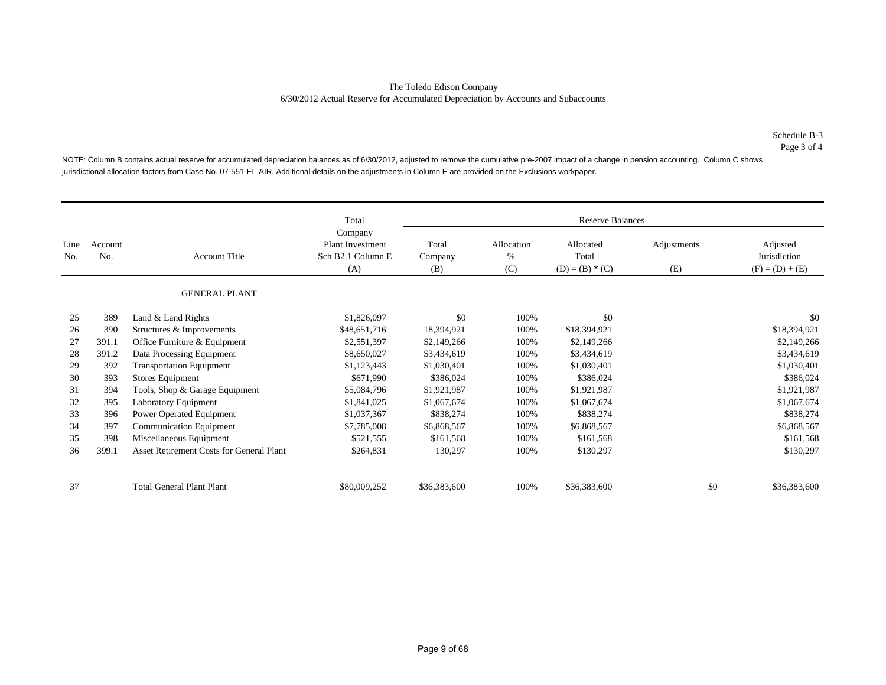The Toledo Edison Company
6/30/2012 Actual Reserve for Accumulated Depreciation by Accounts and Subaccounts

Schedule B-3
Page 3 of 4

NOTE: Column B contains actual reserve for accumulated depreciation balances as of 6/30/2012, adjusted to remove the cumulative pre-2007 impact of a change in pension accounting. Column C shows jurisdictional allocation factors from Case No. 07-551-EL-AIR. Additional details on the adjustments in Column E are provided on the Exclusions workpaper.

| | | | Total | Reserve Balances | | | | |
|---|---|---|---|---|---|---|---|---|
| Line No. | Account No. | Account Title | Total Company Plant Investment Sch B2.1 Column E (A) | Total Company (B) | Allocation % (C) | Allocated Total (D) = (B) * (C) | Adjustments (E) | Adjusted Jurisdiction (F) = (D) + (E) |
| | | GENERAL PLANT | | | | | | |
| 25 | 389 | Land & Land Rights | $1,826,097 | $0 | 100% | $0 | | $0 |
| 26 | 390 | Structures & Improvements | $48,651,716 | 18,394,921 | 100% | $18,394,921 | | $18,394,921 |
| 27 | 391.1 | Office Furniture & Equipment | $2,551,397 | $2,149,266 | 100% | $2,149,266 | | $2,149,266 |
| 28 | 391.2 | Data Processing Equipment | $8,650,027 | $3,434,619 | 100% | $3,434,619 | | $3,434,619 |
| 29 | 392 | Transportation Equipment | $1,123,443 | $1,030,401 | 100% | $1,030,401 | | $1,030,401 |
| 30 | 393 | Stores Equipment | $671,990 | $386,024 | 100% | $386,024 | | $386,024 |
| 31 | 394 | Tools, Shop & Garage Equipment | $5,084,796 | $1,921,987 | 100% | $1,921,987 | | $1,921,987 |
| 32 | 395 | Laboratory Equipment | $1,841,025 | $1,067,674 | 100% | $1,067,674 | | $1,067,674 |
| 33 | 396 | Power Operated Equipment | $1,037,367 | $838,274 | 100% | $838,274 | | $838,274 |
| 34 | 397 | Communication Equipment | $7,785,008 | $6,868,567 | 100% | $6,868,567 | | $6,868,567 |
| 35 | 398 | Miscellaneous Equipment | $521,555 | $161,568 | 100% | $161,568 | | $161,568 |
| 36 | 399.1 | Asset Retirement Costs for General Plant | $264,831 | 130,297 | 100% | $130,297 | | $130,297 |
| 37 | | Total General Plant Plant | $80,009,252 | $36,383,600 | 100% | $36,383,600 | $0 | $36,383,600 |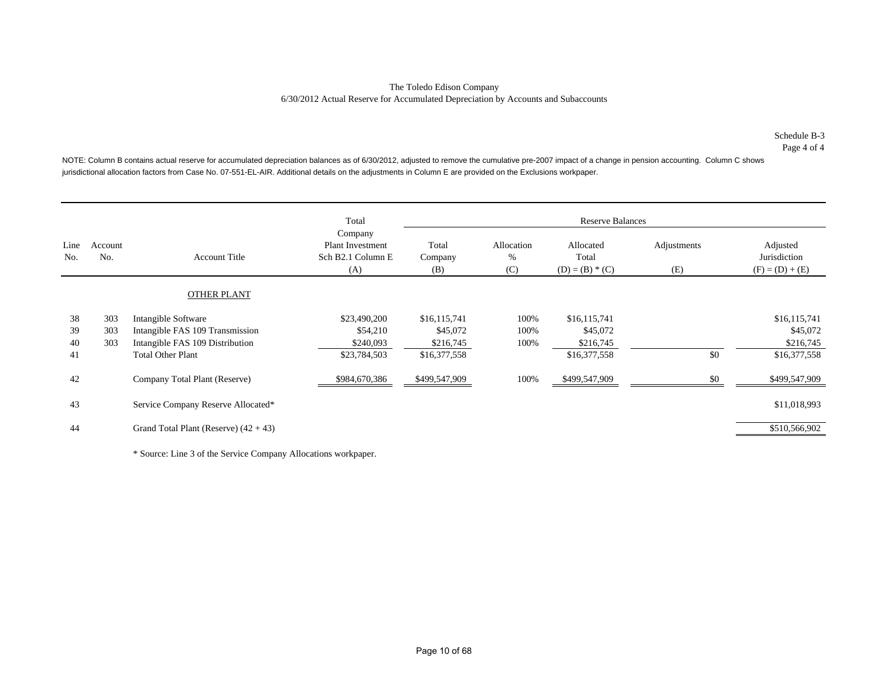The Toledo Edison Company
6/30/2012 Actual Reserve for Accumulated Depreciation by Accounts and Subaccounts

Schedule B-3
Page 4 of 4

NOTE: Column B contains actual reserve for accumulated depreciation balances as of 6/30/2012, adjusted to remove the cumulative pre-2007 impact of a change in pension accounting. Column C shows jurisdictional allocation factors from Case No. 07-551-EL-AIR. Additional details on the adjustments in Column E are provided on the Exclusions workpaper.

| | | | Total | Reserve Balances | | | | |
|---|---|---|---|---|---|---|---|---|
| Line No. | Account No. | Account Title | Company Plant Investment Sch B2.1 Column E (A) | Total Company (B) | Allocation % (C) | Allocated Total (D) = (B) * (C) | Adjustments (E) | Adjusted Jurisdiction (F) = (D) + (E) |
| | | OTHER PLANT | | | | | | |
| 38 | 303 | Intangible Software | $23,490,200 | $16,115,741 | 100% | $16,115,741 | | $16,115,741 |
| 39 | 303 | Intangible FAS 109 Transmission | $54,210 | $45,072 | 100% | $45,072 | | $45,072 |
| 40 | 303 | Intangible FAS 109 Distribution | $240,093 | $216,745 | 100% | $216,745 | | $216,745 |
| 41 | | Total Other Plant | $23,784,503 | $16,377,558 | | $16,377,558 | $0 | $16,377,558 |
| 42 | | Company Total Plant (Reserve) | $984,670,386 | $499,547,909 | 100% | $499,547,909 | $0 | $499,547,909 |
| 43 | | Service Company Reserve Allocated* | | | | | | $11,018,993 |
| 44 | | Grand Total Plant (Reserve) (42 + 43) | | | | | | $510,566,902 |

* Source: Line 3 of the Service Company Allocations workpaper.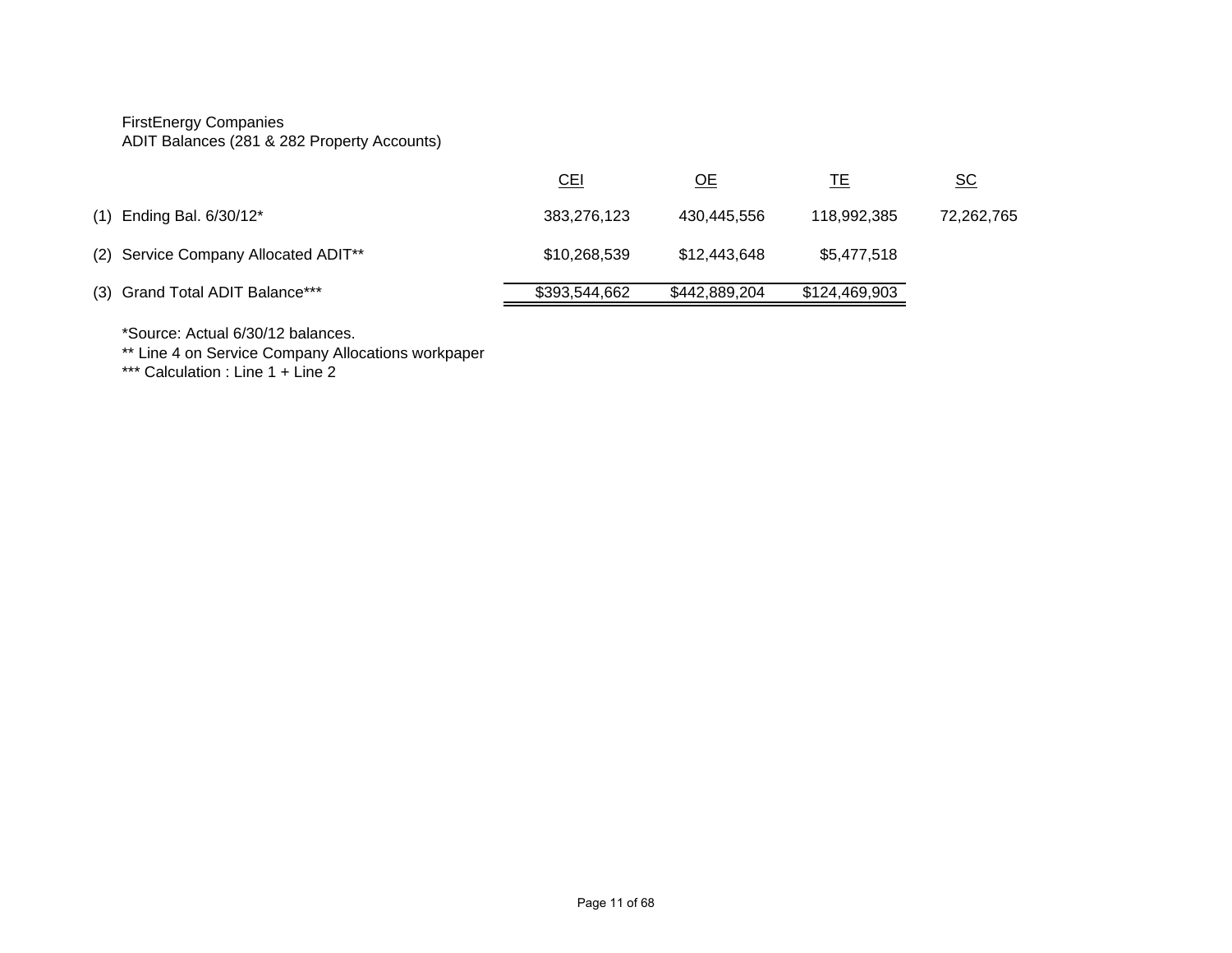FirstEnergy Companies
ADIT Balances (281 & 282 Property Accounts)

| | | CEI | OE | TE | SC |
|---|---|---|---|---|---|
| (1) | Ending Bal. 6/30/12* | 383,276,123 | 430,445,556 | 118,992,385 | 72,262,765 |
| (2) | Service Company Allocated ADIT** | $10,268,539 | $12,443,648 | $5,477,518 | |
| (3) | Grand Total ADIT Balance*** | $393,544,662 | $442,889,204 | $124,469,903 | |

*Source: Actual 6/30/12 balances.
** Line 4 on Service Company Allocations workpaper
*** Calculation : Line 1 + Line 2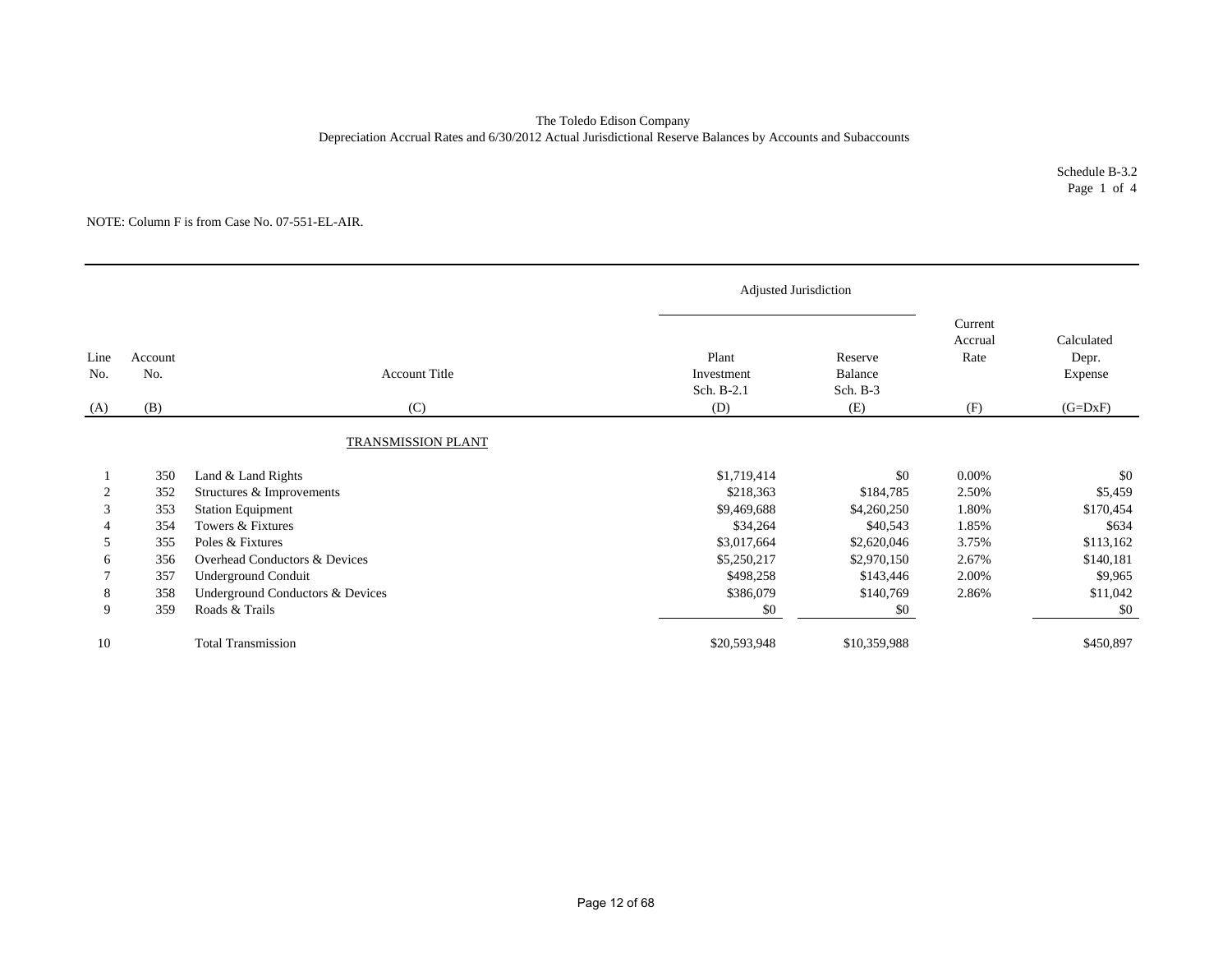The Toledo Edison Company
Depreciation Accrual Rates and 6/30/2012 Actual Jurisdictional Reserve Balances by Accounts and Subaccounts

Schedule B-3.2
Page 1 of 4

NOTE: Column F is from Case No. 07-551-EL-AIR.

| | | | Adjusted Jurisdiction | | | |
|---|---|---|---|---|---|---|
| Line No. | Account No. | Account Title | Plant Investment Sch. B-2.1 | Reserve Balance Sch. B-3 | Current Accrual Rate | Calculated Depr. Expense |
| (A) | (B) | (C) | (D) | (E) | (F) | (G=DxF) |
| | | TRANSMISSION PLANT | | | | |
| 1 | 350 | Land & Land Rights | $1,719,414 | $0 | 0.00% | $0 |
| 2 | 352 | Structures & Improvements | $218,363 | $184,785 | 2.50% | $5,459 |
| 3 | 353 | Station Equipment | $9,469,688 | $4,260,250 | 1.80% | $170,454 |
| 4 | 354 | Towers & Fixtures | $34,264 | $40,543 | 1.85% | $634 |
| 5 | 355 | Poles & Fixtures | $3,017,664 | $2,620,046 | 3.75% | $113,162 |
| 6 | 356 | Overhead Conductors & Devices | $5,250,217 | $2,970,150 | 2.67% | $140,181 |
| 7 | 357 | Underground Conduit | $498,258 | $143,446 | 2.00% | $9,965 |
| 8 | 358 | Underground Conductors & Devices | $386,079 | $140,769 | 2.86% | $11,042 |
| 9 | 359 | Roads & Trails | $0 | $0 | | $0 |
| 10 | | Total Transmission | $20,593,948 | $10,359,988 | | $450,897 |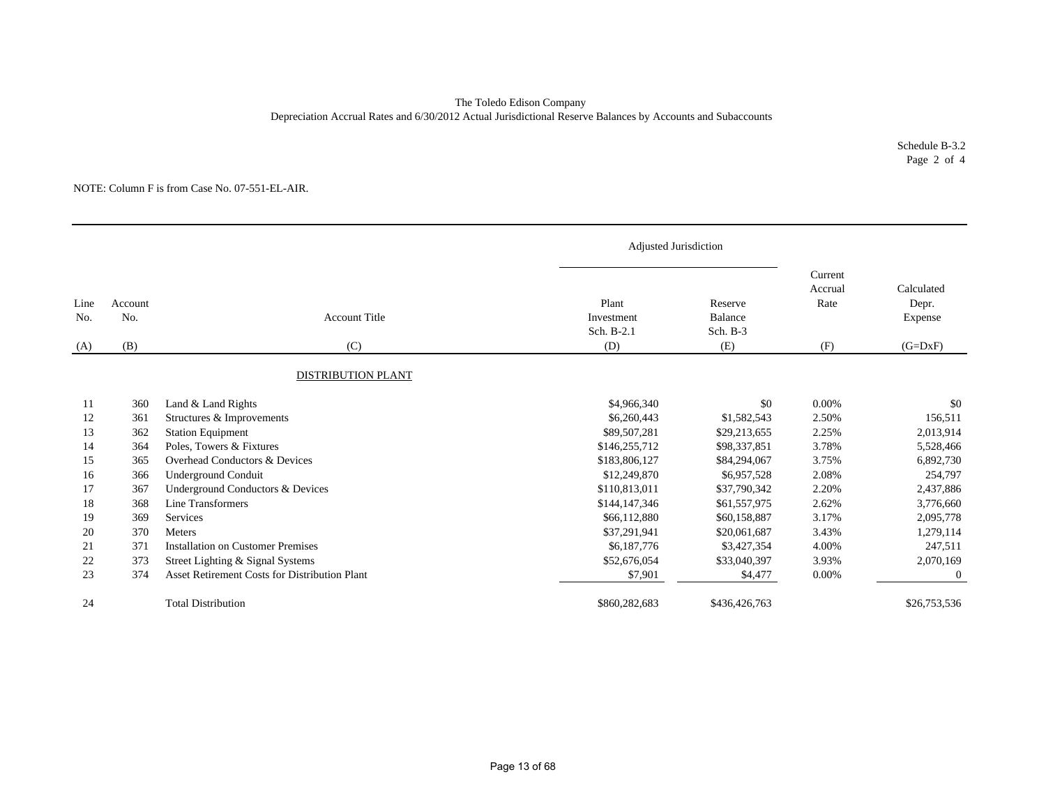The Toledo Edison Company
Depreciation Accrual Rates and 6/30/2012 Actual Jurisdictional Reserve Balances by Accounts and Subaccounts

Schedule B-3.2
Page 2 of 4

NOTE: Column F is from Case No. 07-551-EL-AIR.

| | | | Adjusted Jurisdiction | | | |
|---|---|---|---|---|---|---|
| Line No. | Account No. | Account Title | Plant Investment Sch. B-2.1 | Reserve Balance Sch. B-3 | Current Accrual Rate | Calculated Depr. Expense |
| (A) | (B) | (C) | (D) | (E) | (F) | (G=DxF) |
| | | DISTRIBUTION PLANT | | | | |
| 11 | 360 | Land & Land Rights | $4,966,340 | $0 | 0.00% | $0 |
| 12 | 361 | Structures & Improvements | $6,260,443 | $1,582,543 | 2.50% | 156,511 |
| 13 | 362 | Station Equipment | $89,507,281 | $29,213,655 | 2.25% | 2,013,914 |
| 14 | 364 | Poles, Towers & Fixtures | $146,255,712 | $98,337,851 | 3.78% | 5,528,466 |
| 15 | 365 | Overhead Conductors & Devices | $183,806,127 | $84,294,067 | 3.75% | 6,892,730 |
| 16 | 366 | Underground Conduit | $12,249,870 | $6,957,528 | 2.08% | 254,797 |
| 17 | 367 | Underground Conductors & Devices | $110,813,011 | $37,790,342 | 2.20% | 2,437,886 |
| 18 | 368 | Line Transformers | $144,147,346 | $61,557,975 | 2.62% | 3,776,660 |
| 19 | 369 | Services | $66,112,880 | $60,158,887 | 3.17% | 2,095,778 |
| 20 | 370 | Meters | $37,291,941 | $20,061,687 | 3.43% | 1,279,114 |
| 21 | 371 | Installation on Customer Premises | $6,187,776 | $3,427,354 | 4.00% | 247,511 |
| 22 | 373 | Street Lighting & Signal Systems | $52,676,054 | $33,040,397 | 3.93% | 2,070,169 |
| 23 | 374 | Asset Retirement Costs for Distribution Plant | $7,901 | $4,477 | 0.00% | 0 |
| 24 | | Total Distribution | $860,282,683 | $436,426,763 | | $26,753,536 |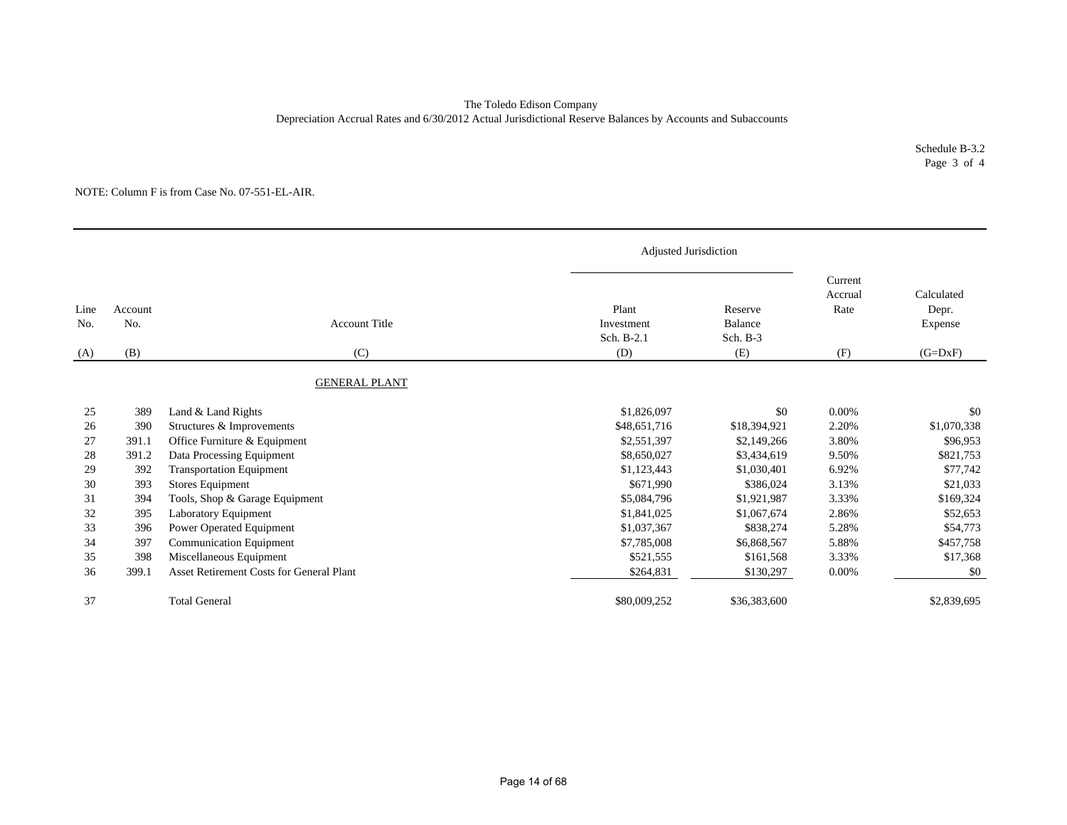The Toledo Edison Company
Depreciation Accrual Rates and 6/30/2012 Actual Jurisdictional Reserve Balances by Accounts and Subaccounts

Schedule B-3.2
Page 3 of 4

NOTE: Column F is from Case No. 07-551-EL-AIR.

| | | | Adjusted Jurisdiction | | | |
|---|---|---|---|---|---|---|
| Line No. | Account No. | Account Title | Plant Investment Sch. B-2.1 | Reserve Balance Sch. B-3 | Current Accrual Rate | Calculated Depr. Expense |
| (A) | (B) | (C) | (D) | (E) | (F) | (G=DxF) |
| | | GENERAL PLANT | | | | |
| 25 | 389 | Land & Land Rights | $1,826,097 | $0 | 0.00% | $0 |
| 26 | 390 | Structures & Improvements | $48,651,716 | $18,394,921 | 2.20% | $1,070,338 |
| 27 | 391.1 | Office Furniture & Equipment | $2,551,397 | $2,149,266 | 3.80% | $96,953 |
| 28 | 391.2 | Data Processing Equipment | $8,650,027 | $3,434,619 | 9.50% | $821,753 |
| 29 | 392 | Transportation Equipment | $1,123,443 | $1,030,401 | 6.92% | $77,742 |
| 30 | 393 | Stores Equipment | $671,990 | $386,024 | 3.13% | $21,033 |
| 31 | 394 | Tools, Shop & Garage Equipment | $5,084,796 | $1,921,987 | 3.33% | $169,324 |
| 32 | 395 | Laboratory Equipment | $1,841,025 | $1,067,674 | 2.86% | $52,653 |
| 33 | 396 | Power Operated Equipment | $1,037,367 | $838,274 | 5.28% | $54,773 |
| 34 | 397 | Communication Equipment | $7,785,008 | $6,868,567 | 5.88% | $457,758 |
| 35 | 398 | Miscellaneous Equipment | $521,555 | $161,568 | 3.33% | $17,368 |
| 36 | 399.1 | Asset Retirement Costs for General Plant | $264,831 | $130,297 | 0.00% | $0 |
| 37 | | Total General | $80,009,252 | $36,383,600 | | $2,839,695 |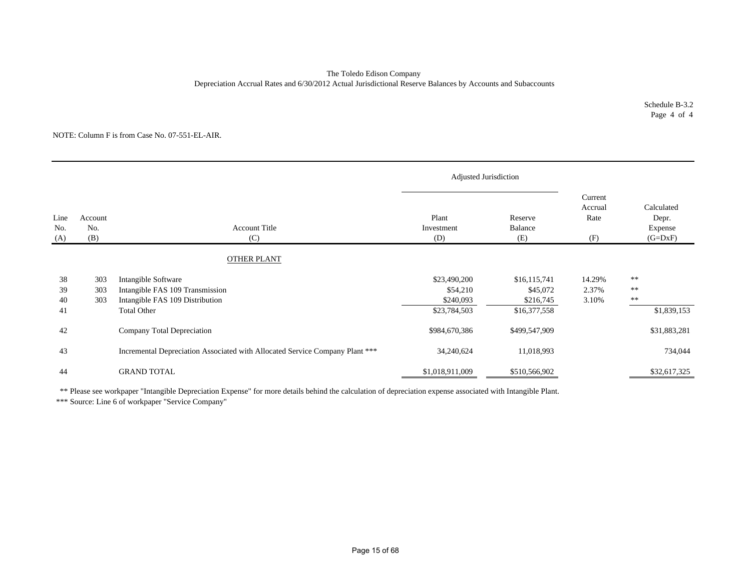The Toledo Edison Company

Depreciation Accrual Rates and 6/30/2012 Actual Jurisdictional Reserve Balances by Accounts and Subaccounts

Schedule B-3.2
Page 4 of 4

NOTE: Column F is from Case No. 07-551-EL-AIR.

| | | | Adjusted Jurisdiction | | | |
|---|---|---|---|---|---|---|
| Line No. (A) | Account No. (B) | Account Title (C) | Plant Investment (D) | Reserve Balance (E) | Current Accrual Rate (F) | Calculated Depr. Expense (G=DxF) |
| | | OTHER PLANT | | | | |
| 38 | 303 | Intangible Software | $23,490,200 | $16,115,741 | 14.29% | ** |
| 39 | 303 | Intangible FAS 109 Transmission | $54,210 | $45,072 | 2.37% | ** |
| 40 | 303 | Intangible FAS 109 Distribution | $240,093 | $216,745 | 3.10% | ** |
| 41 | | Total Other | $23,784,503 | $16,377,558 | | $1,839,153 |
| 42 | | Company Total Depreciation | $984,670,386 | $499,547,909 | | $31,883,281 |
| 43 | | Incremental Depreciation Associated with Allocated Service Company Plant *** | 34,240,624 | 11,018,993 | | 734,044 |
| 44 | | GRAND TOTAL | $1,018,911,009 | $510,566,902 | | $32,617,325 |

** Please see workpaper "Intangible Depreciation Expense" for more details behind the calculation of depreciation expense associated with Intangible Plant.

*** Source: Line 6 of workpaper "Service Company"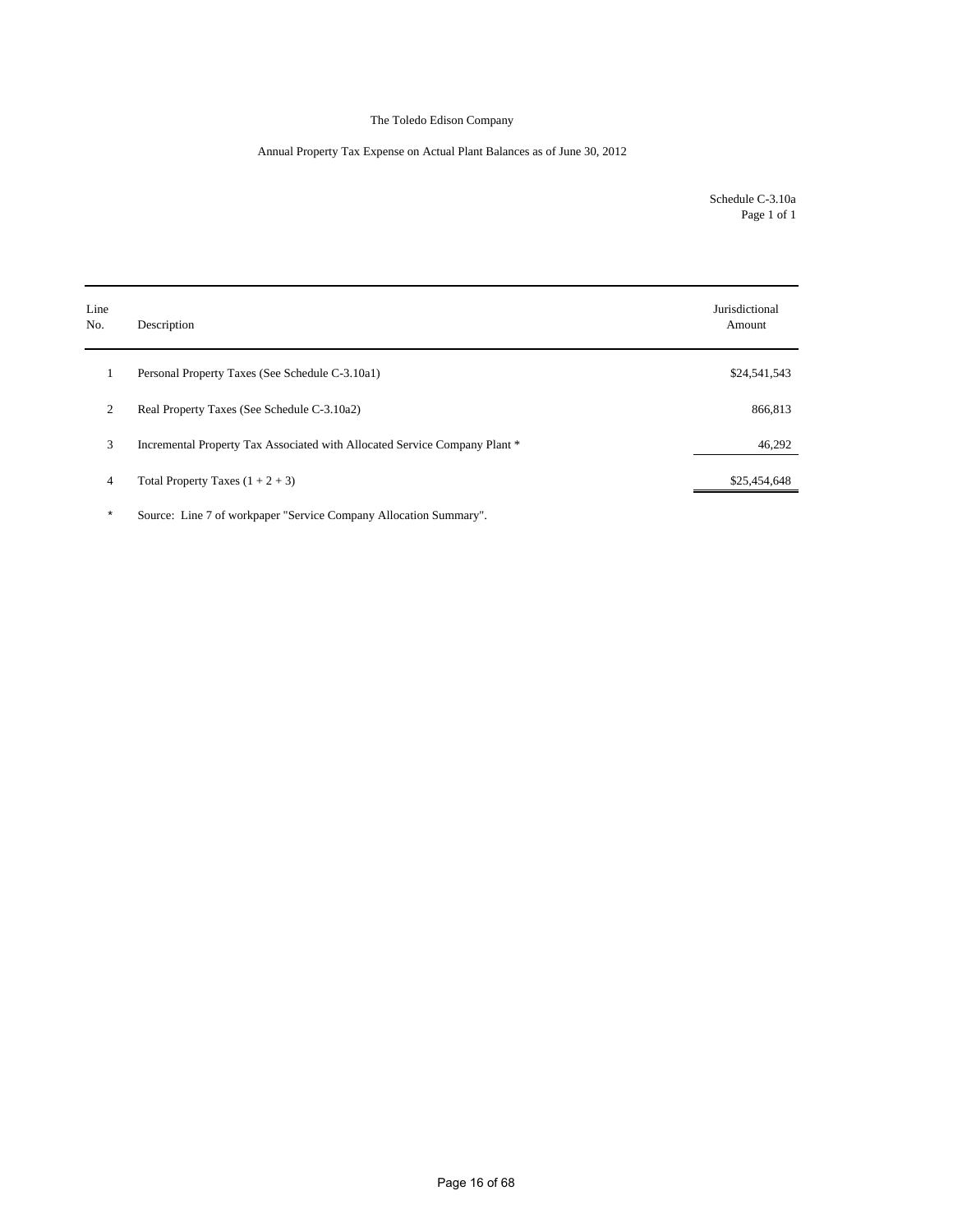The Toledo Edison Company

Annual Property Tax Expense on Actual Plant Balances as of June 30, 2012

Schedule C-3.10a
Page 1 of 1

| Line No. | Description | Jurisdictional Amount |
|---|---|---|
| 1 | Personal Property Taxes (See Schedule C-3.10a1) | $24,541,543 |
| 2 | Real Property Taxes (See Schedule C-3.10a2) | 866,813 |
| 3 | Incremental Property Tax Associated with Allocated Service Company Plant * | 46,292 |
| 4 | Total Property Taxes (1 + 2 + 3) | $25,454,648 |

\* Source: Line 7 of workpaper "Service Company Allocation Summary".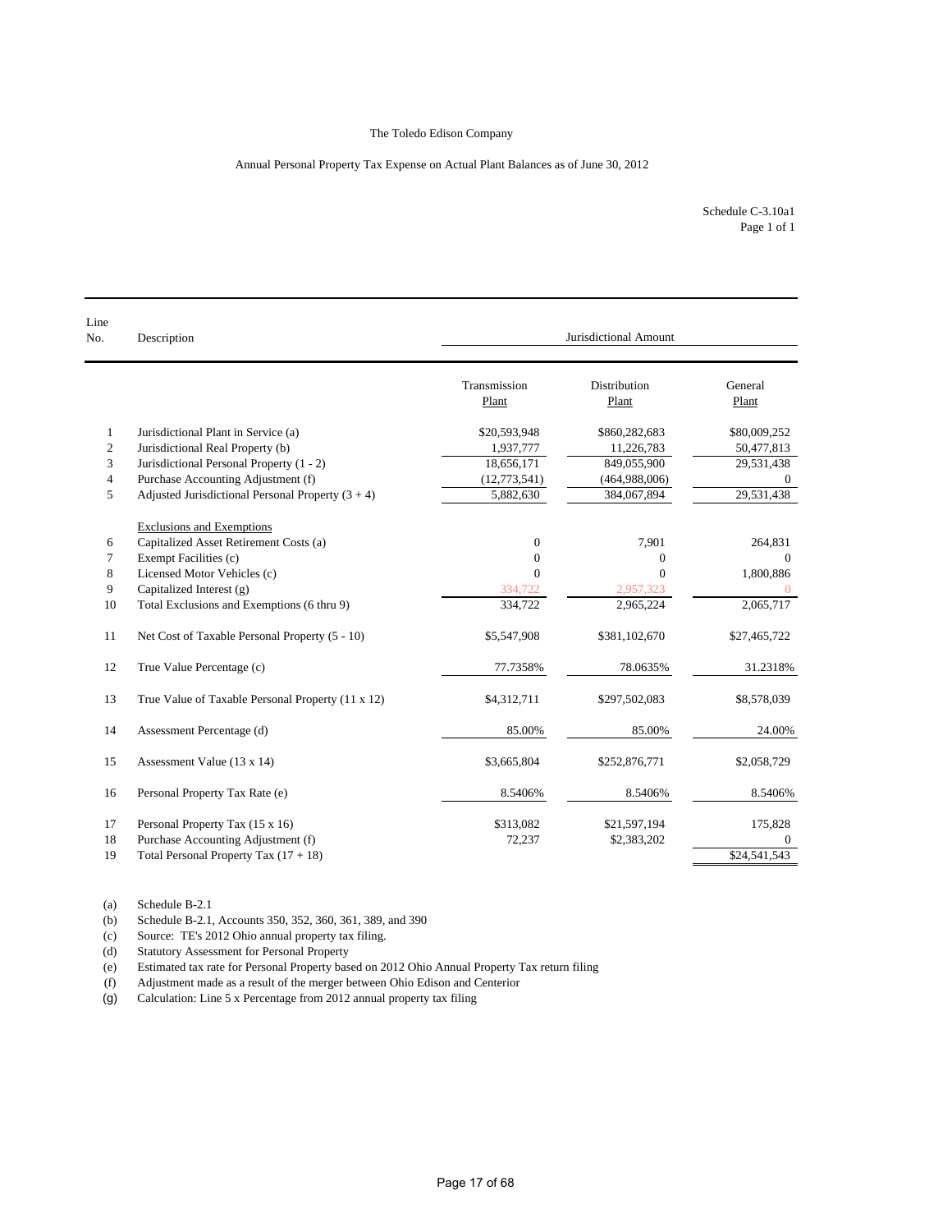The Toledo Edison Company

Annual Personal Property Tax Expense on Actual Plant Balances as of June 30, 2012

Schedule C-3.10a1
Page 1 of 1

| Line No. | Description | Jurisdictional Amount | | |
|---|---|---|---|---|
| | | Transmission Plant | Distribution Plant | General Plant |
| 1 | Jurisdictional Plant in Service (a) | $20,593,948 | $860,282,683 | $80,009,252 |
| 2 | Jurisdictional Real Property (b) | 1,937,777 | 11,226,783 | 50,477,813 |
| 3 | Jurisdictional Personal Property (1 - 2) | 18,656,171 | 849,055,900 | 29,531,438 |
| 4 | Purchase Accounting Adjustment (f) | (12,773,541) | (464,988,006) | 0 |
| 5 | Adjusted Jurisdictional Personal Property (3 + 4) | 5,882,630 | 384,067,894 | 29,531,438 |
| | Exclusions and Exemptions | | | |
| 6 | Capitalized Asset Retirement Costs (a) | 0 | 7,901 | 264,831 |
| 7 | Exempt Facilities (c) | 0 | 0 | 0 |
| 8 | Licensed Motor Vehicles (c) | 0 | 0 | 1,800,886 |
| 9 | Capitalized Interest (g) | 334,722 | 2,957,323 | 0 |
| 10 | Total Exclusions and Exemptions (6 thru 9) | 334,722 | 2,965,224 | 2,065,717 |
| 11 | Net Cost of Taxable Personal Property (5 - 10) | $5,547,908 | $381,102,670 | $27,465,722 |
| 12 | True Value Percentage (c) | 77.7358% | 78.0635% | 31.2318% |
| 13 | True Value of Taxable Personal Property (11 x 12) | $4,312,711 | $297,502,083 | $8,578,039 |
| 14 | Assessment Percentage (d) | 85.00% | 85.00% | 24.00% |
| 15 | Assessment Value (13 x 14) | $3,665,804 | $252,876,771 | $2,058,729 |
| 16 | Personal Property Tax Rate (e) | 8.5406% | 8.5406% | 8.5406% |
| 17 | Personal Property Tax (15 x 16) | $313,082 | $21,597,194 | 175,828 |
| 18 | Purchase Accounting Adjustment (f) | 72,237 | $2,383,202 | 0 |
| 19 | Total Personal Property Tax (17 + 18) | | | $24,541,543 |

(a) Schedule B-2.1
(b) Schedule B-2.1, Accounts 350, 352, 360, 361, 389, and 390
(c) Source: TE's 2012 Ohio annual property tax filing.
(d) Statutory Assessment for Personal Property
(e) Estimated tax rate for Personal Property based on 2012 Ohio Annual Property Tax return filing
(f) Adjustment made as a result of the merger between Ohio Edison and Centerior
(g) Calculation: Line 5 x Percentage from 2012 annual property tax filing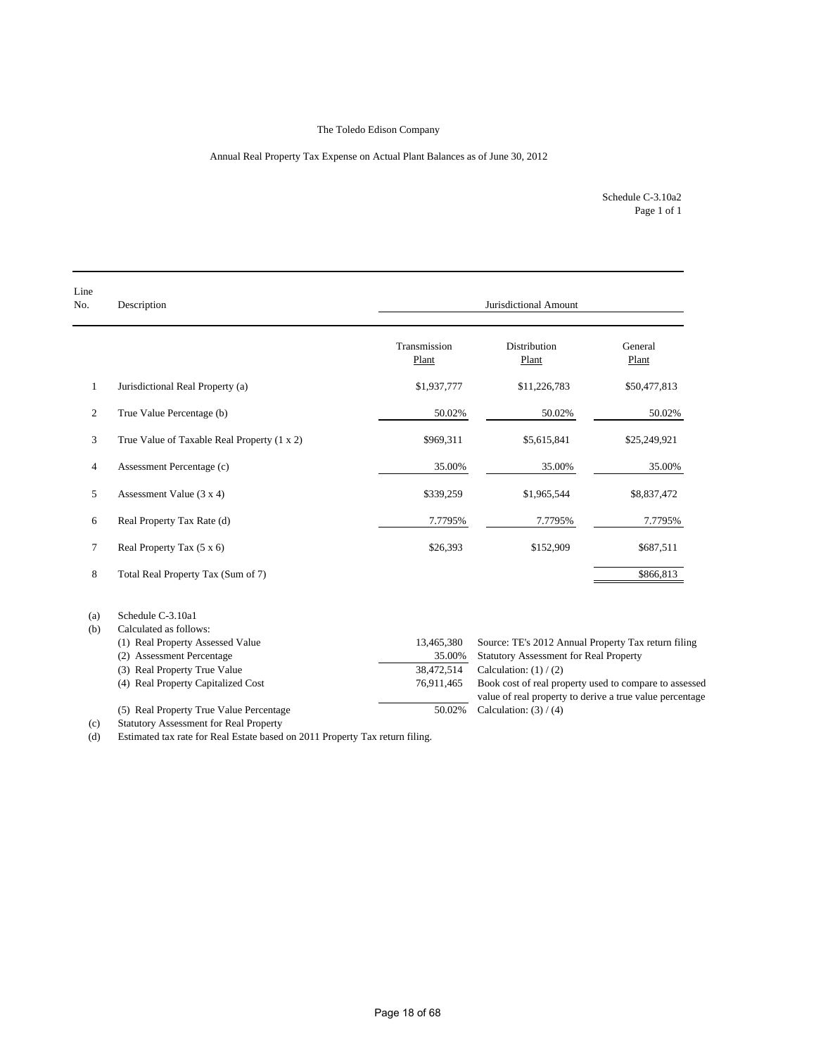The Toledo Edison Company

Annual Real Property Tax Expense on Actual Plant Balances as of June 30, 2012

Schedule C-3.10a2
Page 1 of 1

| Line No. | Description | Jurisdictional Amount | | |
|---|---|---|---|---|
| | | Transmission Plant | Distribution Plant | General Plant |
| 1 | Jurisdictional Real Property (a) | $1,937,777 | $11,226,783 | $50,477,813 |
| 2 | True Value Percentage (b) | 50.02% | 50.02% | 50.02% |
| 3 | True Value of Taxable Real Property (1 x 2) | $969,311 | $5,615,841 | $25,249,921 |
| 4 | Assessment Percentage (c) | 35.00% | 35.00% | 35.00% |
| 5 | Assessment Value (3 x 4) | $339,259 | $1,965,544 | $8,837,472 |
| 6 | Real Property Tax Rate (d) | 7.7795% | 7.7795% | 7.7795% |
| 7 | Real Property Tax (5 x 6) | $26,393 | $152,909 | $687,511 |
| 8 | Total Real Property Tax (Sum of 7) | | | $866,813 |

(a) Schedule C-3.10a1

(b) Calculated as follows:

| | | |
|---|---|---|
| (1) Real Property Assessed Value | 13,465,380 | Source: TE's 2012 Annual Property Tax return filing |
| (2) Assessment Percentage | 35.00% | Statutory Assessment for Real Property |
| (3) Real Property True Value | 38,472,514 | Calculation: (1) / (2) |
| (4) Real Property Capitalized Cost | 76,911,465 | Book cost of real property used to compare to assessed value of real property to derive a true value percentage |
| (5) Real Property True Value Percentage | 50.02% | Calculation: (3) / (4) |

(c) Statutory Assessment for Real Property

(d) Estimated tax rate for Real Estate based on 2011 Property Tax return filing.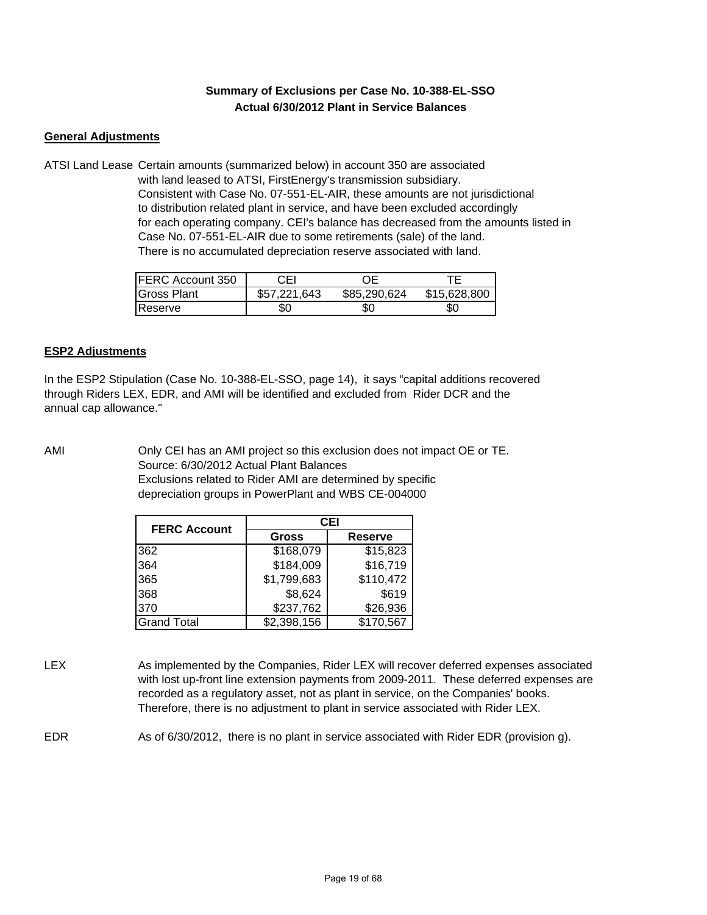**Summary of Exclusions per Case No. 10-388-EL-SSO**
**Actual 6/30/2012 Plant in Service Balances**

**General Adjustments**

ATSI Land Lease Certain amounts (summarized below) in account 350 are associated with land leased to ATSI, FirstEnergy's transmission subsidiary. Consistent with Case No. 07-551-EL-AIR, these amounts are not jurisdictional to distribution related plant in service, and have been excluded accordingly for each operating company. CEI's balance has decreased from the amounts listed in Case No. 07-551-EL-AIR due to some retirements (sale) of the land. There is no accumulated depreciation reserve associated with land.

| FERC Account 350 | CEI | OE | TE |
|---|---|---|---|
| Gross Plant | $57,221,643 | $85,290,624 | $15,628,800 |
| Reserve | $0 | $0 | $0 |

**ESP2 Adjustments**

In the ESP2 Stipulation (Case No. 10-388-EL-SSO, page 14), it says "capital additions recovered through Riders LEX, EDR, and AMI will be identified and excluded from Rider DCR and the annual cap allowance."

AMI Only CEI has an AMI project so this exclusion does not impact OE or TE.
Source: 6/30/2012 Actual Plant Balances
Exclusions related to Rider AMI are determined by specific depreciation groups in PowerPlant and WBS CE-004000

| FERC Account | CEI | |
|---|---|---|
| | Gross | Reserve |
| 362 | $168,079 | $15,823 |
| 364 | $184,009 | $16,719 |
| 365 | $1,799,683 | $110,472 |
| 368 | $8,624 | $619 |
| 370 | $237,762 | $26,936 |
| Grand Total | $2,398,156 | $170,567 |

LEX As implemented by the Companies, Rider LEX will recover deferred expenses associated with lost up-front line extension payments from 2009-2011. These deferred expenses are recorded as a regulatory asset, not as plant in service, on the Companies' books. Therefore, there is no adjustment to plant in service associated with Rider LEX.

EDR As of 6/30/2012, there is no plant in service associated with Rider EDR (provision g).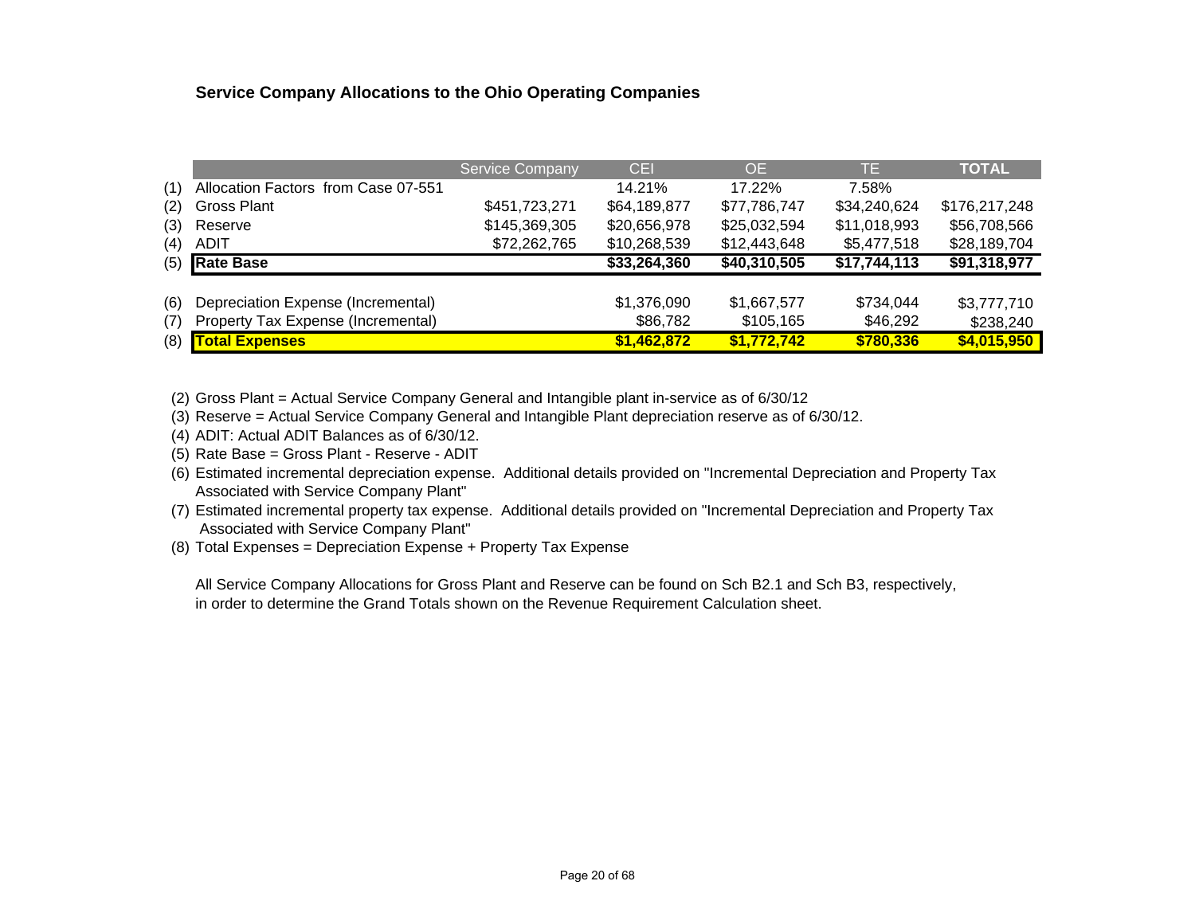## Service Company Allocations to the Ohio Operating Companies

| | | Service Company | CEI | OE | TE | TOTAL |
|---|---|---|---|---|---|---|
| (1) | Allocation Factors from Case 07-551 | | 14.21% | 17.22% | 7.58% | |
| (2) | Gross Plant | $451,723,271 | $64,189,877 | $77,786,747 | $34,240,624 | $176,217,248 |
| (3) | Reserve | $145,369,305 | $20,656,978 | $25,032,594 | $11,018,993 | $56,708,566 |
| (4) | ADIT | $72,262,765 | $10,268,539 | $12,443,648 | $5,477,518 | $28,189,704 |
| (5) | **Rate Base** | | **$33,264,360** | **$40,310,505** | **$17,744,113** | **$91,318,977** |
| | | | | | | |
| (6) | Depreciation Expense (Incremental) | | $1,376,090 | $1,667,577 | $734,044 | $3,777,710 |
| (7) | Property Tax Expense (Incremental) | | $86,782 | $105,165 | $46,292 | $238,240 |
| (8) | **Total Expenses** | | **$1,462,872** | **$1,772,742** | **$780,336** | **$4,015,950** |

(2) Gross Plant = Actual Service Company General and Intangible plant in-service as of 6/30/12

(3) Reserve = Actual Service Company General and Intangible Plant depreciation reserve as of 6/30/12.

(4) ADIT: Actual ADIT Balances as of 6/30/12.

(5) Rate Base = Gross Plant - Reserve - ADIT

(6) Estimated incremental depreciation expense. Additional details provided on "Incremental Depreciation and Property Tax Associated with Service Company Plant"

(7) Estimated incremental property tax expense. Additional details provided on "Incremental Depreciation and Property Tax Associated with Service Company Plant"

(8) Total Expenses = Depreciation Expense + Property Tax Expense

All Service Company Allocations for Gross Plant and Reserve can be found on Sch B2.1 and Sch B3, respectively, in order to determine the Grand Totals shown on the Revenue Requirement Calculation sheet.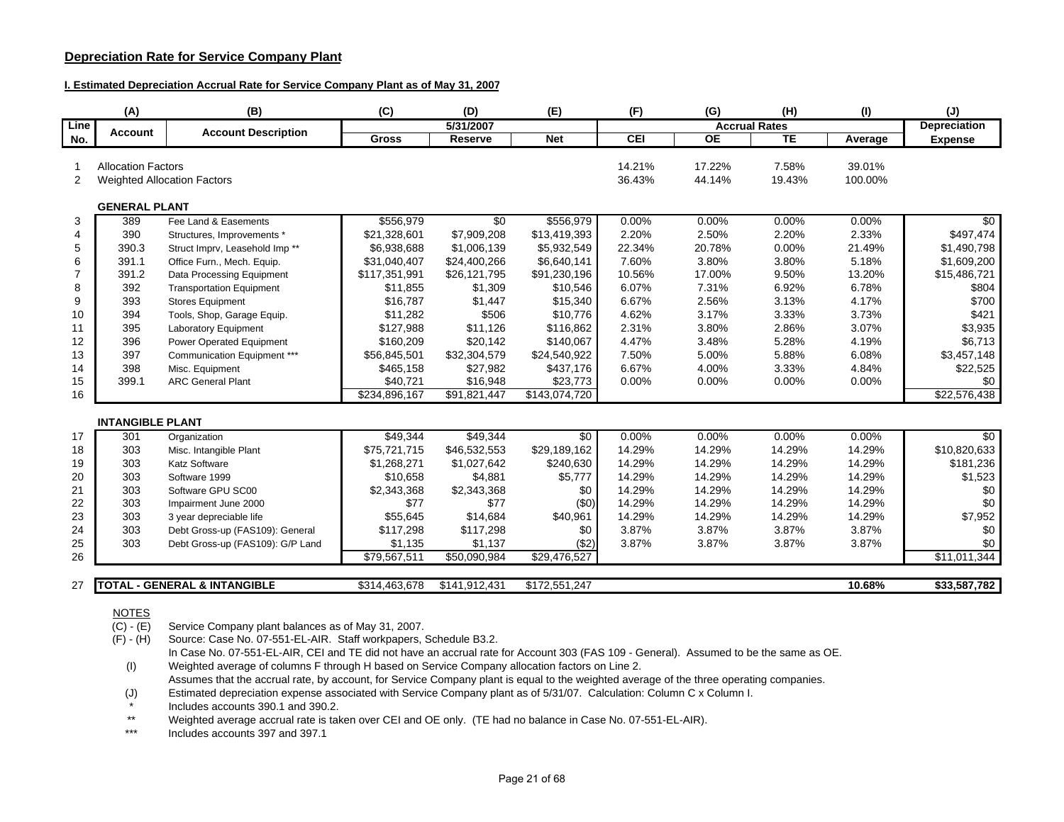## Depreciation Rate for Service Company Plant

### I. Estimated Depreciation Accrual Rate for Service Company Plant as of May 31, 2007

| | (A) | (B) | (C) | (D) | (E) | (F) | (G) | (H) | (I) | (J) |
|---|---|---|---|---|---|---|---|---|---|---|
| Line No. | Account | Account Description | 5/31/2007 Gross | Reserve | Net | Accrual Rates CEI | OE | TE | Average | Depreciation Expense |
| 1 | Allocation Factors | | | | | 14.21% | 17.22% | 7.58% | 39.01% | |
| 2 | Weighted Allocation Factors | | | | | 36.43% | 44.14% | 19.43% | 100.00% | |
| | **GENERAL PLANT** | | | | | | | | | |
| 3 | 389 | Fee Land & Easements | $556,979 | $0 | $556,979 | 0.00% | 0.00% | 0.00% | 0.00% | $0 |
| 4 | 390 | Structures, Improvements * | $21,328,601 | $7,909,208 | $13,419,393 | 2.20% | 2.50% | 2.20% | 2.33% | $497,474 |
| 5 | 390.3 | Struct Imprv, Leasehold Imp ** | $6,938,688 | $1,006,139 | $5,932,549 | 22.34% | 20.78% | 0.00% | 21.49% | $1,490,798 |
| 6 | 391.1 | Office Furn., Mech. Equip. | $31,040,407 | $24,400,266 | $6,640,141 | 7.60% | 3.80% | 3.80% | 5.18% | $1,609,200 |
| 7 | 391.2 | Data Processing Equipment | $117,351,991 | $26,121,795 | $91,230,196 | 10.56% | 17.00% | 9.50% | 13.20% | $15,486,721 |
| 8 | 392 | Transportation Equipment | $11,855 | $1,309 | $10,546 | 6.07% | 7.31% | 6.92% | 6.78% | $804 |
| 9 | 393 | Stores Equipment | $16,787 | $1,447 | $15,340 | 6.67% | 2.56% | 3.13% | 4.17% | $700 |
| 10 | 394 | Tools, Shop, Garage Equip. | $11,282 | $506 | $10,776 | 4.62% | 3.17% | 3.33% | 3.73% | $421 |
| 11 | 395 | Laboratory Equipment | $127,988 | $11,126 | $116,862 | 2.31% | 3.80% | 2.86% | 3.07% | $3,935 |
| 12 | 396 | Power Operated Equipment | $160,209 | $20,142 | $140,067 | 4.47% | 3.48% | 5.28% | 4.19% | $6,713 |
| 13 | 397 | Communication Equipment *** | $56,845,501 | $32,304,579 | $24,540,922 | 7.50% | 5.00% | 5.88% | 6.08% | $3,457,148 |
| 14 | 398 | Misc. Equipment | $465,158 | $27,982 | $437,176 | 6.67% | 4.00% | 3.33% | 4.84% | $22,525 |
| 15 | 399.1 | ARC General Plant | $40,721 | $16,948 | $23,773 | 0.00% | 0.00% | 0.00% | 0.00% | $0 |
| 16 | | | $234,896,167 | $91,821,447 | $143,074,720 | | | | | $22,576,438 |
| | **INTANGIBLE PLANT** | | | | | | | | | |
| 17 | 301 | Organization | $49,344 | $49,344 | $0 | 0.00% | 0.00% | 0.00% | 0.00% | $0 |
| 18 | 303 | Misc. Intangible Plant | $75,721,715 | $46,532,553 | $29,189,162 | 14.29% | 14.29% | 14.29% | 14.29% | $10,820,633 |
| 19 | 303 | Katz Software | $1,268,271 | $1,027,642 | $240,630 | 14.29% | 14.29% | 14.29% | 14.29% | $181,236 |
| 20 | 303 | Software 1999 | $10,658 | $4,881 | $5,777 | 14.29% | 14.29% | 14.29% | 14.29% | $1,523 |
| 21 | 303 | Software GPU SC00 | $2,343,368 | $2,343,368 | $0 | 14.29% | 14.29% | 14.29% | 14.29% | $0 |
| 22 | 303 | Impairment June 2000 | $77 | $77 | ($0) | 14.29% | 14.29% | 14.29% | 14.29% | $0 |
| 23 | 303 | 3 year depreciable life | $55,645 | $14,684 | $40,961 | 14.29% | 14.29% | 14.29% | 14.29% | $7,952 |
| 24 | 303 | Debt Gross-up (FAS109): General | $117,298 | $117,298 | $0 | 3.87% | 3.87% | 3.87% | 3.87% | $0 |
| 25 | 303 | Debt Gross-up (FAS109): G/P Land | $1,135 | $1,137 | ($2) | 3.87% | 3.87% | 3.87% | 3.87% | $0 |
| 26 | | | $79,567,511 | $50,090,984 | $29,476,527 | | | | | $11,011,344 |
| 27 | **TOTAL - GENERAL & INTANGIBLE** | | $314,463,678 | $141,912,431 | $172,551,247 | | | | **10.68%** | **$33,587,782** |

NOTES

(C) - (E) Service Company plant balances as of May 31, 2007.

(F) - (H) Source: Case No. 07-551-EL-AIR. Staff workpapers, Schedule B3.2.
In Case No. 07-551-EL-AIR, CEI and TE did not have an accrual rate for Account 303 (FAS 109 - General). Assumed to be the same as OE.

(I) Weighted average of columns F through H based on Service Company allocation factors on Line 2.
Assumes that the accrual rate, by account, for Service Company plant is equal to the weighted average of the three operating companies.

(J) Estimated depreciation expense associated with Service Company plant as of 5/31/07. Calculation: Column C x Column I.

\* Includes accounts 390.1 and 390.2.

\*\* Weighted average accrual rate is taken over CEI and OE only. (TE had no balance in Case No. 07-551-EL-AIR).

\*\*\* Includes accounts 397 and 397.1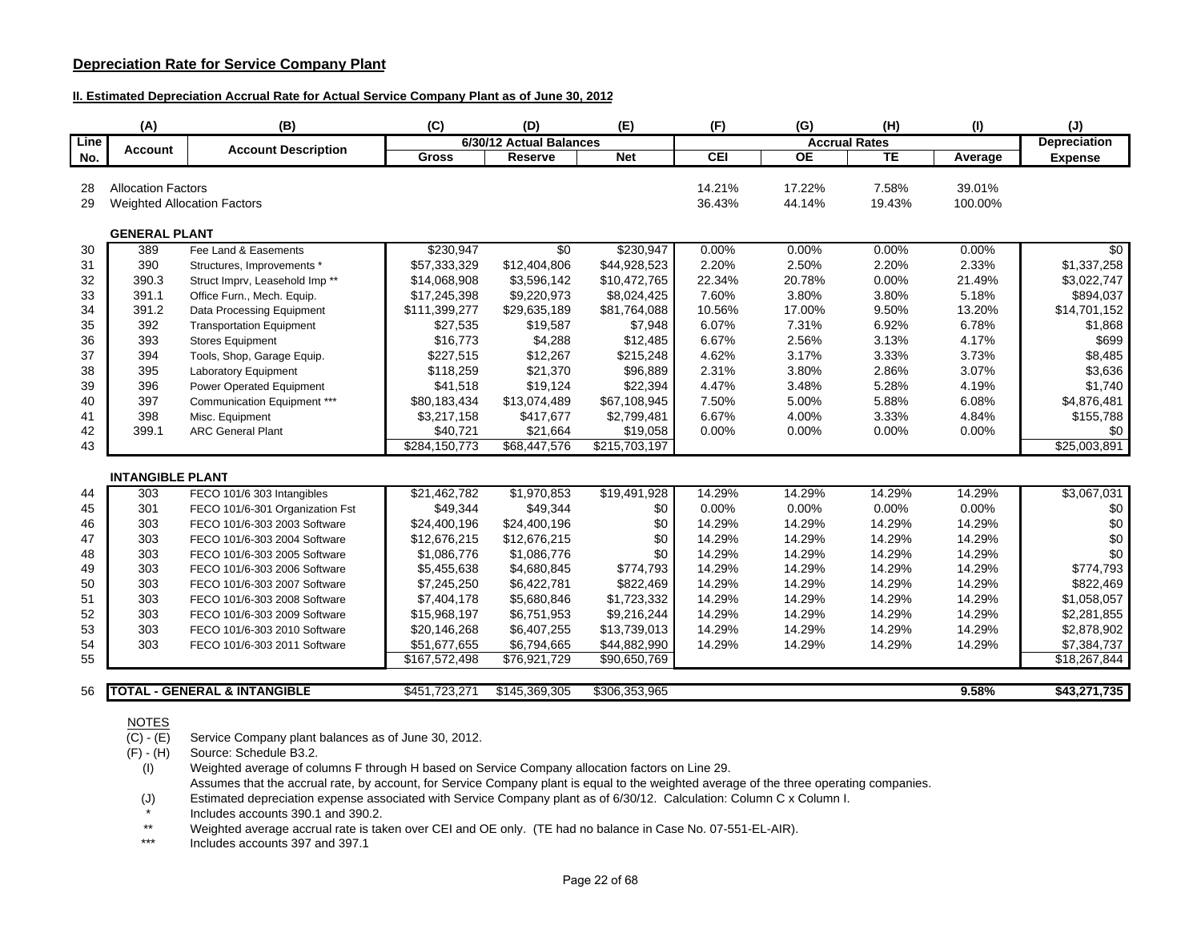## Depreciation Rate for Service Company Plant

### II. Estimated Depreciation Accrual Rate for Actual Service Company Plant as of June 30, 2012

| | (A) | (B) | (C) | (D) | (E) | (F) | (G) | (H) | (I) | (J) |
|---|---|---|---|---|---|---|---|---|---|---|
| Line No. | Account | Account Description | 6/30/12 Actual Balances | | | Accrual Rates | | | | Depreciation Expense |
| | | | Gross | Reserve | Net | CEI | OE | TE | Average | |
| 28 | Allocation Factors | | | | | 14.21% | 17.22% | 7.58% | 39.01% | |
| 29 | Weighted Allocation Factors | | | | | 36.43% | 44.14% | 19.43% | 100.00% | |
| | **GENERAL PLANT** | | | | | | | | | |
| 30 | 389 | Fee Land & Easements | $230,947 | $0 | $230,947 | 0.00% | 0.00% | 0.00% | 0.00% | $0 |
| 31 | 390 | Structures, Improvements * | $57,333,329 | $12,404,806 | $44,928,523 | 2.20% | 2.50% | 2.20% | 2.33% | $1,337,258 |
| 32 | 390.3 | Struct Imprv, Leasehold Imp ** | $14,068,908 | $3,596,142 | $10,472,765 | 22.34% | 20.78% | 0.00% | 21.49% | $3,022,747 |
| 33 | 391.1 | Office Furn., Mech. Equip. | $17,245,398 | $9,220,973 | $8,024,425 | 7.60% | 3.80% | 3.80% | 5.18% | $894,037 |
| 34 | 391.2 | Data Processing Equipment | $111,399,277 | $29,635,189 | $81,764,088 | 10.56% | 17.00% | 9.50% | 13.20% | $14,701,152 |
| 35 | 392 | Transportation Equipment | $27,535 | $19,587 | $7,948 | 6.07% | 7.31% | 6.92% | 6.78% | $1,868 |
| 36 | 393 | Stores Equipment | $16,773 | $4,288 | $12,485 | 6.67% | 2.56% | 3.13% | 4.17% | $699 |
| 37 | 394 | Tools, Shop, Garage Equip. | $227,515 | $12,267 | $215,248 | 4.62% | 3.17% | 3.33% | 3.73% | $8,485 |
| 38 | 395 | Laboratory Equipment | $118,259 | $21,370 | $96,889 | 2.31% | 3.80% | 2.86% | 3.07% | $3,636 |
| 39 | 396 | Power Operated Equipment | $41,518 | $19,124 | $22,394 | 4.47% | 3.48% | 5.28% | 4.19% | $1,740 |
| 40 | 397 | Communication Equipment *** | $80,183,434 | $13,074,489 | $67,108,945 | 7.50% | 5.00% | 5.88% | 6.08% | $4,876,481 |
| 41 | 398 | Misc. Equipment | $3,217,158 | $417,677 | $2,799,481 | 6.67% | 4.00% | 3.33% | 4.84% | $155,788 |
| 42 | 399.1 | ARC General Plant | $40,721 | $21,664 | $19,058 | 0.00% | 0.00% | 0.00% | 0.00% | $0 |
| 43 | | | $284,150,773 | $68,447,576 | $215,703,197 | | | | | $25,003,891 |
| | **INTANGIBLE PLANT** | | | | | | | | | |
| 44 | 303 | FECO 101/6 303 Intangibles | $21,462,782 | $1,970,853 | $19,491,928 | 14.29% | 14.29% | 14.29% | 14.29% | $3,067,031 |
| 45 | 301 | FECO 101/6-301 Organization Fst | $49,344 | $49,344 | $0 | 0.00% | 0.00% | 0.00% | 0.00% | $0 |
| 46 | 303 | FECO 101/6-303 2003 Software | $24,400,196 | $24,400,196 | $0 | 14.29% | 14.29% | 14.29% | 14.29% | $0 |
| 47 | 303 | FECO 101/6-303 2004 Software | $12,676,215 | $12,676,215 | $0 | 14.29% | 14.29% | 14.29% | 14.29% | $0 |
| 48 | 303 | FECO 101/6-303 2005 Software | $1,086,776 | $1,086,776 | $0 | 14.29% | 14.29% | 14.29% | 14.29% | $0 |
| 49 | 303 | FECO 101/6-303 2006 Software | $5,455,638 | $4,680,845 | $774,793 | 14.29% | 14.29% | 14.29% | 14.29% | $774,793 |
| 50 | 303 | FECO 101/6-303 2007 Software | $7,245,250 | $6,422,781 | $822,469 | 14.29% | 14.29% | 14.29% | 14.29% | $822,469 |
| 51 | 303 | FECO 101/6-303 2008 Software | $7,404,178 | $5,680,846 | $1,723,332 | 14.29% | 14.29% | 14.29% | 14.29% | $1,058,057 |
| 52 | 303 | FECO 101/6-303 2009 Software | $15,968,197 | $6,751,953 | $9,216,244 | 14.29% | 14.29% | 14.29% | 14.29% | $2,281,855 |
| 53 | 303 | FECO 101/6-303 2010 Software | $20,146,268 | $6,407,255 | $13,739,013 | 14.29% | 14.29% | 14.29% | 14.29% | $2,878,902 |
| 54 | 303 | FECO 101/6-303 2011 Software | $51,677,655 | $6,794,665 | $44,882,990 | 14.29% | 14.29% | 14.29% | 14.29% | $7,384,737 |
| 55 | | | $167,572,498 | $76,921,729 | $90,650,769 | | | | | $18,267,844 |
| 56 | **TOTAL - GENERAL & INTANGIBLE** | | $451,723,271 | $145,369,305 | $306,353,965 | | | | **9.58%** | **$43,271,735** |

NOTES

(C) - (E) Service Company plant balances as of June 30, 2012.

(F) - (H) Source: Schedule B3.2.

(I) Weighted average of columns F through H based on Service Company allocation factors on Line 29.
Assumes that the accrual rate, by account, for Service Company plant is equal to the weighted average of the three operating companies.

(J) Estimated depreciation expense associated with Service Company plant as of 6/30/12. Calculation: Column C x Column I.

\* Includes accounts 390.1 and 390.2.

** Weighted average accrual rate is taken over CEI and OE only. (TE had no balance in Case No. 07-551-EL-AIR).

*** Includes accounts 397 and 397.1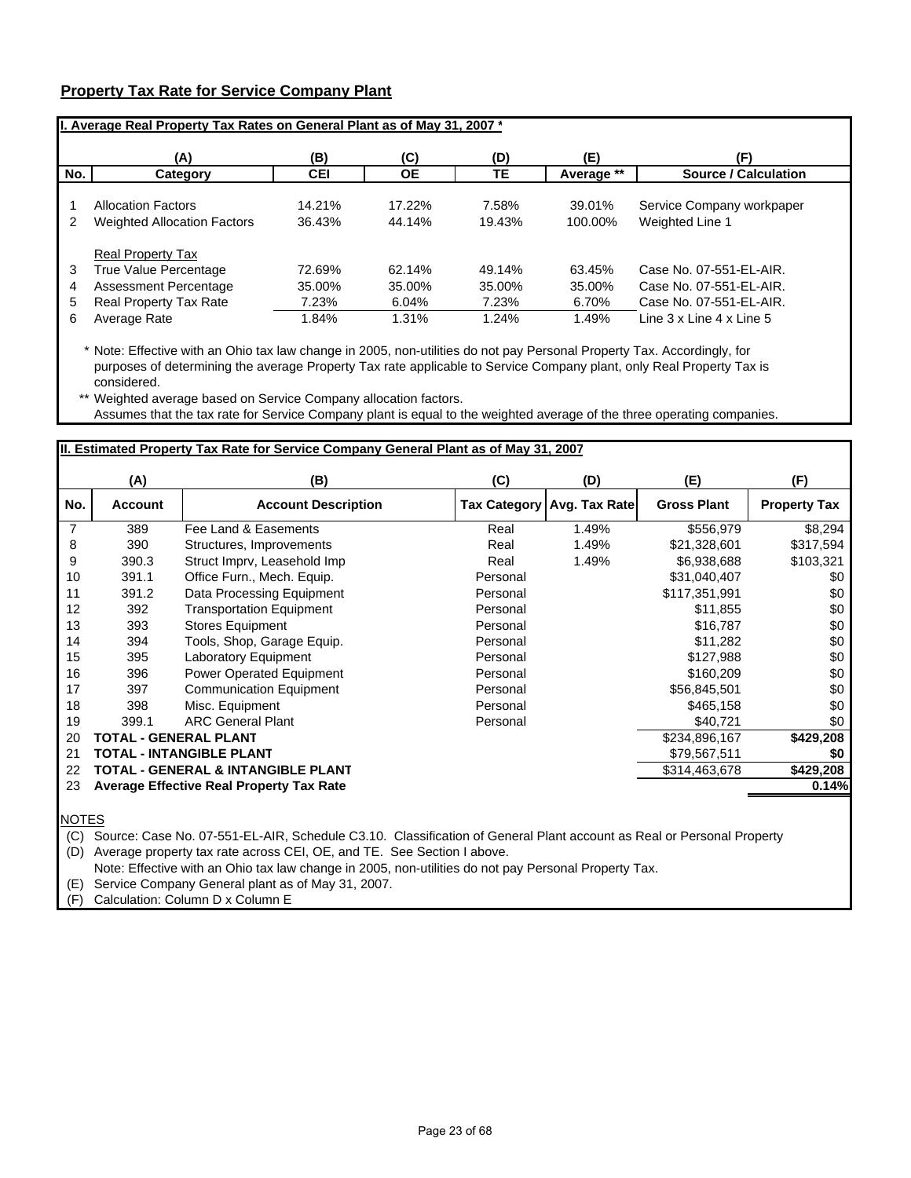## Property Tax Rate for Service Company Plant

**I. Average Real Property Tax Rates on General Plant as of May 31, 2007 ***

| No. | (A) Category | (B) CEI | (C) OE | (D) TE | (E) Average ** | (F) Source / Calculation |
|---|---|---|---|---|---|---|
| 1 | Allocation Factors | 14.21% | 17.22% | 7.58% | 39.01% | Service Company workpaper |
| 2 | Weighted Allocation Factors | 36.43% | 44.14% | 19.43% | 100.00% | Weighted Line 1 |
| | Real Property Tax | | | | | |
| 3 | True Value Percentage | 72.69% | 62.14% | 49.14% | 63.45% | Case No. 07-551-EL-AIR. |
| 4 | Assessment Percentage | 35.00% | 35.00% | 35.00% | 35.00% | Case No. 07-551-EL-AIR. |
| 5 | Real Property Tax Rate | 7.23% | 6.04% | 7.23% | 6.70% | Case No. 07-551-EL-AIR. |
| 6 | Average Rate | 1.84% | 1.31% | 1.24% | 1.49% | Line 3 x Line 4 x Line 5 |

\* Note: Effective with an Ohio tax law change in 2005, non-utilities do not pay Personal Property Tax. Accordingly, for purposes of determining the average Property Tax rate applicable to Service Company plant, only Real Property Tax is considered.

\*\* Weighted average based on Service Company allocation factors.
Assumes that the tax rate for Service Company plant is equal to the weighted average of the three operating companies.

**II. Estimated Property Tax Rate for Service Company General Plant as of May 31, 2007**

| No. | (A) Account | (B) Account Description | (C) Tax Category | (D) Avg. Tax Rate | (E) Gross Plant | (F) Property Tax |
|---|---|---|---|---|---|---|
| 7 | 389 | Fee Land & Easements | Real | 1.49% | $556,979 | $8,294 |
| 8 | 390 | Structures, Improvements | Real | 1.49% | $21,328,601 | $317,594 |
| 9 | 390.3 | Struct Imprv, Leasehold Imp | Real | 1.49% | $6,938,688 | $103,321 |
| 10 | 391.1 | Office Furn., Mech. Equip. | Personal | | $31,040,407 | $0 |
| 11 | 391.2 | Data Processing Equipment | Personal | | $117,351,991 | $0 |
| 12 | 392 | Transportation Equipment | Personal | | $11,855 | $0 |
| 13 | 393 | Stores Equipment | Personal | | $16,787 | $0 |
| 14 | 394 | Tools, Shop, Garage Equip. | Personal | | $11,282 | $0 |
| 15 | 395 | Laboratory Equipment | Personal | | $127,988 | $0 |
| 16 | 396 | Power Operated Equipment | Personal | | $160,209 | $0 |
| 17 | 397 | Communication Equipment | Personal | | $56,845,501 | $0 |
| 18 | 398 | Misc. Equipment | Personal | | $465,158 | $0 |
| 19 | 399.1 | ARC General Plant | Personal | | $40,721 | $0 |
| 20 | **TOTAL - GENERAL PLANT** | | | | $234,896,167 | **$429,208** |
| 21 | **TOTAL - INTANGIBLE PLANT** | | | | $79,567,511 | **$0** |
| 22 | **TOTAL - GENERAL & INTANGIBLE PLANT** | | | | $314,463,678 | **$429,208** |
| 23 | **Average Effective Real Property Tax Rate** | | | | | **0.14%** |

NOTES

(C) Source: Case No. 07-551-EL-AIR, Schedule C3.10. Classification of General Plant account as Real or Personal Property

(D) Average property tax rate across CEI, OE, and TE. See Section I above.
Note: Effective with an Ohio tax law change in 2005, non-utilities do not pay Personal Property Tax.

(E) Service Company general plant as of May 31, 2007.

(F) Calculation: Column D x Column E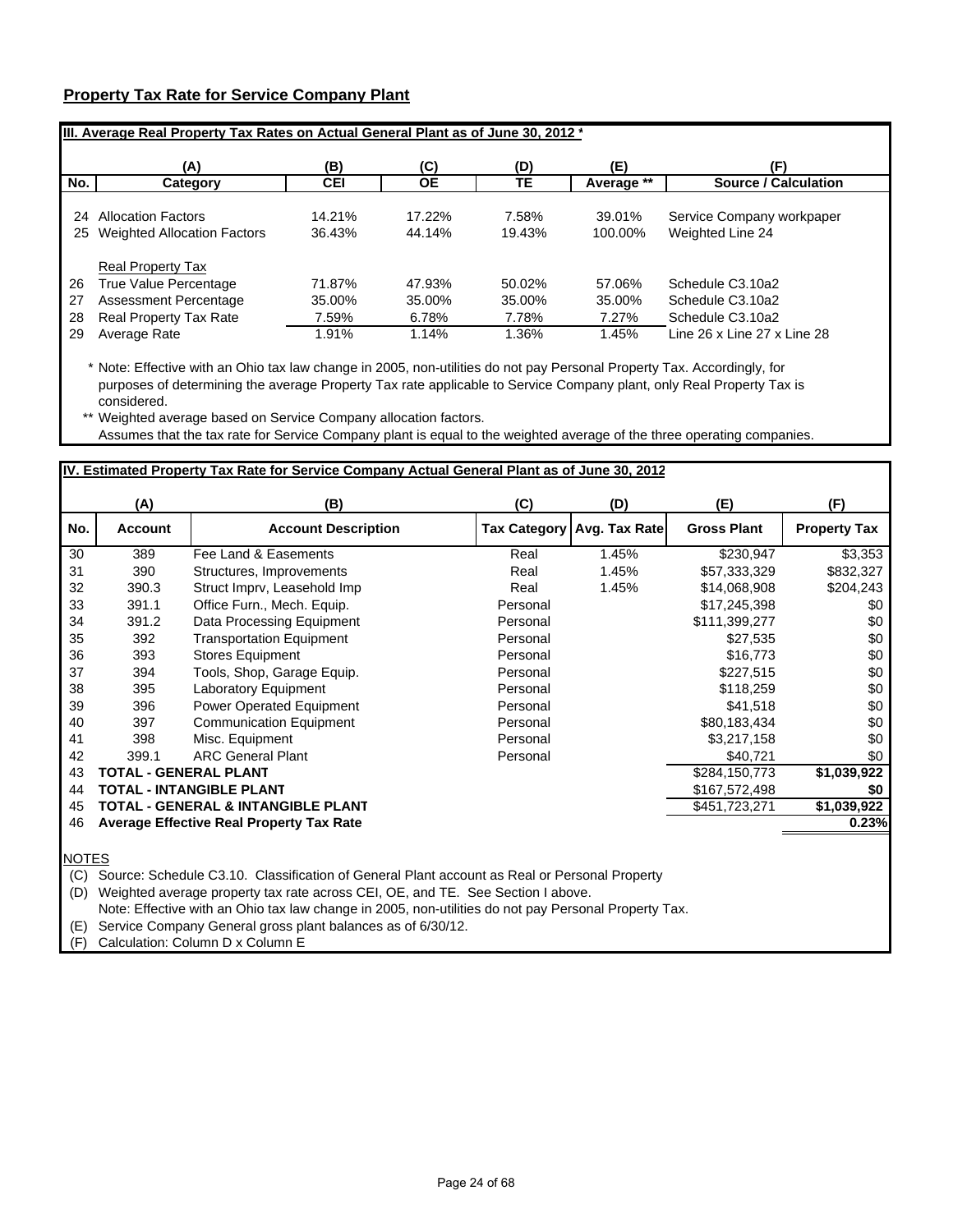## Property Tax Rate for Service Company Plant

**III. Average Real Property Tax Rates on Actual General Plant as of June 30, 2012 ***

| No. | (A) Category | (B) CEI | (C) OE | (D) TE | (E) Average ** | (F) Source / Calculation |
|---|---|---|---|---|---|---|
| 24 | Allocation Factors | 14.21% | 17.22% | 7.58% | 39.01% | Service Company workpaper |
| 25 | Weighted Allocation Factors | 36.43% | 44.14% | 19.43% | 100.00% | Weighted Line 24 |
| | Real Property Tax | | | | | |
| 26 | True Value Percentage | 71.87% | 47.93% | 50.02% | 57.06% | Schedule C3.10a2 |
| 27 | Assessment Percentage | 35.00% | 35.00% | 35.00% | 35.00% | Schedule C3.10a2 |
| 28 | Real Property Tax Rate | 7.59% | 6.78% | 7.78% | 7.27% | Schedule C3.10a2 |
| 29 | Average Rate | 1.91% | 1.14% | 1.36% | 1.45% | Line 26 x Line 27 x Line 28 |

\* Note: Effective with an Ohio tax law change in 2005, non-utilities do not pay Personal Property Tax. Accordingly, for purposes of determining the average Property Tax rate applicable to Service Company plant, only Real Property Tax is considered.

\*\* Weighted average based on Service Company allocation factors.
Assumes that the tax rate for Service Company plant is equal to the weighted average of the three operating companies.

**IV. Estimated Property Tax Rate for Service Company Actual General Plant as of June 30, 2012**

| No. | (A) Account | (B) Account Description | (C) Tax Category | (D) Avg. Tax Rate | (E) Gross Plant | (F) Property Tax |
|---|---|---|---|---|---|---|
| 30 | 389 | Fee Land & Easements | Real | 1.45% | $230,947 | $3,353 |
| 31 | 390 | Structures, Improvements | Real | 1.45% | $57,333,329 | $832,327 |
| 32 | 390.3 | Struct Imprv, Leasehold Imp | Real | 1.45% | $14,068,908 | $204,243 |
| 33 | 391.1 | Office Furn., Mech. Equip. | Personal | | $17,245,398 | $0 |
| 34 | 391.2 | Data Processing Equipment | Personal | | $111,399,277 | $0 |
| 35 | 392 | Transportation Equipment | Personal | | $27,535 | $0 |
| 36 | 393 | Stores Equipment | Personal | | $16,773 | $0 |
| 37 | 394 | Tools, Shop, Garage Equip. | Personal | | $227,515 | $0 |
| 38 | 395 | Laboratory Equipment | Personal | | $118,259 | $0 |
| 39 | 396 | Power Operated Equipment | Personal | | $41,518 | $0 |
| 40 | 397 | Communication Equipment | Personal | | $80,183,434 | $0 |
| 41 | 398 | Misc. Equipment | Personal | | $3,217,158 | $0 |
| 42 | 399.1 | ARC General Plant | Personal | | $40,721 | $0 |
| 43 | **TOTAL - GENERAL PLANT** | | | | $284,150,773 | **$1,039,922** |
| 44 | **TOTAL - INTANGIBLE PLANT** | | | | $167,572,498 | **$0** |
| 45 | **TOTAL - GENERAL & INTANGIBLE PLANT** | | | | $451,723,271 | **$1,039,922** |
| 46 | **Average Effective Real Property Tax Rate** | | | | | **0.23%** |

NOTES

(C) Source: Schedule C3.10. Classification of General Plant account as Real or Personal Property
(D) Weighted average property tax rate across CEI, OE, and TE. See Section I above.
Note: Effective with an Ohio tax law change in 2005, non-utilities do not pay Personal Property Tax.
(E) Service Company General gross plant balances as of 6/30/12.
(F) Calculation: Column D x Column E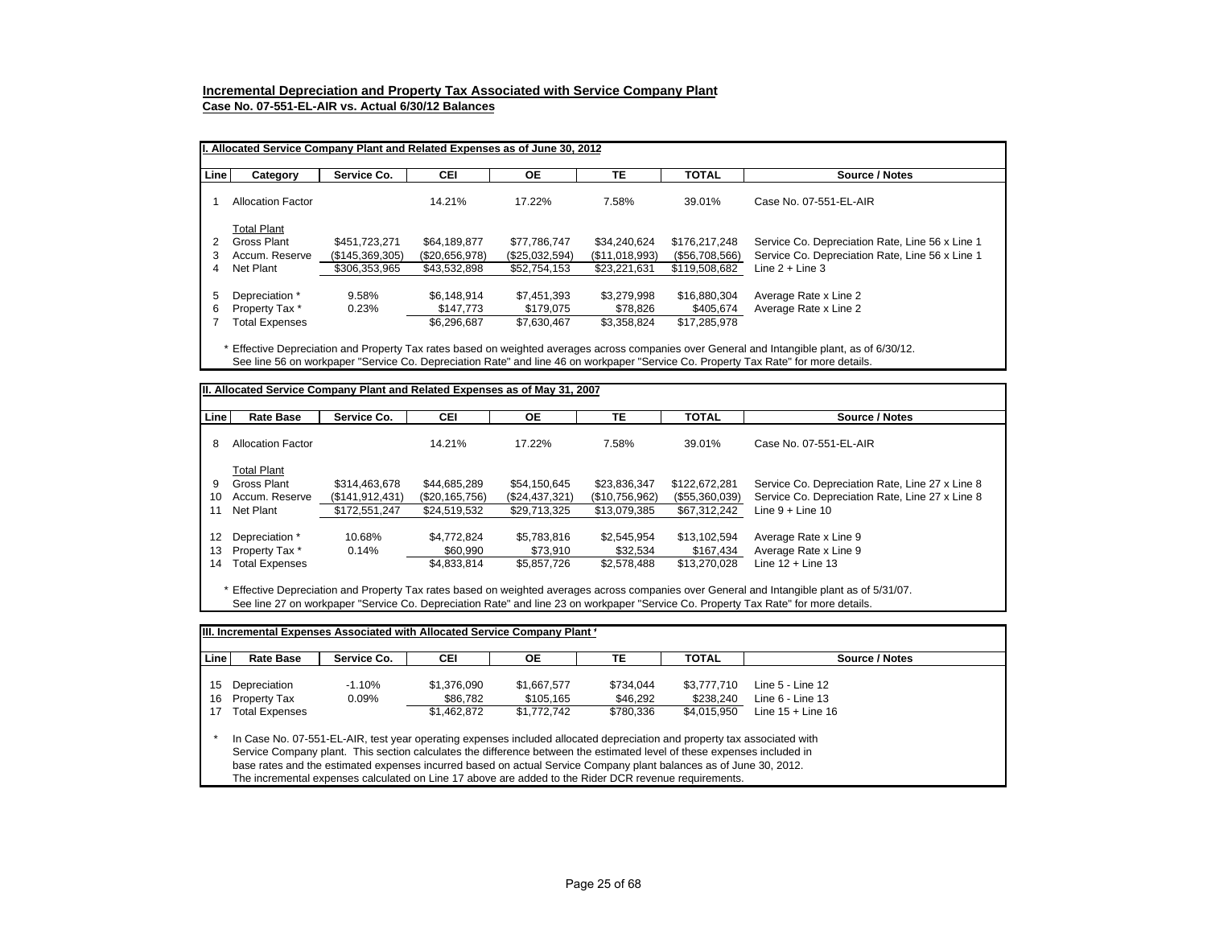**Incremental Depreciation and Property Tax Associated with Service Company Plant**
**Case No. 07-551-EL-AIR vs. Actual 6/30/12 Balances**

**I. Allocated Service Company Plant and Related Expenses as of June 30, 2012**

| Line | Category | Service Co. | CEI | OE | TE | TOTAL | Source / Notes |
|---|---|---|---|---|---|---|---|
| 1 | Allocation Factor | | 14.21% | 17.22% | 7.58% | 39.01% | Case No. 07-551-EL-AIR |
| | Total Plant | | | | | | |
| 2 | Gross Plant | $451,723,271 | $64,189,877 | $77,786,747 | $34,240,624 | $176,217,248 | Service Co. Depreciation Rate, Line 56 x Line 1 |
| 3 | Accum. Reserve | ($145,369,305) | ($20,656,978) | ($25,032,594) | ($11,018,993) | ($56,708,566) | Service Co. Depreciation Rate, Line 56 x Line 1 |
| 4 | Net Plant | $306,353,965 | $43,532,898 | $52,754,153 | $23,221,631 | $119,508,682 | Line 2 + Line 3 |
| 5 | Depreciation * | 9.58% | $6,148,914 | $7,451,393 | $3,279,998 | $16,880,304 | Average Rate x Line 2 |
| 6 | Property Tax * | 0.23% | $147,773 | $179,075 | $78,826 | $405,674 | Average Rate x Line 2 |
| 7 | Total Expenses | | $6,296,687 | $7,630,467 | $3,358,824 | $17,285,978 | |

\* Effective Depreciation and Property Tax rates based on weighted averages across companies over General and Intangible plant, as of 6/30/12.
See line 56 on workpaper "Service Co. Depreciation Rate" and line 46 on workpaper "Service Co. Property Tax Rate" for more details.

**II. Allocated Service Company Plant and Related Expenses as of May 31, 2007**

| Line | Rate Base | Service Co. | CEI | OE | TE | TOTAL | Source / Notes |
|---|---|---|---|---|---|---|---|
| 8 | Allocation Factor | | 14.21% | 17.22% | 7.58% | 39.01% | Case No. 07-551-EL-AIR |
| | Total Plant | | | | | | |
| 9 | Gross Plant | $314,463,678 | $44,685,289 | $54,150,645 | $23,836,347 | $122,672,281 | Service Co. Depreciation Rate, Line 27 x Line 8 |
| 10 | Accum. Reserve | ($141,912,431) | ($20,165,756) | ($24,437,321) | ($10,756,962) | ($55,360,039) | Service Co. Depreciation Rate, Line 27 x Line 8 |
| 11 | Net Plant | $172,551,247 | $24,519,532 | $29,713,325 | $13,079,385 | $67,312,242 | Line 9 + Line 10 |
| 12 | Depreciation * | 10.68% | $4,772,824 | $5,783,816 | $2,545,954 | $13,102,594 | Average Rate x Line 9 |
| 13 | Property Tax * | 0.14% | $60,990 | $73,910 | $32,534 | $167,434 | Average Rate x Line 9 |
| 14 | Total Expenses | | $4,833,814 | $5,857,726 | $2,578,488 | $13,270,028 | Line 12 + Line 13 |

\* Effective Depreciation and Property Tax rates based on weighted averages across companies over General and Intangible plant as of 5/31/07.
See line 27 on workpaper "Service Co. Depreciation Rate" and line 23 on workpaper "Service Co. Property Tax Rate" for more details.

**III. Incremental Expenses Associated with Allocated Service Company Plant \***

| Line | Rate Base | Service Co. | CEI | OE | TE | TOTAL | Source / Notes |
|---|---|---|---|---|---|---|---|
| 15 | Depreciation | -1.10% | $1,376,090 | $1,667,577 | $734,044 | $3,777,710 | Line 5 - Line 12 |
| 16 | Property Tax | 0.09% | $86,782 | $105,165 | $46,292 | $238,240 | Line 6 - Line 13 |
| 17 | Total Expenses | | $1,462,872 | $1,772,742 | $780,336 | $4,015,950 | Line 15 + Line 16 |

\* In Case No. 07-551-EL-AIR, test year operating expenses included allocated depreciation and property tax associated with Service Company plant. This section calculates the difference between the estimated level of these expenses included in base rates and the estimated expenses incurred based on actual Service Company plant balances as of June 30, 2012. The incremental expenses calculated on Line 17 above are added to the Rider DCR revenue requirements.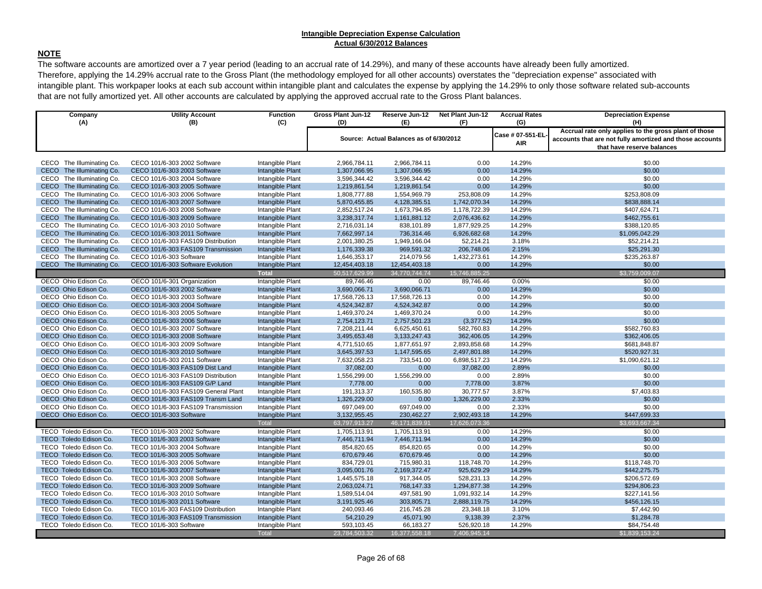**Intangible Depreciation Expense Calculation**
**Actual 6/30/2012 Balances**

## NOTE

The software accounts are amortized over a 7 year period (leading to an accrual rate of 14.29%), and many of these accounts have already been fully amortized. Therefore, applying the 14.29% accrual rate to the Gross Plant (the methodology employed for all other accounts) overstates the "depreciation expense" associated with intangible plant. This workpaper looks at each sub account within intangible plant and calculates the expense by applying the 14.29% to only those software related sub-accounts that are not fully amortized yet. All other accounts are calculated by applying the approved accrual rate to the Gross Plant balances.

| Company (A) | Utility Account (B) | Function (C) | Gross Plant Jun-12 (D) | Reserve Jun-12 (E) | Net Plant Jun-12 (F) | Accrual Rates (G) | Depreciation Expense (H) |
|---|---|---|---|---|---|---|---|
| | | | Source: Actual Balances as of 6/30/2012 | | | Case # 07-551-EL-AIR | Accrual rate only applies to the gross plant of those accounts that are not fully amortized and those accounts that have reserve balances |
| CECO The Illuminating Co. | CECO 101/6-303 2002 Software | Intangible Plant | 2,966,784.11 | 2,966,784.11 | 0.00 | 14.29% | $0.00 |
| CECO The Illuminating Co. | CECO 101/6-303 2003 Software | Intangible Plant | 1,307,066.95 | 1,307,066.95 | 0.00 | 14.29% | $0.00 |
| CECO The Illuminating Co. | CECO 101/6-303 2004 Software | Intangible Plant | 3,596,344.42 | 3,596,344.42 | 0.00 | 14.29% | $0.00 |
| CECO The Illuminating Co. | CECO 101/6-303 2005 Software | Intangible Plant | 1,219,861.54 | 1,219,861.54 | 0.00 | 14.29% | $0.00 |
| CECO The Illuminating Co. | CECO 101/6-303 2006 Software | Intangible Plant | 1,808,777.88 | 1,554,969.79 | 253,808.09 | 14.29% | $253,808.09 |
| CECO The Illuminating Co. | CECO 101/6-303 2007 Software | Intangible Plant | 5,870,455.85 | 4,128,385.51 | 1,742,070.34 | 14.29% | $838,888.14 |
| CECO The Illuminating Co. | CECO 101/6-303 2008 Software | Intangible Plant | 2,852,517.24 | 1,673,794.85 | 1,178,722.39 | 14.29% | $407,624.71 |
| CECO The Illuminating Co. | CECO 101/6-303 2009 Software | Intangible Plant | 3,238,317.74 | 1,161,881.12 | 2,076,436.62 | 14.29% | $462,755.61 |
| CECO The Illuminating Co. | CECO 101/6-303 2010 Software | Intangible Plant | 2,716,031.14 | 838,101.89 | 1,877,929.25 | 14.29% | $388,120.85 |
| CECO The Illuminating Co. | CECO 101/6-303 2011 Software | Intangible Plant | 7,662,997.14 | 736,314.46 | 6,926,682.68 | 14.29% | $1,095,042.29 |
| CECO The Illuminating Co. | CECO 101/6-303 FAS109 Distribution | Intangible Plant | 2,001,380.25 | 1,949,166.04 | 52,214.21 | 3.18% | $52,214.21 |
| CECO The Illuminating Co. | CECO 101/6-303 FAS109 Transmission | Intangible Plant | 1,176,339.38 | 969,591.32 | 206,748.06 | 2.15% | $25,291.30 |
| CECO The Illuminating Co. | CECO 101/6-303 Software | Intangible Plant | 1,646,353.17 | 214,079.56 | 1,432,273.61 | 14.29% | $235,263.87 |
| CECO The Illuminating Co. | CECO 101/6-303 Software Evolution | Intangible Plant | 12,454,403.18 | 12,454,403.18 | 0.00 | 14.29% | $0.00 |
| | | **Total** | 50,517,629.99 | 34,770,744.74 | 15,746,885.25 | | $3,759,009.07 |
| OECO Ohio Edison Co. | OECO 101/6-301 Organization | Intangible Plant | 89,746.46 | 0.00 | 89,746.46 | 0.00% | $0.00 |
| OECO Ohio Edison Co. | OECO 101/6-303 2002 Software | Intangible Plant | 3,690,066.71 | 3,690,066.71 | 0.00 | 14.29% | $0.00 |
| OECO Ohio Edison Co. | OECO 101/6-303 2003 Software | Intangible Plant | 17,568,726.13 | 17,568,726.13 | 0.00 | 14.29% | $0.00 |
| OECO Ohio Edison Co. | OECO 101/6-303 2004 Software | Intangible Plant | 4,524,342.87 | 4,524,342.87 | 0.00 | 14.29% | $0.00 |
| OECO Ohio Edison Co. | OECO 101/6-303 2005 Software | Intangible Plant | 1,469,370.24 | 1,469,370.24 | 0.00 | 14.29% | $0.00 |
| OECO Ohio Edison Co. | OECO 101/6-303 2006 Software | Intangible Plant | 2,754,123.71 | 2,757,501.23 | (3,377.52) | 14.29% | $0.00 |
| OECO Ohio Edison Co. | OECO 101/6-303 2007 Software | Intangible Plant | 7,208,211.44 | 6,625,450.61 | 582,760.83 | 14.29% | $582,760.83 |
| OECO Ohio Edison Co. | OECO 101/6-303 2008 Software | Intangible Plant | 3,495,653.48 | 3,133,247.43 | 362,406.05 | 14.29% | $362,406.05 |
| OECO Ohio Edison Co. | OECO 101/6-303 2009 Software | Intangible Plant | 4,771,510.65 | 1,877,651.97 | 2,893,858.68 | 14.29% | $681,848.87 |
| OECO Ohio Edison Co. | OECO 101/6-303 2010 Software | Intangible Plant | 3,645,397.53 | 1,147,595.65 | 2,497,801.88 | 14.29% | $520,927.31 |
| OECO Ohio Edison Co. | OECO 101/6-303 2011 Software | Intangible Plant | 7,632,058.23 | 733,541.00 | 6,898,517.23 | 14.29% | $1,090,621.12 |
| OECO Ohio Edison Co. | OECO 101/6-303 FAS109 Dist Land | Intangible Plant | 37,082.00 | 0.00 | 37,082.00 | 2.89% | $0.00 |
| OECO Ohio Edison Co. | OECO 101/6-303 FAS109 Distribution | Intangible Plant | 1,556,299.00 | 1,556,299.00 | 0.00 | 2.89% | $0.00 |
| OECO Ohio Edison Co. | OECO 101/6-303 FAS109 G/P Land | Intangible Plant | 7,778.00 | 0.00 | 7,778.00 | 3.87% | $0.00 |
| OECO Ohio Edison Co. | OECO 101/6-303 FAS109 General Plant | Intangible Plant | 191,313.37 | 160,535.80 | 30,777.57 | 3.87% | $7,403.83 |
| OECO Ohio Edison Co. | OECO 101/6-303 FAS109 Transm Land | Intangible Plant | 1,326,229.00 | 0.00 | 1,326,229.00 | 2.33% | $0.00 |
| OECO Ohio Edison Co. | OECO 101/6-303 FAS109 Transmission | Intangible Plant | 697,049.00 | 697,049.00 | 0.00 | 2.33% | $0.00 |
| OECO Ohio Edison Co. | OECO 101/6-303 Software | Intangible Plant | 3,132,955.45 | 230,462.27 | 2,902,493.18 | 14.29% | $447,699.33 |
| | | Total | 63,797,913.27 | 46,171,839.91 | 17,626,073.36 | | $3,693,667.34 |
| TECO Toledo Edison Co. | TECO 101/6-303 2002 Software | Intangible Plant | 1,705,113.91 | 1,705,113.91 | 0.00 | 14.29% | $0.00 |
| TECO Toledo Edison Co. | TECO 101/6-303 2003 Software | Intangible Plant | 7,446,711.94 | 7,446,711.94 | 0.00 | 14.29% | $0.00 |
| TECO Toledo Edison Co. | TECO 101/6-303 2004 Software | Intangible Plant | 854,820.65 | 854,820.65 | 0.00 | 14.29% | $0.00 |
| TECO Toledo Edison Co. | TECO 101/6-303 2005 Software | Intangible Plant | 670,679.46 | 670,679.46 | 0.00 | 14.29% | $0.00 |
| TECO Toledo Edison Co. | TECO 101/6-303 2006 Software | Intangible Plant | 834,729.01 | 715,980.31 | 118,748.70 | 14.29% | $118,748.70 |
| TECO Toledo Edison Co. | TECO 101/6-303 2007 Software | Intangible Plant | 3,095,001.76 | 2,169,372.47 | 925,629.29 | 14.29% | $442,275.75 |
| TECO Toledo Edison Co. | TECO 101/6-303 2008 Software | Intangible Plant | 1,445,575.18 | 917,344.05 | 528,231.13 | 14.29% | $206,572.69 |
| TECO Toledo Edison Co. | TECO 101/6-303 2009 Software | Intangible Plant | 2,063,024.71 | 768,147.33 | 1,294,877.38 | 14.29% | $294,806.23 |
| TECO Toledo Edison Co. | TECO 101/6-303 2010 Software | Intangible Plant | 1,589,514.04 | 497,581.90 | 1,091,932.14 | 14.29% | $227,141.56 |
| TECO Toledo Edison Co. | TECO 101/6-303 2011 Software | Intangible Plant | 3,191,925.46 | 303,805.71 | 2,888,119.75 | 14.29% | $456,126.15 |
| TECO Toledo Edison Co. | TECO 101/6-303 FAS109 Distribution | Intangible Plant | 240,093.46 | 216,745.28 | 23,348.18 | 3.10% | $7,442.90 |
| TECO Toledo Edison Co. | TECO 101/6-303 FAS109 Transmission | Intangible Plant | 54,210.29 | 45,071.90 | 9,138.39 | 2.37% | $1,284.78 |
| TECO Toledo Edison Co. | TECO 101/6-303 Software | Intangible Plant | 593,103.45 | 66,183.27 | 526,920.18 | 14.29% | $84,754.48 |
| | | Total | 23,784,503.32 | 16,377,558.18 | 7,406,945.14 | | $1,839,153.24 |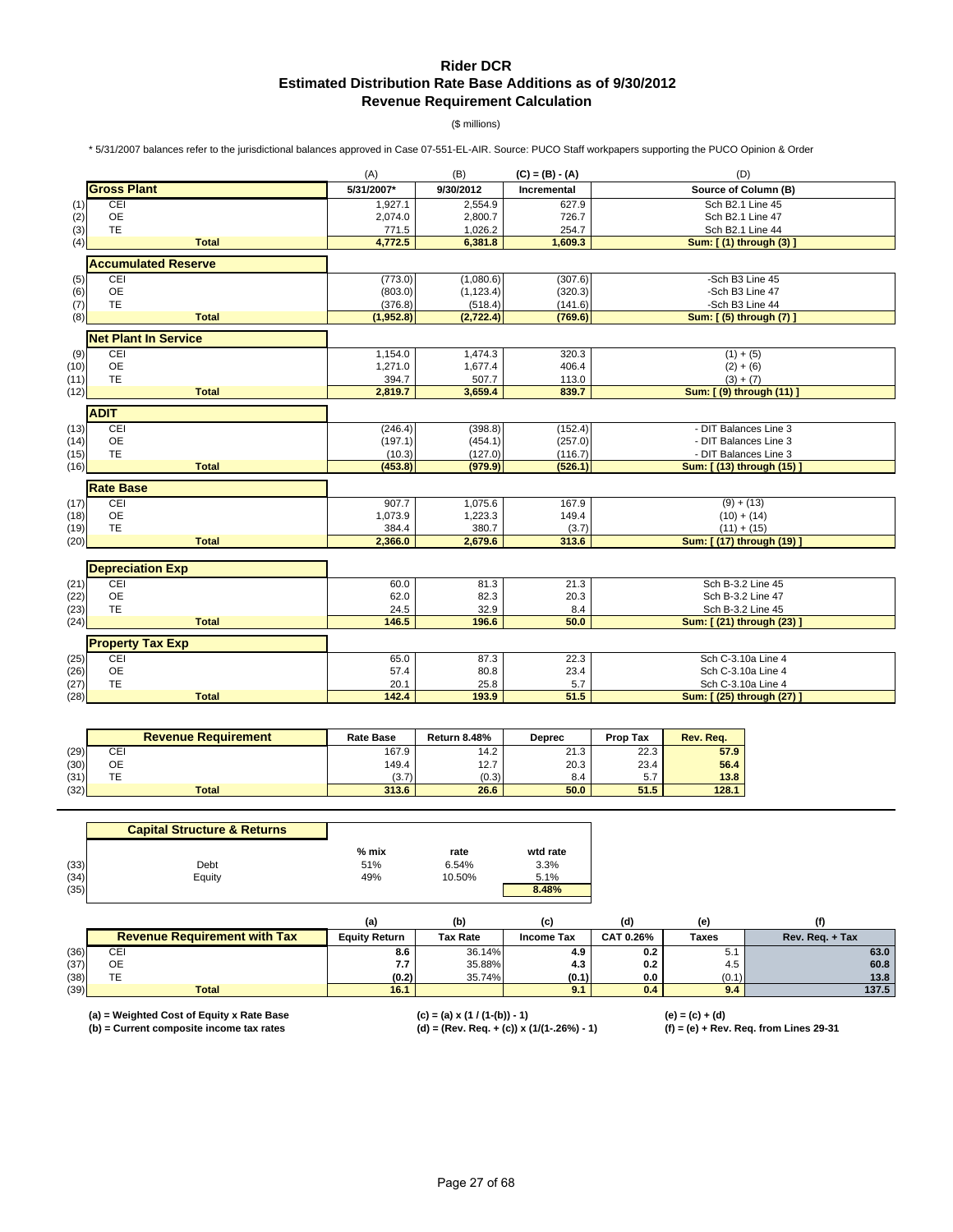# Rider DCR
## Estimated Distribution Rate Base Additions as of 9/30/2012
## Revenue Requirement Calculation

($ millions)

* 5/31/2007 balances refer to the jurisdictional balances approved in Case 07-551-EL-AIR. Source: PUCO Staff workpapers supporting the PUCO Opinion & Order

| | | (A) | (B) | (C) = (B) - (A) | (D) |
|---|---|---|---|---|---|
| | **Gross Plant** | **5/31/2007*** | **9/30/2012** | **Incremental** | **Source of Column (B)** |
| (1) | CEI | 1,927.1 | 2,554.9 | 627.9 | Sch B2.1 Line 45 |
| (2) | OE | 2,074.0 | 2,800.7 | 726.7 | Sch B2.1 Line 47 |
| (3) | TE | 771.5 | 1,026.2 | 254.7 | Sch B2.1 Line 44 |
| (4) | **Total** | **4,772.5** | **6,381.8** | **1,609.3** | **Sum: [ (1) through (3) ]** |
| | **Accumulated Reserve** | | | | |
| (5) | CEI | (773.0) | (1,080.6) | (307.6) | -Sch B3 Line 45 |
| (6) | OE | (803.0) | (1,123.4) | (320.3) | -Sch B3 Line 47 |
| (7) | TE | (376.8) | (518.4) | (141.6) | -Sch B3 Line 44 |
| (8) | **Total** | **(1,952.8)** | **(2,722.4)** | **(769.6)** | **Sum: [ (5) through (7) ]** |
| | **Net Plant In Service** | | | | |
| (9) | CEI | 1,154.0 | 1,474.3 | 320.3 | (1) + (5) |
| (10) | OE | 1,271.0 | 1,677.4 | 406.4 | (2) + (6) |
| (11) | TE | 394.7 | 507.7 | 113.0 | (3) + (7) |
| (12) | **Total** | **2,819.7** | **3,659.4** | **839.7** | **Sum: [ (9) through (11) ]** |
| | **ADIT** | | | | |
| (13) | CEI | (246.4) | (398.8) | (152.4) | - DIT Balances Line 3 |
| (14) | OE | (197.1) | (454.1) | (257.0) | - DIT Balances Line 3 |
| (15) | TE | (10.3) | (127.0) | (116.7) | - DIT Balances Line 3 |
| (16) | **Total** | **(453.8)** | **(979.9)** | **(526.1)** | **Sum: [ (13) through (15) ]** |
| | **Rate Base** | | | | |
| (17) | CEI | 907.7 | 1,075.6 | 167.9 | (9) + (13) |
| (18) | OE | 1,073.9 | 1,223.3 | 149.4 | (10) + (14) |
| (19) | TE | 384.4 | 380.7 | (3.7) | (11) + (15) |
| (20) | **Total** | **2,366.0** | **2,679.6** | **313.6** | **Sum: [ (17) through (19) ]** |
| | **Depreciation Exp** | | | | |
| (21) | CEI | 60.0 | 81.3 | 21.3 | Sch B-3.2 Line 45 |
| (22) | OE | 62.0 | 82.3 | 20.3 | Sch B-3.2 Line 47 |
| (23) | TE | 24.5 | 32.9 | 8.4 | Sch B-3.2 Line 45 |
| (24) | **Total** | **146.5** | **196.6** | **50.0** | **Sum: [ (21) through (23) ]** |
| | **Property Tax Exp** | | | | |
| (25) | CEI | 65.0 | 87.3 | 22.3 | Sch C-3.10a Line 4 |
| (26) | OE | 57.4 | 80.8 | 23.4 | Sch C-3.10a Line 4 |
| (27) | TE | 20.1 | 25.8 | 5.7 | Sch C-3.10a Line 4 |
| (28) | **Total** | **142.4** | **193.9** | **51.5** | **Sum: [ (25) through (27) ]** |

| | **Revenue Requirement** | **Rate Base** | **Return 8.48%** | **Deprec** | **Prop Tax** | **Rev. Req.** |
|---|---|---|---|---|---|---|
| (29) | CEI | 167.9 | 14.2 | 21.3 | 22.3 | **57.9** |
| (30) | OE | 149.4 | 12.7 | 20.3 | 23.4 | **56.4** |
| (31) | TE | (3.7) | (0.3) | 8.4 | 5.7 | **13.8** |
| (32) | **Total** | **313.6** | **26.6** | **50.0** | **51.5** | **128.1** |

| | **Capital Structure & Returns** | **% mix** | **rate** | **wtd rate** |
|---|---|---|---|---|
| (33) | Debt | 51% | 6.54% | 3.3% |
| (34) | Equity | 49% | 10.50% | 5.1% |
| (35) | | | | **8.48%** |

| | | (a) | (b) | (c) | (d) | (e) | (f) |
|---|---|---|---|---|---|---|---|
| | **Revenue Requirement with Tax** | **Equity Return** | **Tax Rate** | **Income Tax** | **CAT 0.26%** | **Taxes** | **Rev. Req. + Tax** |
| (36) | CEI | **8.6** | 36.14% | **4.9** | **0.2** | 5.1 | **63.0** |
| (37) | OE | **7.7** | 35.88% | **4.3** | **0.2** | 4.5 | **60.8** |
| (38) | TE | **(0.2)** | 35.74% | **(0.1)** | **0.0** | (0.1) | **13.8** |
| (39) | **Total** | **16.1** | | **9.1** | **0.4** | **9.4** | **137.5** |

**(a) = Weighted Cost of Equity x Rate Base**
**(b) = Current composite income tax rates**
**(c) = (a) x (1 / (1-(b)) - 1)**
**(d) = (Rev. Req. + (c)) x (1/(1-.26%) - 1)**
**(e) = (c) + (d)**
**(f) = (e) + Rev. Req. from Lines 29-31**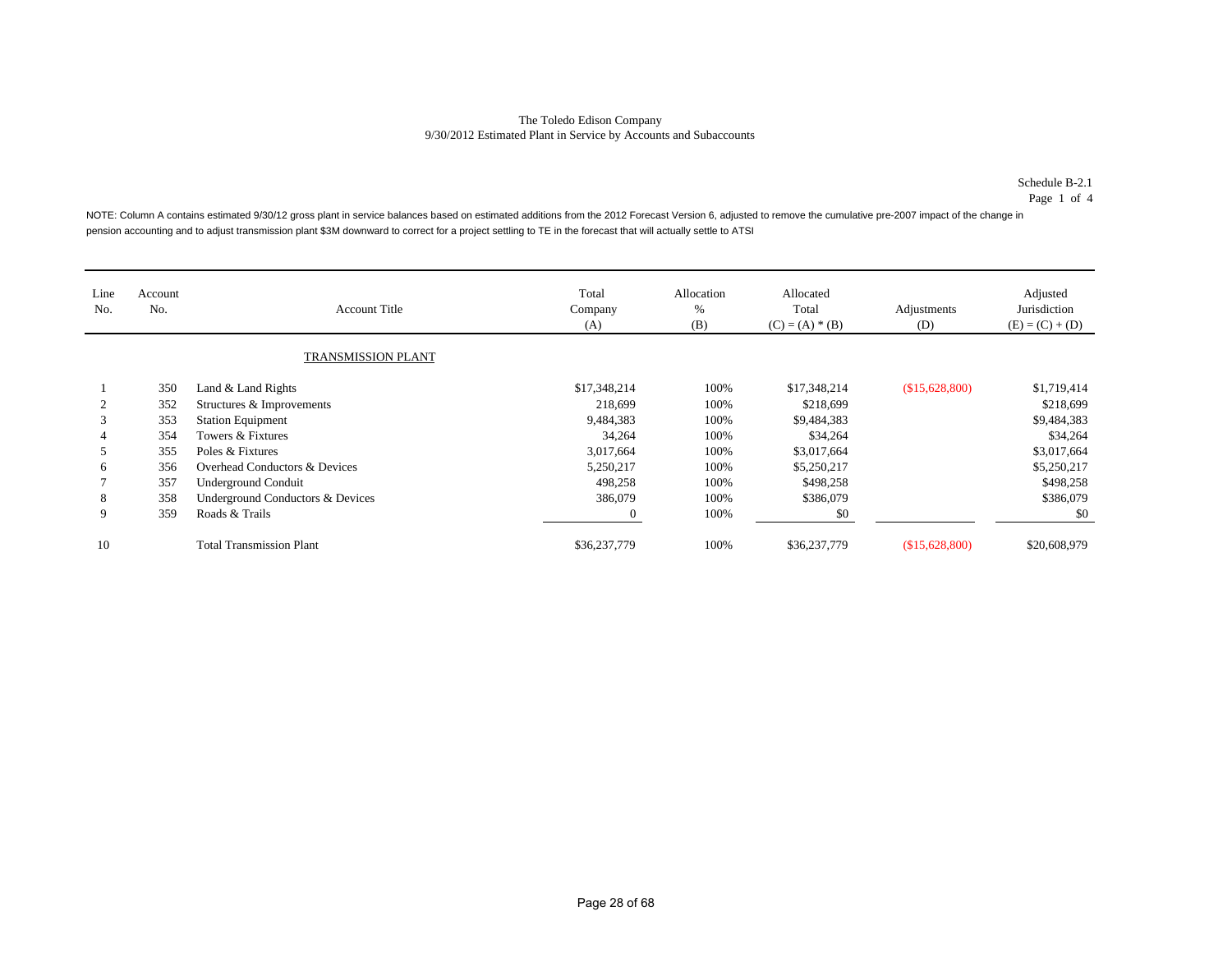The Toledo Edison Company
9/30/2012 Estimated Plant in Service by Accounts and Subaccounts

Schedule B-2.1
Page 1 of 4

NOTE: Column A contains estimated 9/30/12 gross plant in service balances based on estimated additions from the 2012 Forecast Version 6, adjusted to remove the cumulative pre-2007 impact of the change in pension accounting and to adjust transmission plant $3M downward to correct for a project settling to TE in the forecast that will actually settle to ATSI

| Line No. | Account No. | Account Title | Total Company (A) | Allocation % (B) | Allocated Total (C) = (A) * (B) | Adjustments (D) | Adjusted Jurisdiction (E) = (C) + (D) |
|---|---|---|---|---|---|---|---|
| | | TRANSMISSION PLANT | | | | | |
| 1 | 350 | Land & Land Rights | $17,348,214 | 100% | $17,348,214 | ($15,628,800) | $1,719,414 |
| 2 | 352 | Structures & Improvements | 218,699 | 100% | $218,699 | | $218,699 |
| 3 | 353 | Station Equipment | 9,484,383 | 100% | $9,484,383 | | $9,484,383 |
| 4 | 354 | Towers & Fixtures | 34,264 | 100% | $34,264 | | $34,264 |
| 5 | 355 | Poles & Fixtures | 3,017,664 | 100% | $3,017,664 | | $3,017,664 |
| 6 | 356 | Overhead Conductors & Devices | 5,250,217 | 100% | $5,250,217 | | $5,250,217 |
| 7 | 357 | Underground Conduit | 498,258 | 100% | $498,258 | | $498,258 |
| 8 | 358 | Underground Conductors & Devices | 386,079 | 100% | $386,079 | | $386,079 |
| 9 | 359 | Roads & Trails | 0 | 100% | $0 | | $0 |
| 10 | | Total Transmission Plant | $36,237,779 | 100% | $36,237,779 | ($15,628,800) | $20,608,979 |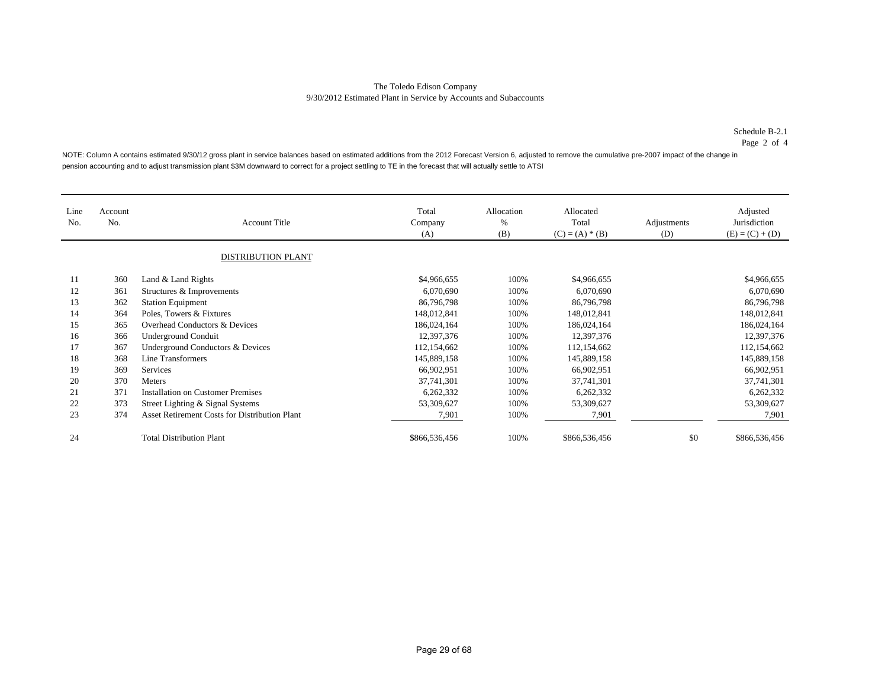The Toledo Edison Company
9/30/2012 Estimated Plant in Service by Accounts and Subaccounts

Schedule B-2.1
Page 2 of 4

NOTE: Column A contains estimated 9/30/12 gross plant in service balances based on estimated additions from the 2012 Forecast Version 6, adjusted to remove the cumulative pre-2007 impact of the change in pension accounting and to adjust transmission plant $3M downward to correct for a project settling to TE in the forecast that will actually settle to ATSI

| Line No. | Account No. | Account Title | Total Company (A) | Allocation % (B) | Allocated Total (C) = (A) * (B) | Adjustments (D) | Adjusted Jurisdiction (E) = (C) + (D) |
|---|---|---|---|---|---|---|---|
| | | DISTRIBUTION PLANT | | | | | |
| 11 | 360 | Land & Land Rights | $4,966,655 | 100% | $4,966,655 | | $4,966,655 |
| 12 | 361 | Structures & Improvements | 6,070,690 | 100% | 6,070,690 | | 6,070,690 |
| 13 | 362 | Station Equipment | 86,796,798 | 100% | 86,796,798 | | 86,796,798 |
| 14 | 364 | Poles, Towers & Fixtures | 148,012,841 | 100% | 148,012,841 | | 148,012,841 |
| 15 | 365 | Overhead Conductors & Devices | 186,024,164 | 100% | 186,024,164 | | 186,024,164 |
| 16 | 366 | Underground Conduit | 12,397,376 | 100% | 12,397,376 | | 12,397,376 |
| 17 | 367 | Underground Conductors & Devices | 112,154,662 | 100% | 112,154,662 | | 112,154,662 |
| 18 | 368 | Line Transformers | 145,889,158 | 100% | 145,889,158 | | 145,889,158 |
| 19 | 369 | Services | 66,902,951 | 100% | 66,902,951 | | 66,902,951 |
| 20 | 370 | Meters | 37,741,301 | 100% | 37,741,301 | | 37,741,301 |
| 21 | 371 | Installation on Customer Premises | 6,262,332 | 100% | 6,262,332 | | 6,262,332 |
| 22 | 373 | Street Lighting & Signal Systems | 53,309,627 | 100% | 53,309,627 | | 53,309,627 |
| 23 | 374 | Asset Retirement Costs for Distribution Plant | 7,901 | 100% | 7,901 | | 7,901 |
| 24 | | Total Distribution Plant | $866,536,456 | 100% | $866,536,456 | $0 | $866,536,456 |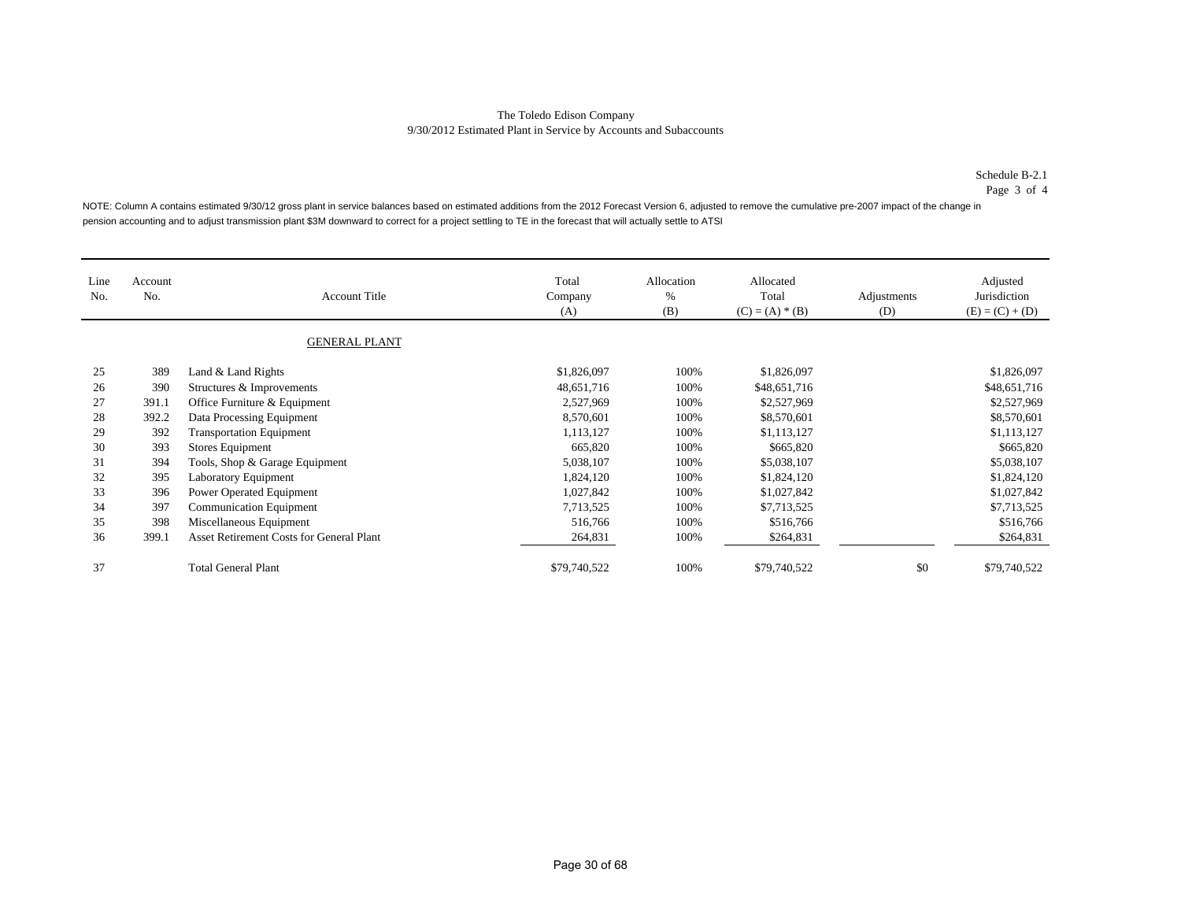The Toledo Edison Company
9/30/2012 Estimated Plant in Service by Accounts and Subaccounts

Schedule B-2.1
Page 3 of 4

NOTE: Column A contains estimated 9/30/12 gross plant in service balances based on estimated additions from the 2012 Forecast Version 6, adjusted to remove the cumulative pre-2007 impact of the change in pension accounting and to adjust transmission plant $3M downward to correct for a project settling to TE in the forecast that will actually settle to ATSI

| Line No. | Account No. | Account Title | Total Company (A) | Allocation % (B) | Allocated Total (C) = (A) * (B) | Adjustments (D) | Adjusted Jurisdiction (E) = (C) + (D) |
|---|---|---|---|---|---|---|---|
| | | GENERAL PLANT | | | | | |
| 25 | 389 | Land & Land Rights | $1,826,097 | 100% | $1,826,097 | | $1,826,097 |
| 26 | 390 | Structures & Improvements | 48,651,716 | 100% | $48,651,716 | | $48,651,716 |
| 27 | 391.1 | Office Furniture & Equipment | 2,527,969 | 100% | $2,527,969 | | $2,527,969 |
| 28 | 392.2 | Data Processing Equipment | 8,570,601 | 100% | $8,570,601 | | $8,570,601 |
| 29 | 392 | Transportation Equipment | 1,113,127 | 100% | $1,113,127 | | $1,113,127 |
| 30 | 393 | Stores Equipment | 665,820 | 100% | $665,820 | | $665,820 |
| 31 | 394 | Tools, Shop & Garage Equipment | 5,038,107 | 100% | $5,038,107 | | $5,038,107 |
| 32 | 395 | Laboratory Equipment | 1,824,120 | 100% | $1,824,120 | | $1,824,120 |
| 33 | 396 | Power Operated Equipment | 1,027,842 | 100% | $1,027,842 | | $1,027,842 |
| 34 | 397 | Communication Equipment | 7,713,525 | 100% | $7,713,525 | | $7,713,525 |
| 35 | 398 | Miscellaneous Equipment | 516,766 | 100% | $516,766 | | $516,766 |
| 36 | 399.1 | Asset Retirement Costs for General Plant | 264,831 | 100% | $264,831 | | $264,831 |
| 37 | | Total General Plant | $79,740,522 | 100% | $79,740,522 | $0 | $79,740,522 |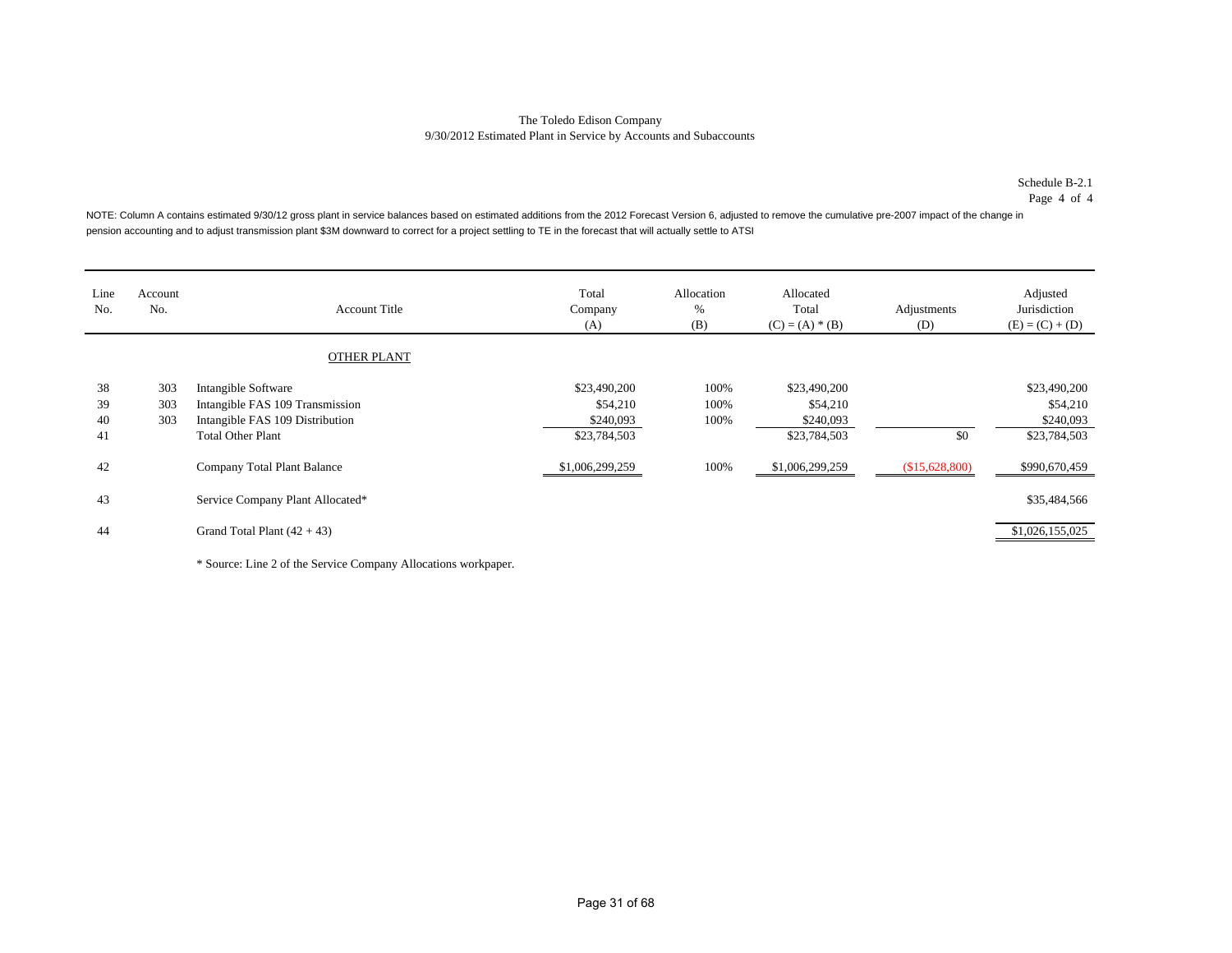The Toledo Edison Company
9/30/2012 Estimated Plant in Service by Accounts and Subaccounts

Schedule B-2.1
Page 4 of 4

NOTE: Column A contains estimated 9/30/12 gross plant in service balances based on estimated additions from the 2012 Forecast Version 6, adjusted to remove the cumulative pre-2007 impact of the change in pension accounting and to adjust transmission plant $3M downward to correct for a project settling to TE in the forecast that will actually settle to ATSI

| Line No. | Account No. | Account Title | Total Company (A) | Allocation % (B) | Allocated Total (C) = (A) * (B) | Adjustments (D) | Adjusted Jurisdiction (E) = (C) + (D) |
|---|---|---|---|---|---|---|---|
| | | OTHER PLANT | | | | | |
| 38 | 303 | Intangible Software | $23,490,200 | 100% | $23,490,200 | | $23,490,200 |
| 39 | 303 | Intangible FAS 109 Transmission | $54,210 | 100% | $54,210 | | $54,210 |
| 40 | 303 | Intangible FAS 109 Distribution | $240,093 | 100% | $240,093 | | $240,093 |
| 41 | | Total Other Plant | $23,784,503 | | $23,784,503 | $0 | $23,784,503 |
| 42 | | Company Total Plant Balance | $1,006,299,259 | 100% | $1,006,299,259 | ($15,628,800) | $990,670,459 |
| 43 | | Service Company Plant Allocated* | | | | | $35,484,566 |
| 44 | | Grand Total Plant (42 + 43) | | | | | $1,026,155,025 |

* Source: Line 2 of the Service Company Allocations workpaper.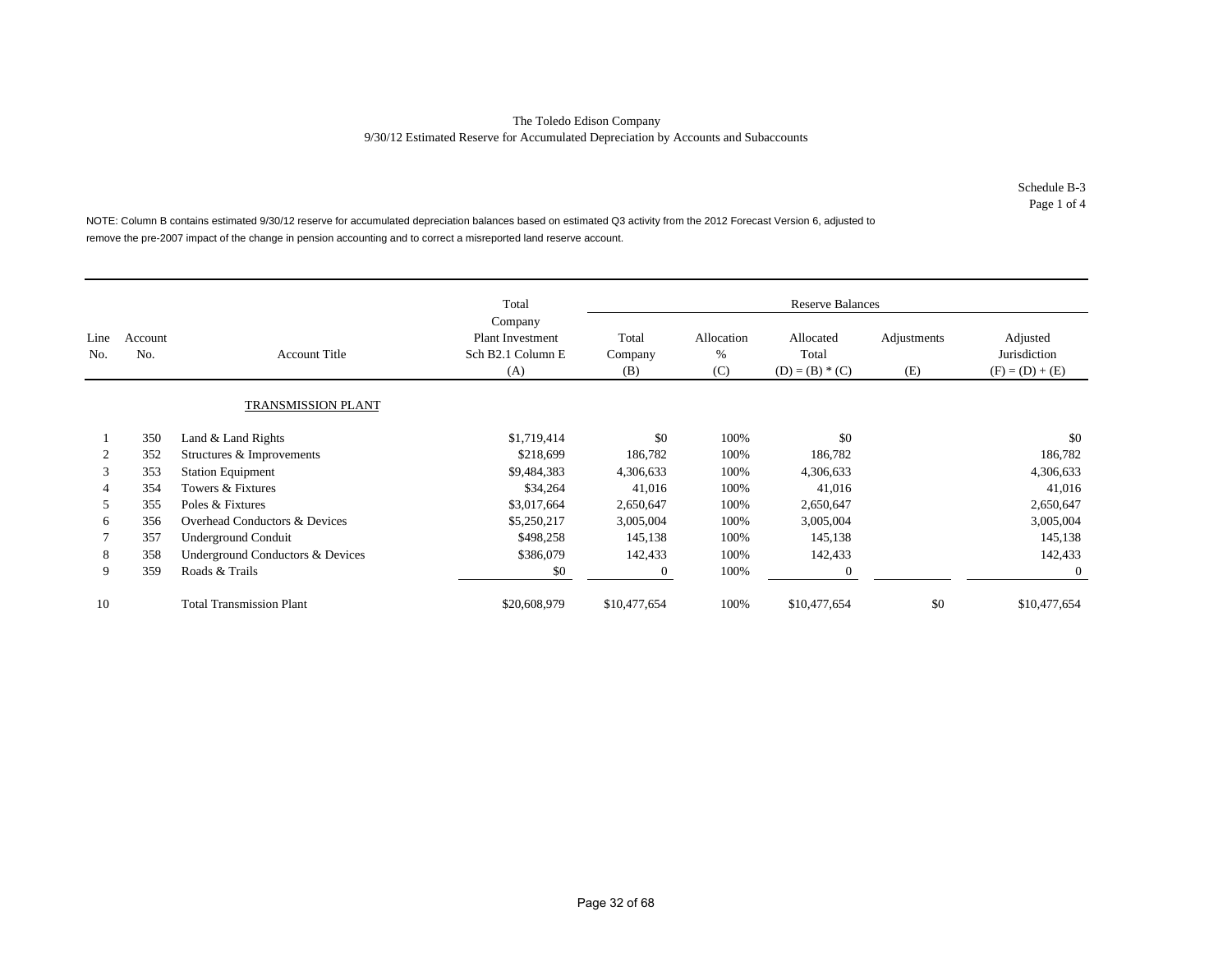The Toledo Edison Company
9/30/12 Estimated Reserve for Accumulated Depreciation by Accounts and Subaccounts

Schedule B-3
Page 1 of 4

NOTE: Column B contains estimated 9/30/12 reserve for accumulated depreciation balances based on estimated Q3 activity from the 2012 Forecast Version 6, adjusted to remove the pre-2007 impact of the change in pension accounting and to correct a misreported land reserve account.

| | | | Total | Reserve Balances | | | | |
|---|---|---|---|---|---|---|---|---|
| Line No. | Account No. | Account Title | Company Plant Investment Sch B2.1 Column E (A) | Total Company (B) | Allocation % (C) | Allocated Total (D) = (B) * (C) | Adjustments (E) | Adjusted Jurisdiction (F) = (D) + (E) |
| | | TRANSMISSION PLANT | | | | | | |
| 1 | 350 | Land & Land Rights | $1,719,414 | $0 | 100% | $0 | | $0 |
| 2 | 352 | Structures & Improvements | $218,699 | 186,782 | 100% | 186,782 | | 186,782 |
| 3 | 353 | Station Equipment | $9,484,383 | 4,306,633 | 100% | 4,306,633 | | 4,306,633 |
| 4 | 354 | Towers & Fixtures | $34,264 | 41,016 | 100% | 41,016 | | 41,016 |
| 5 | 355 | Poles & Fixtures | $3,017,664 | 2,650,647 | 100% | 2,650,647 | | 2,650,647 |
| 6 | 356 | Overhead Conductors & Devices | $5,250,217 | 3,005,004 | 100% | 3,005,004 | | 3,005,004 |
| 7 | 357 | Underground Conduit | $498,258 | 145,138 | 100% | 145,138 | | 145,138 |
| 8 | 358 | Underground Conductors & Devices | $386,079 | 142,433 | 100% | 142,433 | | 142,433 |
| 9 | 359 | Roads & Trails | $0 | 0 | 100% | 0 | | 0 |
| 10 | | Total Transmission Plant | $20,608,979 | $10,477,654 | 100% | $10,477,654 | $0 | $10,477,654 |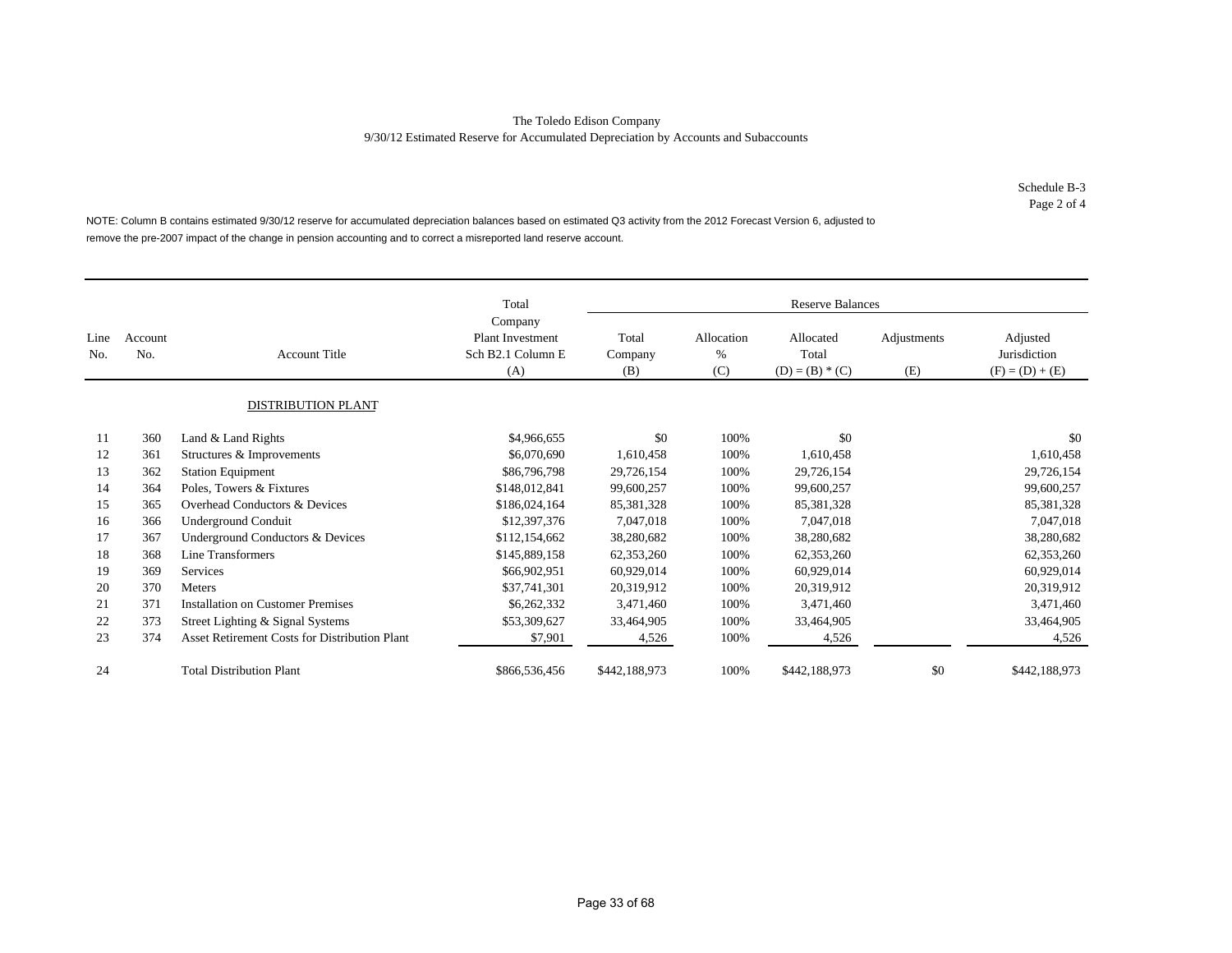The Toledo Edison Company
9/30/12 Estimated Reserve for Accumulated Depreciation by Accounts and Subaccounts

Schedule B-3
Page 2 of 4

NOTE: Column B contains estimated 9/30/12 reserve for accumulated depreciation balances based on estimated Q3 activity from the 2012 Forecast Version 6, adjusted to remove the pre-2007 impact of the change in pension accounting and to correct a misreported land reserve account.

| | | | Total | Reserve Balances | | | | |
|---|---|---|---|---|---|---|---|---|
| Line No. | Account No. | Account Title | Company Plant Investment Sch B2.1 Column E (A) | Total Company (B) | Allocation % (C) | Allocated Total (D) = (B) * (C) | Adjustments (E) | Adjusted Jurisdiction (F) = (D) + (E) |
| | | DISTRIBUTION PLANT | | | | | | |
| 11 | 360 | Land & Land Rights | $4,966,655 | $0 | 100% | $0 | | $0 |
| 12 | 361 | Structures & Improvements | $6,070,690 | 1,610,458 | 100% | 1,610,458 | | 1,610,458 |
| 13 | 362 | Station Equipment | $86,796,798 | 29,726,154 | 100% | 29,726,154 | | 29,726,154 |
| 14 | 364 | Poles, Towers & Fixtures | $148,012,841 | 99,600,257 | 100% | 99,600,257 | | 99,600,257 |
| 15 | 365 | Overhead Conductors & Devices | $186,024,164 | 85,381,328 | 100% | 85,381,328 | | 85,381,328 |
| 16 | 366 | Underground Conduit | $12,397,376 | 7,047,018 | 100% | 7,047,018 | | 7,047,018 |
| 17 | 367 | Underground Conductors & Devices | $112,154,662 | 38,280,682 | 100% | 38,280,682 | | 38,280,682 |
| 18 | 368 | Line Transformers | $145,889,158 | 62,353,260 | 100% | 62,353,260 | | 62,353,260 |
| 19 | 369 | Services | $66,902,951 | 60,929,014 | 100% | 60,929,014 | | 60,929,014 |
| 20 | 370 | Meters | $37,741,301 | 20,319,912 | 100% | 20,319,912 | | 20,319,912 |
| 21 | 371 | Installation on Customer Premises | $6,262,332 | 3,471,460 | 100% | 3,471,460 | | 3,471,460 |
| 22 | 373 | Street Lighting & Signal Systems | $53,309,627 | 33,464,905 | 100% | 33,464,905 | | 33,464,905 |
| 23 | 374 | Asset Retirement Costs for Distribution Plant | $7,901 | 4,526 | 100% | 4,526 | | 4,526 |
| 24 | | Total Distribution Plant | $866,536,456 | $442,188,973 | 100% | $442,188,973 | $0 | $442,188,973 |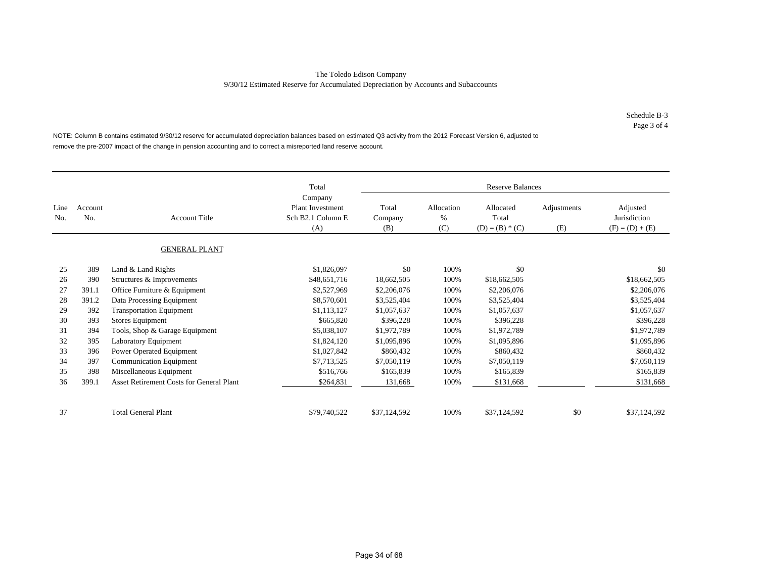The Toledo Edison Company
9/30/12 Estimated Reserve for Accumulated Depreciation by Accounts and Subaccounts

Schedule B-3
Page 3 of 4

NOTE: Column B contains estimated 9/30/12 reserve for accumulated depreciation balances based on estimated Q3 activity from the 2012 Forecast Version 6, adjusted to remove the pre-2007 impact of the change in pension accounting and to correct a misreported land reserve account.

| Line No. | Account No. | Account Title | Total Company Plant Investment Sch B2.1 Column E (A) | Reserve Balances Total Company (B) | Allocation % (C) | Allocated Total (D) = (B) * (C) | Adjustments (E) | Adjusted Jurisdiction (F) = (D) + (E) |
|---|---|---|---|---|---|---|---|---|
| | | GENERAL PLANT | | | | | | |
| 25 | 389 | Land & Land Rights | $1,826,097 | $0 | 100% | $0 | | $0 |
| 26 | 390 | Structures & Improvements | $48,651,716 | 18,662,505 | 100% | $18,662,505 | | $18,662,505 |
| 27 | 391.1 | Office Furniture & Equipment | $2,527,969 | $2,206,076 | 100% | $2,206,076 | | $2,206,076 |
| 28 | 391.2 | Data Processing Equipment | $8,570,601 | $3,525,404 | 100% | $3,525,404 | | $3,525,404 |
| 29 | 392 | Transportation Equipment | $1,113,127 | $1,057,637 | 100% | $1,057,637 | | $1,057,637 |
| 30 | 393 | Stores Equipment | $665,820 | $396,228 | 100% | $396,228 | | $396,228 |
| 31 | 394 | Tools, Shop & Garage Equipment | $5,038,107 | $1,972,789 | 100% | $1,972,789 | | $1,972,789 |
| 32 | 395 | Laboratory Equipment | $1,824,120 | $1,095,896 | 100% | $1,095,896 | | $1,095,896 |
| 33 | 396 | Power Operated Equipment | $1,027,842 | $860,432 | 100% | $860,432 | | $860,432 |
| 34 | 397 | Communication Equipment | $7,713,525 | $7,050,119 | 100% | $7,050,119 | | $7,050,119 |
| 35 | 398 | Miscellaneous Equipment | $516,766 | $165,839 | 100% | $165,839 | | $165,839 |
| 36 | 399.1 | Asset Retirement Costs for General Plant | $264,831 | 131,668 | 100% | $131,668 | | $131,668 |
| 37 | | Total General Plant | $79,740,522 | $37,124,592 | 100% | $37,124,592 | $0 | $37,124,592 |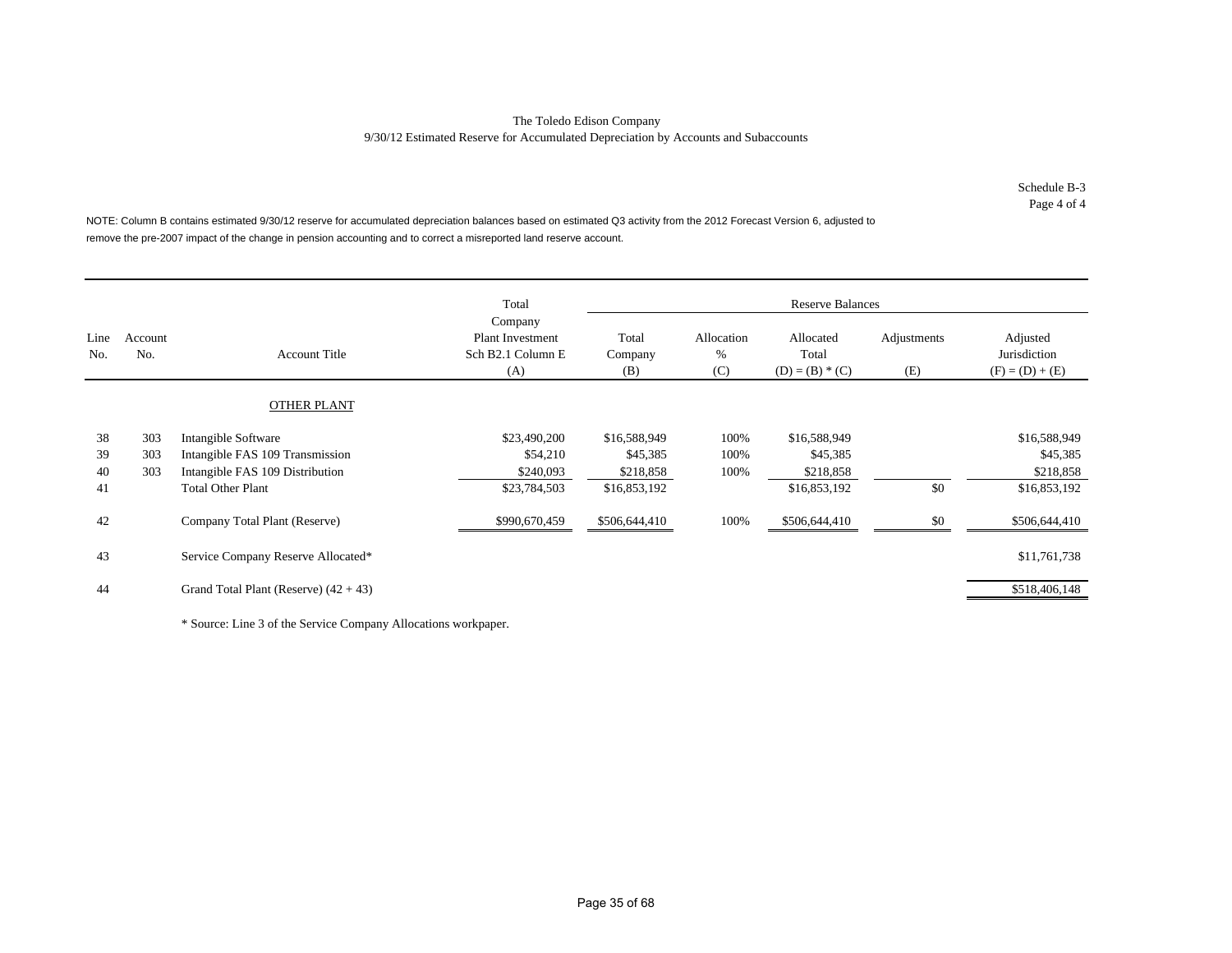The Toledo Edison Company
9/30/12 Estimated Reserve for Accumulated Depreciation by Accounts and Subaccounts

Schedule B-3
Page 4 of 4

NOTE: Column B contains estimated 9/30/12 reserve for accumulated depreciation balances based on estimated Q3 activity from the 2012 Forecast Version 6, adjusted to remove the pre-2007 impact of the change in pension accounting and to correct a misreported land reserve account.

| | | | Total | Reserve Balances | | | | |
|---|---|---|---|---|---|---|---|---|
| Line No. | Account No. | Account Title | Company Plant Investment Sch B2.1 Column E (A) | Total Company (B) | Allocation % (C) | Allocated Total (D) = (B) * (C) | Adjustments (E) | Adjusted Jurisdiction (F) = (D) + (E) |
| | | OTHER PLANT | | | | | | |
| 38 | 303 | Intangible Software | $23,490,200 | $16,588,949 | 100% | $16,588,949 | | $16,588,949 |
| 39 | 303 | Intangible FAS 109 Transmission | $54,210 | $45,385 | 100% | $45,385 | | $45,385 |
| 40 | 303 | Intangible FAS 109 Distribution | $240,093 | $218,858 | 100% | $218,858 | | $218,858 |
| 41 | | Total Other Plant | $23,784,503 | $16,853,192 | | $16,853,192 | $0 | $16,853,192 |
| 42 | | Company Total Plant (Reserve) | $990,670,459 | $506,644,410 | 100% | $506,644,410 | $0 | $506,644,410 |
| 43 | | Service Company Reserve Allocated* | | | | | | $11,761,738 |
| 44 | | Grand Total Plant (Reserve) (42 + 43) | | | | | | $518,406,148 |

* Source: Line 3 of the Service Company Allocations workpaper.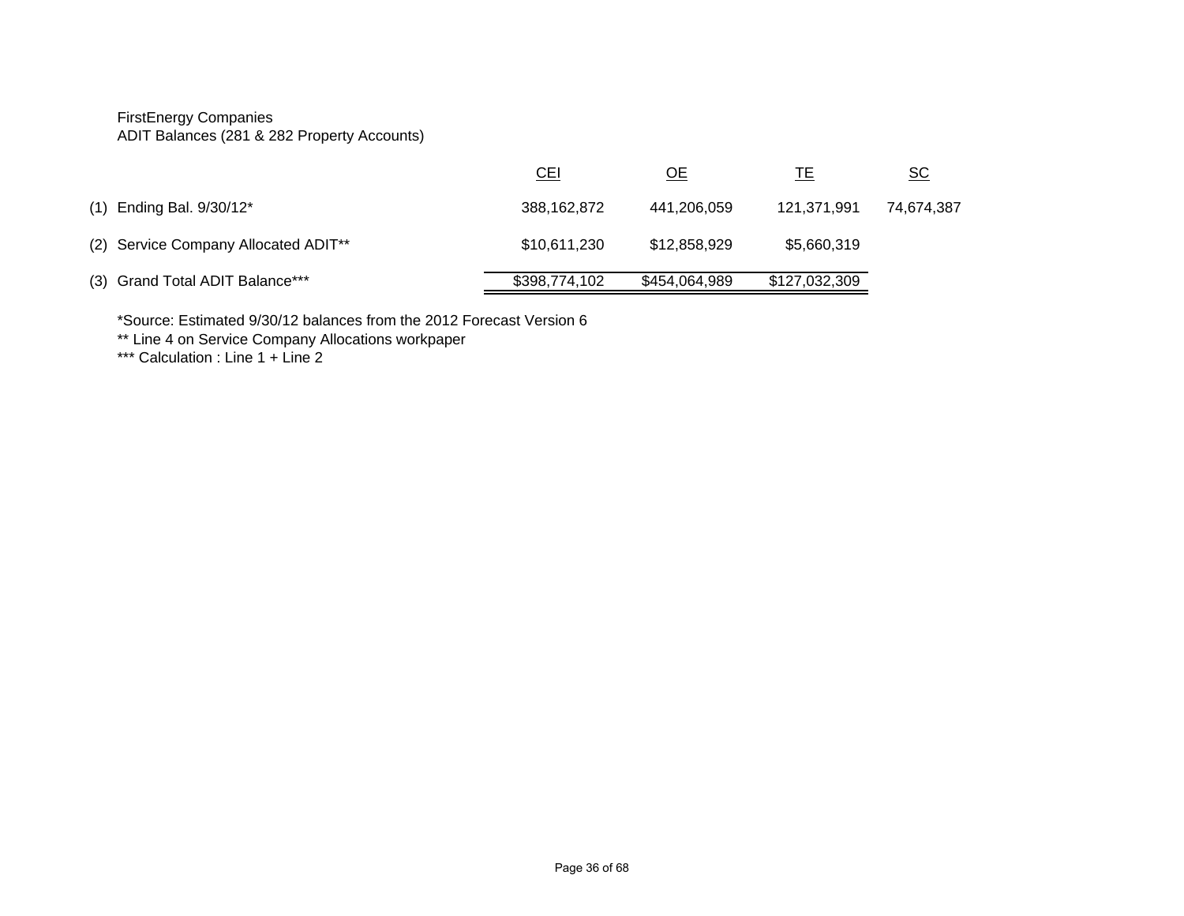FirstEnergy Companies
ADIT Balances (281 & 282 Property Accounts)

| | | CEI | OE | TE | SC |
|---|---|---|---|---|---|
| (1) | Ending Bal. 9/30/12* | 388,162,872 | 441,206,059 | 121,371,991 | 74,674,387 |
| (2) | Service Company Allocated ADIT** | $10,611,230 | $12,858,929 | $5,660,319 | |
| (3) | Grand Total ADIT Balance*** | $398,774,102 | $454,064,989 | $127,032,309 | |

*Source: Estimated 9/30/12 balances from the 2012 Forecast Version 6
** Line 4 on Service Company Allocations workpaper
*** Calculation : Line 1 + Line 2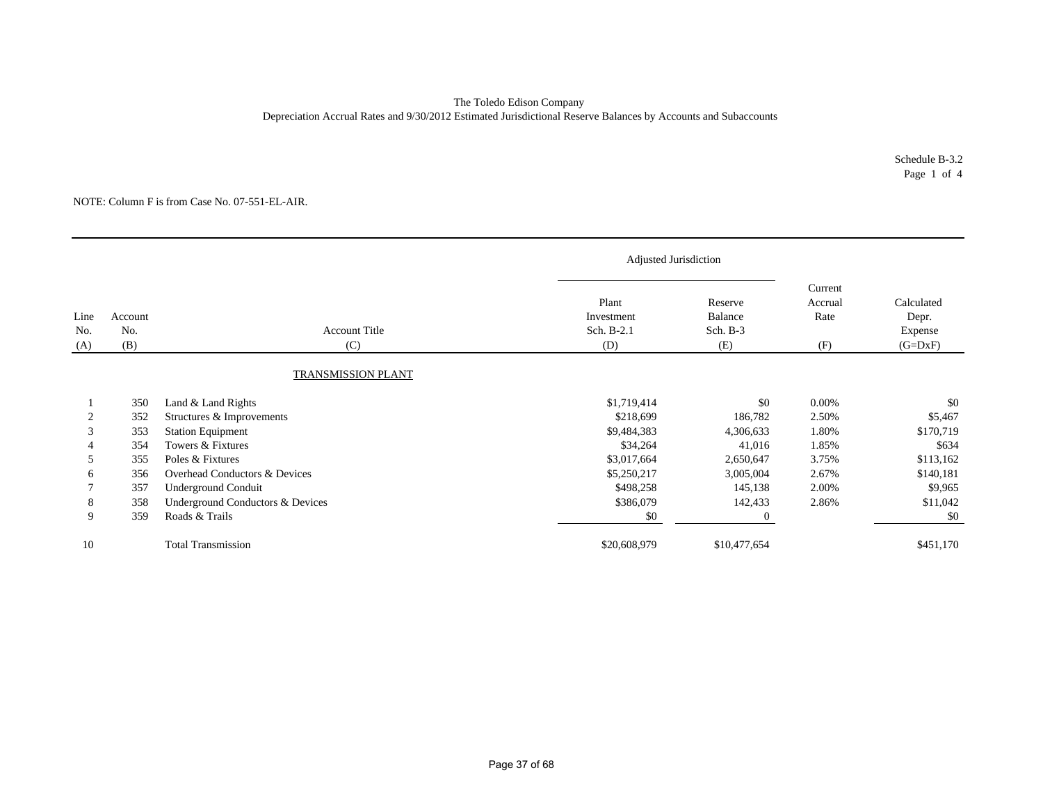The Toledo Edison Company
Depreciation Accrual Rates and 9/30/2012 Estimated Jurisdictional Reserve Balances by Accounts and Subaccounts

Schedule B-3.2
Page 1 of 4

NOTE: Column F is from Case No. 07-551-EL-AIR.

| Line No. (A) | Account No. (B) | Account Title (C) | Adjusted Jurisdiction Plant Investment Sch. B-2.1 (D) | Adjusted Jurisdiction Reserve Balance Sch. B-3 (E) | Current Accrual Rate (F) | Calculated Depr. Expense (G=DxF) |
|---|---|---|---|---|---|---|
| | | TRANSMISSION PLANT | | | | |
| 1 | 350 | Land & Land Rights | $1,719,414 | $0 | 0.00% | $0 |
| 2 | 352 | Structures & Improvements | $218,699 | 186,782 | 2.50% | $5,467 |
| 3 | 353 | Station Equipment | $9,484,383 | 4,306,633 | 1.80% | $170,719 |
| 4 | 354 | Towers & Fixtures | $34,264 | 41,016 | 1.85% | $634 |
| 5 | 355 | Poles & Fixtures | $3,017,664 | 2,650,647 | 3.75% | $113,162 |
| 6 | 356 | Overhead Conductors & Devices | $5,250,217 | 3,005,004 | 2.67% | $140,181 |
| 7 | 357 | Underground Conduit | $498,258 | 145,138 | 2.00% | $9,965 |
| 8 | 358 | Underground Conductors & Devices | $386,079 | 142,433 | 2.86% | $11,042 |
| 9 | 359 | Roads & Trails | $0 | 0 | | $0 |
| 10 | | Total Transmission | $20,608,979 | $10,477,654 | | $451,170 |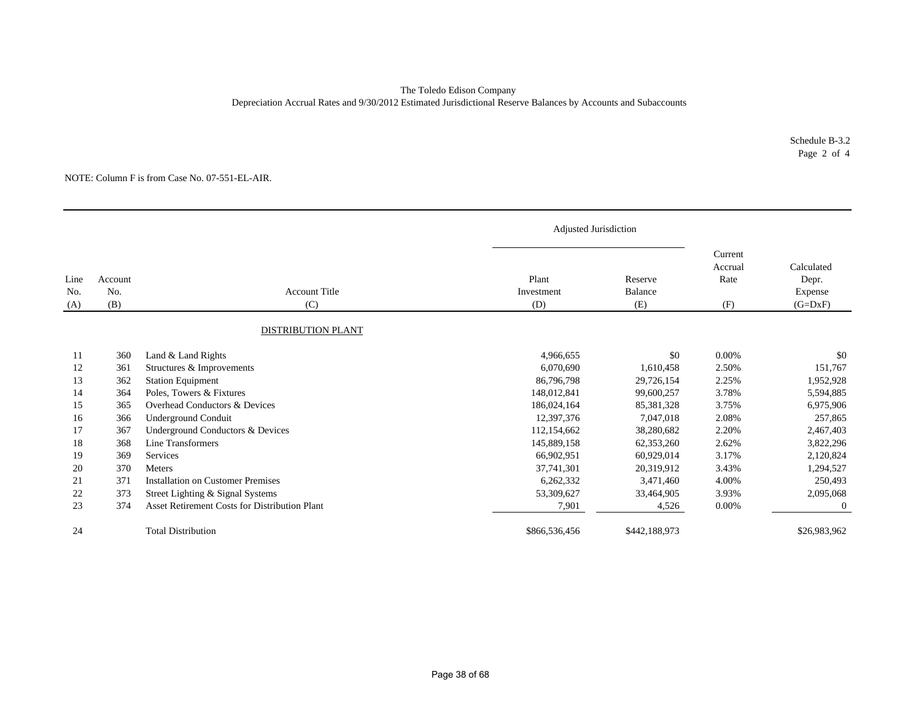The Toledo Edison Company
Depreciation Accrual Rates and 9/30/2012 Estimated Jurisdictional Reserve Balances by Accounts and Subaccounts

Schedule B-3.2
Page 2 of 4

NOTE: Column F is from Case No. 07-551-EL-AIR.

| | | | Adjusted Jurisdiction | | | |
|---|---|---|---|---|---|---|
| Line No. (A) | Account No. (B) | Account Title (C) | Plant Investment (D) | Reserve Balance (E) | Current Accrual Rate (F) | Calculated Depr. Expense (G=DxF) |
| | | DISTRIBUTION PLANT | | | | |
| 11 | 360 | Land & Land Rights | 4,966,655 | $0 | 0.00% | $0 |
| 12 | 361 | Structures & Improvements | 6,070,690 | 1,610,458 | 2.50% | 151,767 |
| 13 | 362 | Station Equipment | 86,796,798 | 29,726,154 | 2.25% | 1,952,928 |
| 14 | 364 | Poles, Towers & Fixtures | 148,012,841 | 99,600,257 | 3.78% | 5,594,885 |
| 15 | 365 | Overhead Conductors & Devices | 186,024,164 | 85,381,328 | 3.75% | 6,975,906 |
| 16 | 366 | Underground Conduit | 12,397,376 | 7,047,018 | 2.08% | 257,865 |
| 17 | 367 | Underground Conductors & Devices | 112,154,662 | 38,280,682 | 2.20% | 2,467,403 |
| 18 | 368 | Line Transformers | 145,889,158 | 62,353,260 | 2.62% | 3,822,296 |
| 19 | 369 | Services | 66,902,951 | 60,929,014 | 3.17% | 2,120,824 |
| 20 | 370 | Meters | 37,741,301 | 20,319,912 | 3.43% | 1,294,527 |
| 21 | 371 | Installation on Customer Premises | 6,262,332 | 3,471,460 | 4.00% | 250,493 |
| 22 | 373 | Street Lighting & Signal Systems | 53,309,627 | 33,464,905 | 3.93% | 2,095,068 |
| 23 | 374 | Asset Retirement Costs for Distribution Plant | 7,901 | 4,526 | 0.00% | 0 |
| 24 | | Total Distribution | $866,536,456 | $442,188,973 | | $26,983,962 |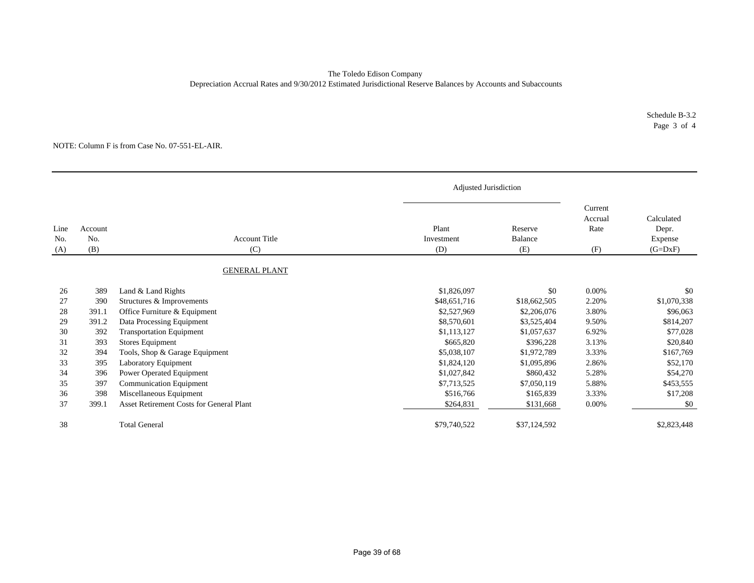The Toledo Edison Company
Depreciation Accrual Rates and 9/30/2012 Estimated Jurisdictional Reserve Balances by Accounts and Subaccounts

Schedule B-3.2
Page 3 of 4

NOTE: Column F is from Case No. 07-551-EL-AIR.

| | | | Adjusted Jurisdiction | | | |
|---|---|---|---|---|---|---|
| Line No. (A) | Account No. (B) | Account Title (C) | Plant Investment (D) | Reserve Balance (E) | Current Accrual Rate (F) | Calculated Depr. Expense (G=DxF) |
| | | GENERAL PLANT | | | | |
| 26 | 389 | Land & Land Rights | $1,826,097 | $0 | 0.00% | $0 |
| 27 | 390 | Structures & Improvements | $48,651,716 | $18,662,505 | 2.20% | $1,070,338 |
| 28 | 391.1 | Office Furniture & Equipment | $2,527,969 | $2,206,076 | 3.80% | $96,063 |
| 29 | 391.2 | Data Processing Equipment | $8,570,601 | $3,525,404 | 9.50% | $814,207 |
| 30 | 392 | Transportation Equipment | $1,113,127 | $1,057,637 | 6.92% | $77,028 |
| 31 | 393 | Stores Equipment | $665,820 | $396,228 | 3.13% | $20,840 |
| 32 | 394 | Tools, Shop & Garage Equipment | $5,038,107 | $1,972,789 | 3.33% | $167,769 |
| 33 | 395 | Laboratory Equipment | $1,824,120 | $1,095,896 | 2.86% | $52,170 |
| 34 | 396 | Power Operated Equipment | $1,027,842 | $860,432 | 5.28% | $54,270 |
| 35 | 397 | Communication Equipment | $7,713,525 | $7,050,119 | 5.88% | $453,555 |
| 36 | 398 | Miscellaneous Equipment | $516,766 | $165,839 | 3.33% | $17,208 |
| 37 | 399.1 | Asset Retirement Costs for General Plant | $264,831 | $131,668 | 0.00% | $0 |
| 38 | | Total General | $79,740,522 | $37,124,592 | | $2,823,448 |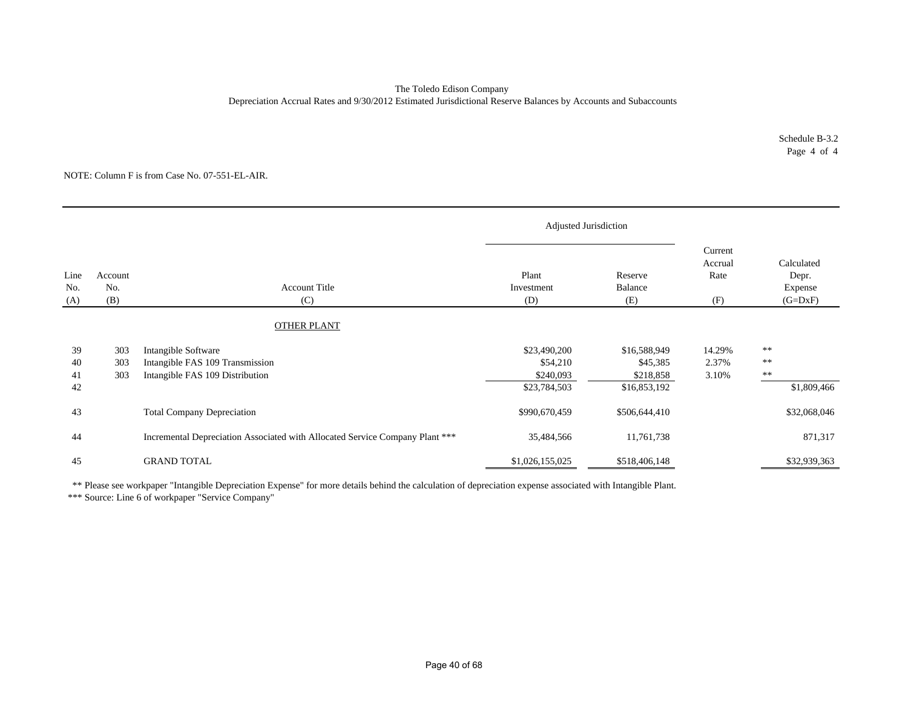The Toledo Edison Company
Depreciation Accrual Rates and 9/30/2012 Estimated Jurisdictional Reserve Balances by Accounts and Subaccounts

Schedule B-3.2
Page 4 of 4

NOTE: Column F is from Case No. 07-551-EL-AIR.

| | | | Adjusted Jurisdiction | | | |
|---|---|---|---|---|---|---|
| Line No. (A) | Account No. (B) | Account Title (C) | Plant Investment (D) | Reserve Balance (E) | Current Accrual Rate (F) | Calculated Depr. Expense (G=DxF) |
| | | OTHER PLANT | | | | |
| 39 | 303 | Intangible Software | $23,490,200 | $16,588,949 | 14.29% | ** |
| 40 | 303 | Intangible FAS 109 Transmission | $54,210 | $45,385 | 2.37% | ** |
| 41 | 303 | Intangible FAS 109 Distribution | $240,093 | $218,858 | 3.10% | ** |
| 42 | | | $23,784,503 | $16,853,192 | | $1,809,466 |
| 43 | | Total Company Depreciation | $990,670,459 | $506,644,410 | | $32,068,046 |
| 44 | | Incremental Depreciation Associated with Allocated Service Company Plant *** | 35,484,566 | 11,761,738 | | 871,317 |
| 45 | | GRAND TOTAL | $1,026,155,025 | $518,406,148 | | $32,939,363 |

** Please see workpaper "Intangible Depreciation Expense" for more details behind the calculation of depreciation expense associated with Intangible Plant.
*** Source: Line 6 of workpaper "Service Company"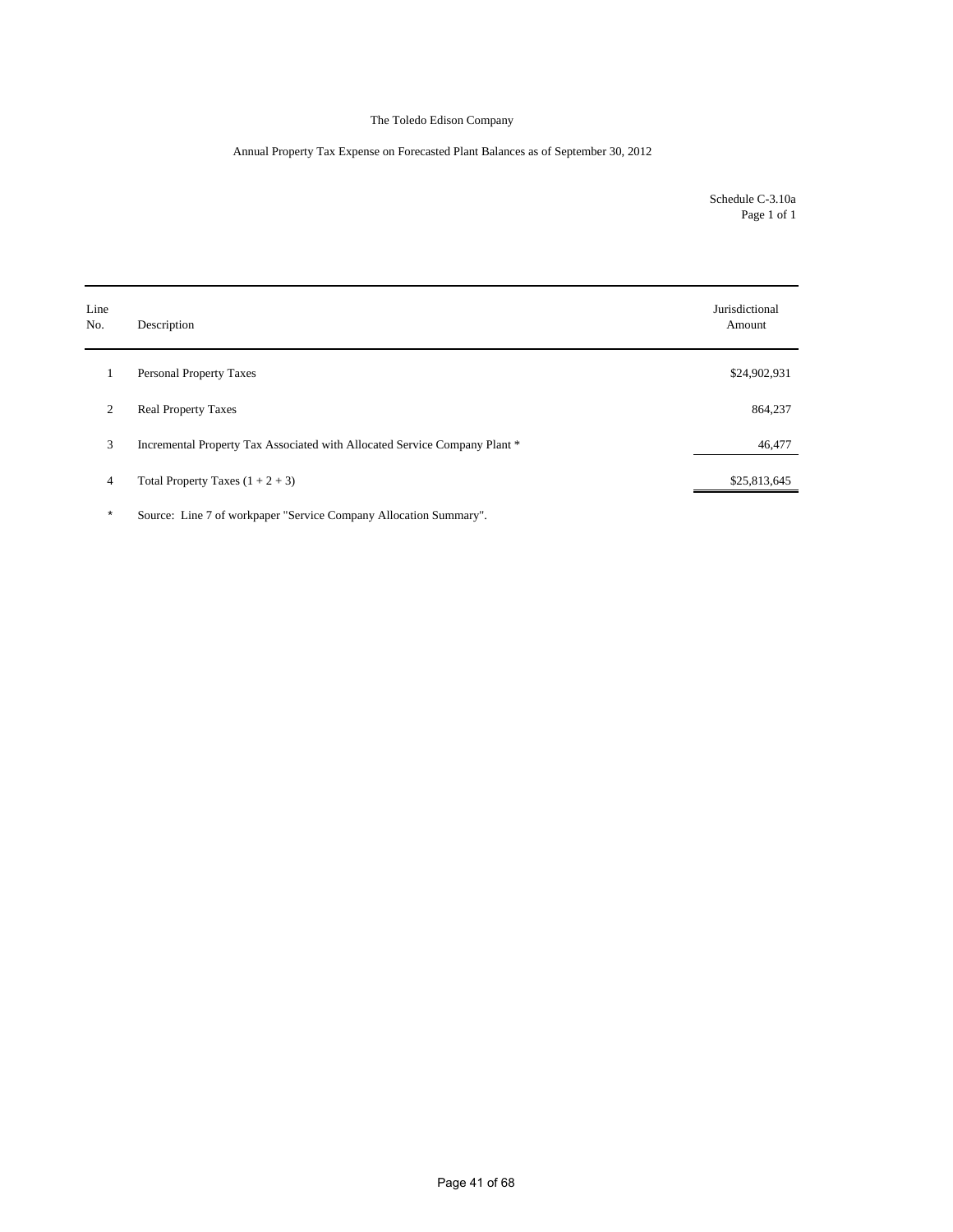The Toledo Edison Company

Annual Property Tax Expense on Forecasted Plant Balances as of September 30, 2012

Schedule C-3.10a
Page 1 of 1

| Line No. | Description | Jurisdictional Amount |
|---|---|---|
| 1 | Personal Property Taxes | $24,902,931 |
| 2 | Real Property Taxes | 864,237 |
| 3 | Incremental Property Tax Associated with Allocated Service Company Plant * | 46,477 |
| 4 | Total Property Taxes (1 + 2 + 3) | $25,813,645 |

\* Source: Line 7 of workpaper "Service Company Allocation Summary".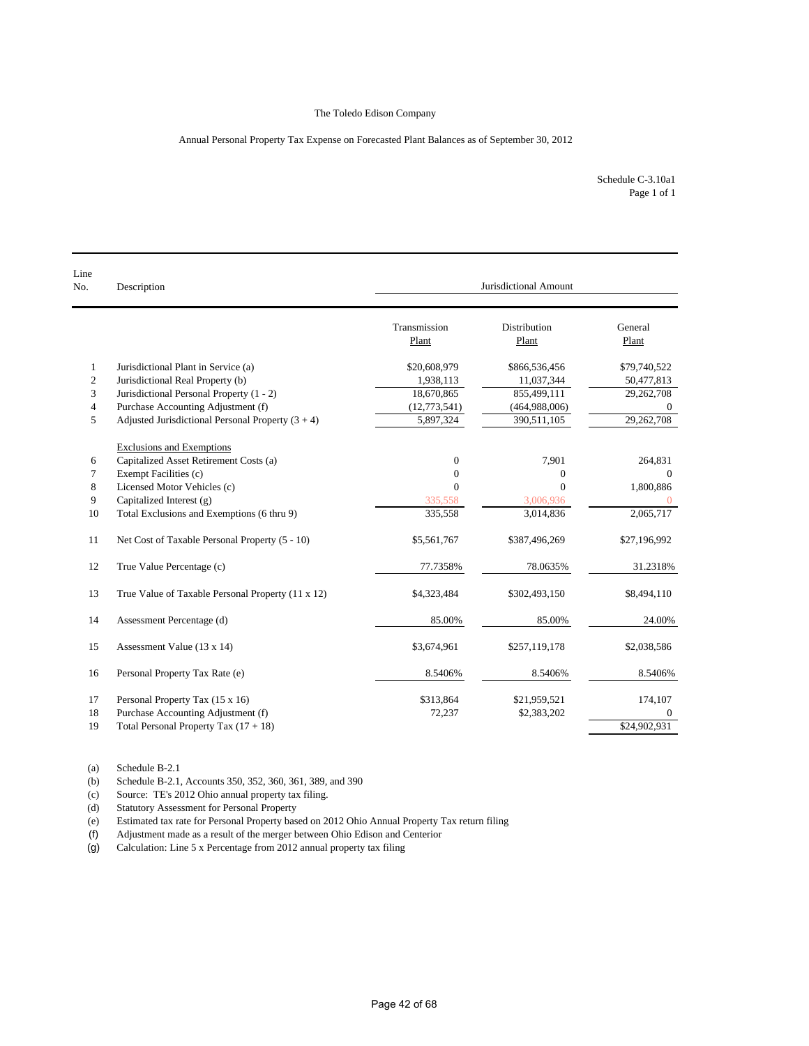The Toledo Edison Company

Annual Personal Property Tax Expense on Forecasted Plant Balances as of September 30, 2012

Schedule C-3.10a1
Page 1 of 1

| Line No. | Description | Jurisdictional Amount | | |
|---|---|---|---|---|
| | | Transmission Plant | Distribution Plant | General Plant |
| 1 | Jurisdictional Plant in Service (a) | $20,608,979 | $866,536,456 | $79,740,522 |
| 2 | Jurisdictional Real Property (b) | 1,938,113 | 11,037,344 | 50,477,813 |
| 3 | Jurisdictional Personal Property (1 - 2) | 18,670,865 | 855,499,111 | 29,262,708 |
| 4 | Purchase Accounting Adjustment (f) | (12,773,541) | (464,988,006) | 0 |
| 5 | Adjusted Jurisdictional Personal Property (3 + 4) | 5,897,324 | 390,511,105 | 29,262,708 |
| | Exclusions and Exemptions | | | |
| 6 | Capitalized Asset Retirement Costs (a) | 0 | 7,901 | 264,831 |
| 7 | Exempt Facilities (c) | 0 | 0 | 0 |
| 8 | Licensed Motor Vehicles (c) | 0 | 0 | 1,800,886 |
| 9 | Capitalized Interest (g) | 335,558 | 3,006,936 | 0 |
| 10 | Total Exclusions and Exemptions (6 thru 9) | 335,558 | 3,014,836 | 2,065,717 |
| 11 | Net Cost of Taxable Personal Property (5 - 10) | $5,561,767 | $387,496,269 | $27,196,992 |
| 12 | True Value Percentage (c) | 77.7358% | 78.0635% | 31.2318% |
| 13 | True Value of Taxable Personal Property (11 x 12) | $4,323,484 | $302,493,150 | $8,494,110 |
| 14 | Assessment Percentage (d) | 85.00% | 85.00% | 24.00% |
| 15 | Assessment Value (13 x 14) | $3,674,961 | $257,119,178 | $2,038,586 |
| 16 | Personal Property Tax Rate (e) | 8.5406% | 8.5406% | 8.5406% |
| 17 | Personal Property Tax (15 x 16) | $313,864 | $21,959,521 | 174,107 |
| 18 | Purchase Accounting Adjustment (f) | 72,237 | $2,383,202 | 0 |
| 19 | Total Personal Property Tax (17 + 18) | | | $24,902,931 |

(a) Schedule B-2.1
(b) Schedule B-2.1, Accounts 350, 352, 360, 361, 389, and 390
(c) Source: TE's 2012 Ohio annual property tax filing.
(d) Statutory Assessment for Personal Property
(e) Estimated tax rate for Personal Property based on 2012 Ohio Annual Property Tax return filing
(f) Adjustment made as a result of the merger between Ohio Edison and Centerior
(g) Calculation: Line 5 x Percentage from 2012 annual property tax filing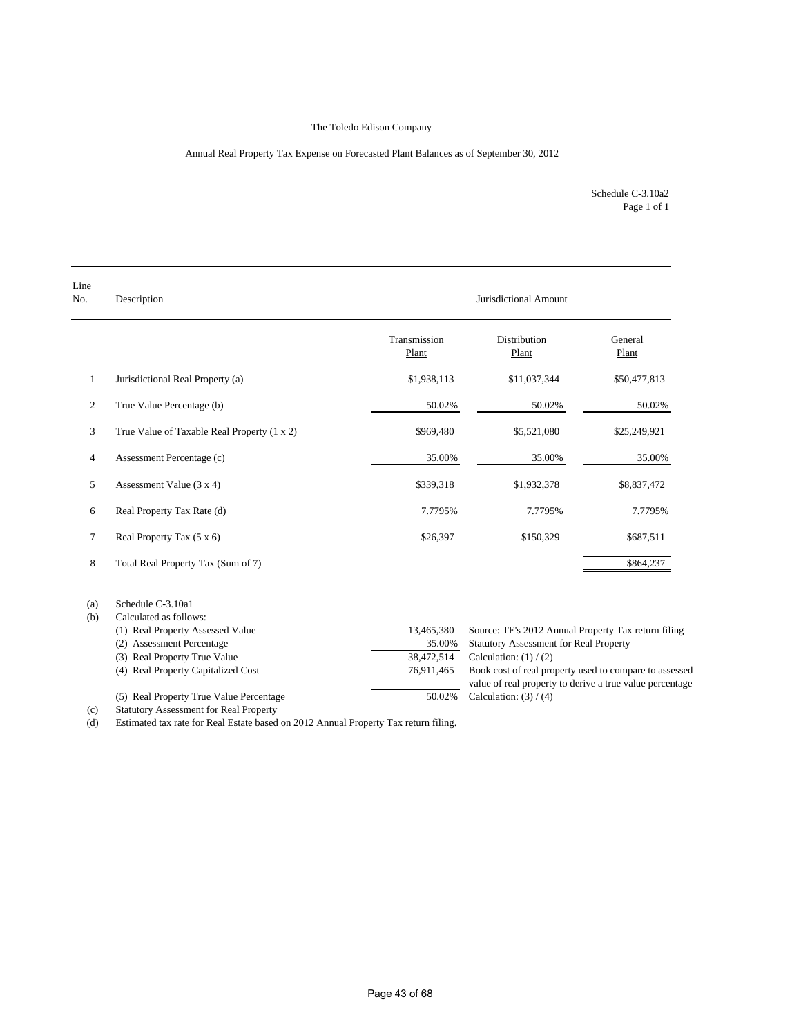The Toledo Edison Company

Annual Real Property Tax Expense on Forecasted Plant Balances as of September 30, 2012

Schedule C-3.10a2
Page 1 of 1

| Line No. | Description | Jurisdictional Amount | | |
|---|---|---|---|---|
| | | Transmission Plant | Distribution Plant | General Plant |
| 1 | Jurisdictional Real Property (a) | $1,938,113 | $11,037,344 | $50,477,813 |
| 2 | True Value Percentage (b) | 50.02% | 50.02% | 50.02% |
| 3 | True Value of Taxable Real Property (1 x 2) | $969,480 | $5,521,080 | $25,249,921 |
| 4 | Assessment Percentage (c) | 35.00% | 35.00% | 35.00% |
| 5 | Assessment Value (3 x 4) | $339,318 | $1,932,378 | $8,837,472 |
| 6 | Real Property Tax Rate (d) | 7.7795% | 7.7795% | 7.7795% |
| 7 | Real Property Tax (5 x 6) | $26,397 | $150,329 | $687,511 |
| 8 | Total Real Property Tax (Sum of 7) | | | $864,237 |

(a) Schedule C-3.10a1

(b) Calculated as follows:

| | | |
|---|---|---|
| (1) Real Property Assessed Value | 13,465,380 | Source: TE's 2012 Annual Property Tax return filing |
| (2) Assessment Percentage | 35.00% | Statutory Assessment for Real Property |
| (3) Real Property True Value | 38,472,514 | Calculation: (1) / (2) |
| (4) Real Property Capitalized Cost | 76,911,465 | Book cost of real property used to compare to assessed value of real property to derive a true value percentage |
| (5) Real Property True Value Percentage | 50.02% | Calculation: (3) / (4) |

(c) Statutory Assessment for Real Property

(d) Estimated tax rate for Real Estate based on 2012 Annual Property Tax return filing.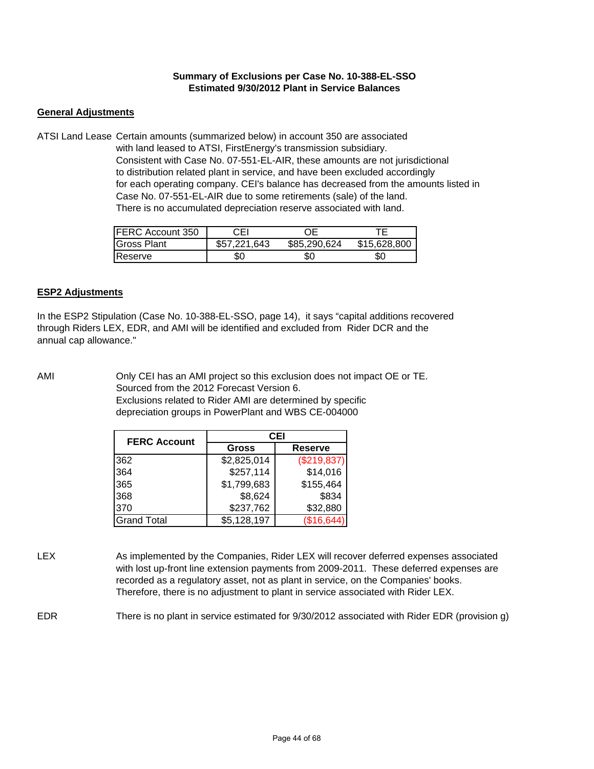**Summary of Exclusions per Case No. 10-388-EL-SSO**
**Estimated 9/30/2012 Plant in Service Balances**

## General Adjustments

ATSI Land Lease Certain amounts (summarized below) in account 350 are associated with land leased to ATSI, FirstEnergy's transmission subsidiary. Consistent with Case No. 07-551-EL-AIR, these amounts are not jurisdictional to distribution related plant in service, and have been excluded accordingly for each operating company. CEI's balance has decreased from the amounts listed in Case No. 07-551-EL-AIR due to some retirements (sale) of the land. There is no accumulated depreciation reserve associated with land.

| FERC Account 350 | CEI | OE | TE |
|---|---|---|---|
| Gross Plant | $57,221,643 | $85,290,624 | $15,628,800 |
| Reserve | $0 | $0 | $0 |

## ESP2 Adjustments

In the ESP2 Stipulation (Case No. 10-388-EL-SSO, page 14), it says "capital additions recovered through Riders LEX, EDR, and AMI will be identified and excluded from Rider DCR and the annual cap allowance."

AMI Only CEI has an AMI project so this exclusion does not impact OE or TE. Sourced from the 2012 Forecast Version 6. Exclusions related to Rider AMI are determined by specific depreciation groups in PowerPlant and WBS CE-004000

| FERC Account | CEI | |
|---|---|---|
| | Gross | Reserve |
| 362 | $2,825,014 | ($219,837) |
| 364 | $257,114 | $14,016 |
| 365 | $1,799,683 | $155,464 |
| 368 | $8,624 | $834 |
| 370 | $237,762 | $32,880 |
| Grand Total | $5,128,197 | ($16,644) |

LEX As implemented by the Companies, Rider LEX will recover deferred expenses associated with lost up-front line extension payments from 2009-2011. These deferred expenses are recorded as a regulatory asset, not as plant in service, on the Companies' books. Therefore, there is no adjustment to plant in service associated with Rider LEX.

EDR There is no plant in service estimated for 9/30/2012 associated with Rider EDR (provision g)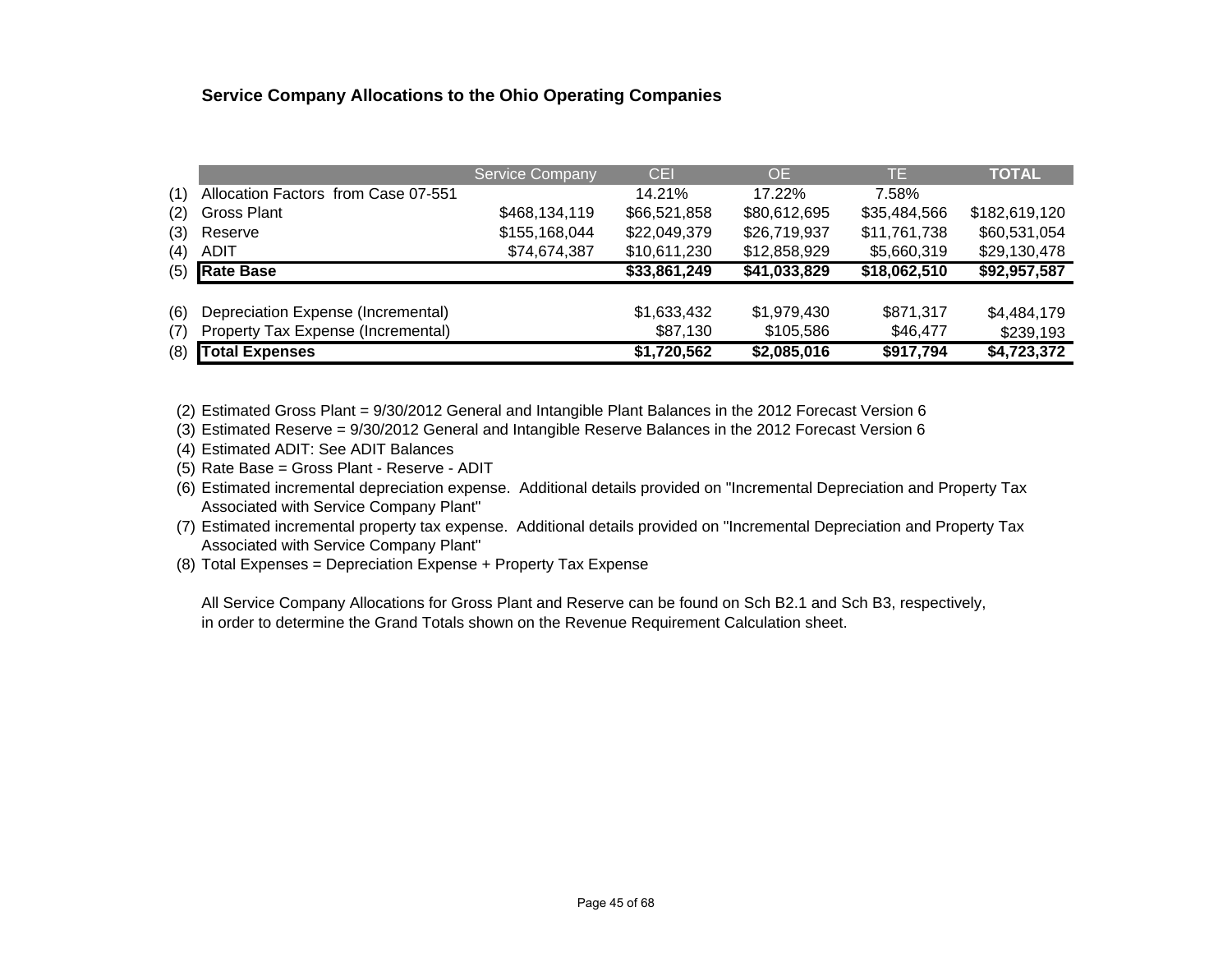## Service Company Allocations to the Ohio Operating Companies

| | | Service Company | CEI | OE | TE | **TOTAL** |
|---|---|---|---|---|---|---|
| (1) | Allocation Factors from Case 07-551 | | 14.21% | 17.22% | 7.58% | |
| (2) | Gross Plant | $468,134,119 | $66,521,858 | $80,612,695 | $35,484,566 | $182,619,120 |
| (3) | Reserve | $155,168,044 | $22,049,379 | $26,719,937 | $11,761,738 | $60,531,054 |
| (4) | ADIT | $74,674,387 | $10,611,230 | $12,858,929 | $5,660,319 | $29,130,478 |
| (5) | **Rate Base** | | **$33,861,249** | **$41,033,829** | **$18,062,510** | **$92,957,587** |
| | | | | | | |
| (6) | Depreciation Expense (Incremental) | | $1,633,432 | $1,979,430 | $871,317 | $4,484,179 |
| (7) | Property Tax Expense (Incremental) | | $87,130 | $105,586 | $46,477 | $239,193 |
| (8) | **Total Expenses** | | **$1,720,562** | **$2,085,016** | **$917,794** | **$4,723,372** |

(2) Estimated Gross Plant = 9/30/2012 General and Intangible Plant Balances in the 2012 Forecast Version 6

(3) Estimated Reserve = 9/30/2012 General and Intangible Reserve Balances in the 2012 Forecast Version 6

(4) Estimated ADIT: See ADIT Balances

(5) Rate Base = Gross Plant - Reserve - ADIT

(6) Estimated incremental depreciation expense. Additional details provided on "Incremental Depreciation and Property Tax Associated with Service Company Plant"

(7) Estimated incremental property tax expense. Additional details provided on "Incremental Depreciation and Property Tax Associated with Service Company Plant"

(8) Total Expenses = Depreciation Expense + Property Tax Expense

All Service Company Allocations for Gross Plant and Reserve can be found on Sch B2.1 and Sch B3, respectively, in order to determine the Grand Totals shown on the Revenue Requirement Calculation sheet.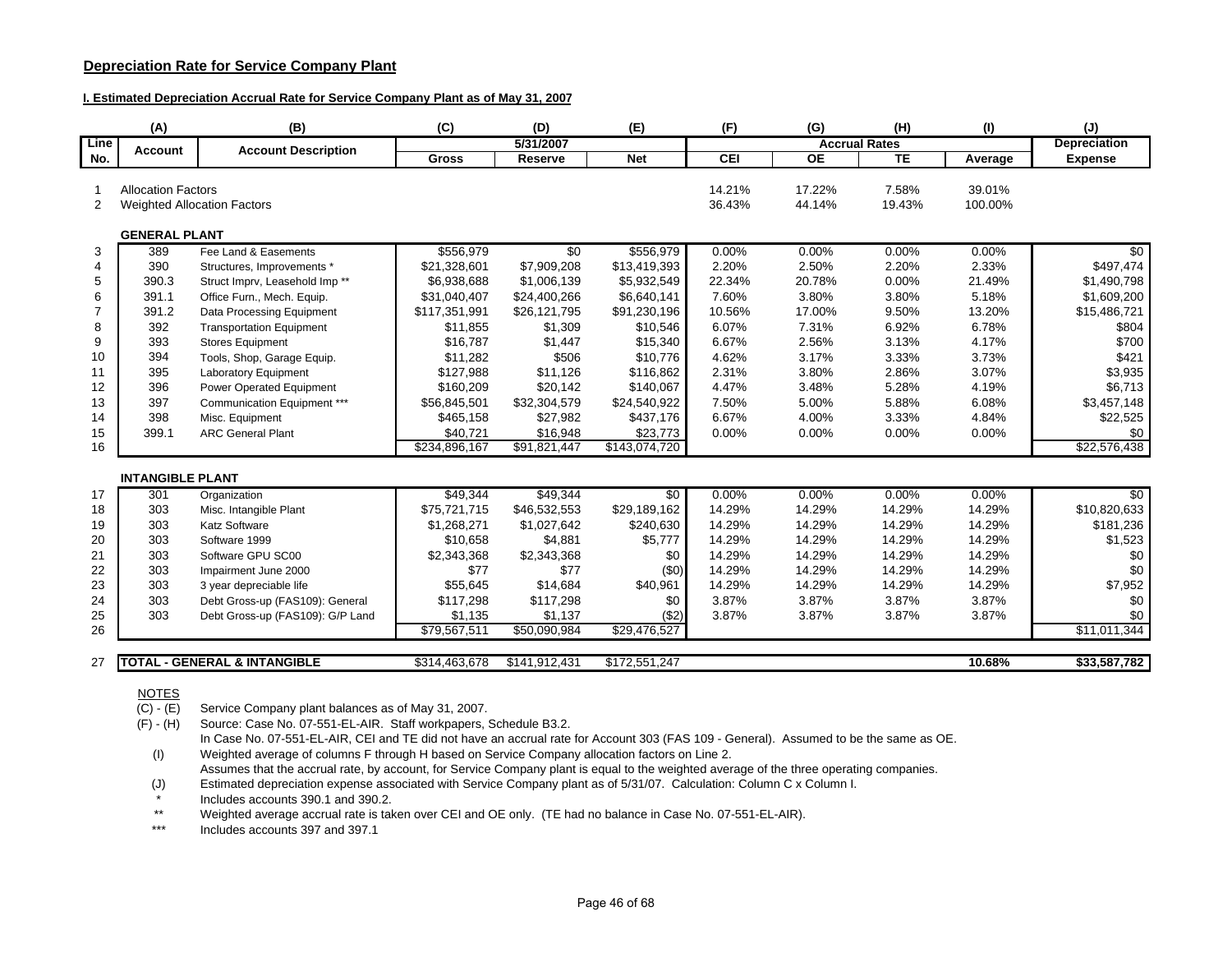**Depreciation Rate for Service Company Plant**

**I. Estimated Depreciation Accrual Rate for Service Company Plant as of May 31, 2007**

| | (A) | (B) | (C) | (D) | (E) | (F) | (G) | (H) | (I) | (J) |
|---|---|---|---|---|---|---|---|---|---|---|
| Line | Account | Account Description | 5/31/2007 | | | Accrual Rates | | | | Depreciation |
| No. | | | Gross | Reserve | Net | CEI | OE | TE | Average | Expense |
| 1 | Allocation Factors | | | | | 14.21% | 17.22% | 7.58% | 39.01% | |
| 2 | Weighted Allocation Factors | | | | | 36.43% | 44.14% | 19.43% | 100.00% | |
| | **GENERAL PLANT** | | | | | | | | | |
| 3 | 389 | Fee Land & Easements | $556,979 | $0 | $556,979 | 0.00% | 0.00% | 0.00% | 0.00% | $0 |
| 4 | 390 | Structures, Improvements * | $21,328,601 | $7,909,208 | $13,419,393 | 2.20% | 2.50% | 2.20% | 2.33% | $497,474 |
| 5 | 390.3 | Struct Imprv, Leasehold Imp ** | $6,938,688 | $1,006,139 | $5,932,549 | 22.34% | 20.78% | 0.00% | 21.49% | $1,490,798 |
| 6 | 391.1 | Office Furn., Mech. Equip. | $31,040,407 | $24,400,266 | $6,640,141 | 7.60% | 3.80% | 3.80% | 5.18% | $1,609,200 |
| 7 | 391.2 | Data Processing Equipment | $117,351,991 | $26,121,795 | $91,230,196 | 10.56% | 17.00% | 9.50% | 13.20% | $15,486,721 |
| 8 | 392 | Transportation Equipment | $11,855 | $1,309 | $10,546 | 6.07% | 7.31% | 6.92% | 6.78% | $804 |
| 9 | 393 | Stores Equipment | $16,787 | $1,447 | $15,340 | 6.67% | 2.56% | 3.13% | 4.17% | $700 |
| 10 | 394 | Tools, Shop, Garage Equip. | $11,282 | $506 | $10,776 | 4.62% | 3.17% | 3.33% | 3.73% | $421 |
| 11 | 395 | Laboratory Equipment | $127,988 | $11,126 | $116,862 | 2.31% | 3.80% | 2.86% | 3.07% | $3,935 |
| 12 | 396 | Power Operated Equipment | $160,209 | $20,142 | $140,067 | 4.47% | 3.48% | 5.28% | 4.19% | $6,713 |
| 13 | 397 | Communication Equipment *** | $56,845,501 | $32,304,579 | $24,540,922 | 7.50% | 5.00% | 5.88% | 6.08% | $3,457,148 |
| 14 | 398 | Misc. Equipment | $465,158 | $27,982 | $437,176 | 6.67% | 4.00% | 3.33% | 4.84% | $22,525 |
| 15 | 399.1 | ARC General Plant | $40,721 | $16,948 | $23,773 | 0.00% | 0.00% | 0.00% | 0.00% | $0 |
| 16 | | | $234,896,167 | $91,821,447 | $143,074,720 | | | | | $22,576,438 |
| | **INTANGIBLE PLANT** | | | | | | | | | |
| 17 | 301 | Organization | $49,344 | $49,344 | $0 | 0.00% | 0.00% | 0.00% | 0.00% | $0 |
| 18 | 303 | Misc. Intangible Plant | $75,721,715 | $46,532,553 | $29,189,162 | 14.29% | 14.29% | 14.29% | 14.29% | $10,820,633 |
| 19 | 303 | Katz Software | $1,268,271 | $1,027,642 | $240,630 | 14.29% | 14.29% | 14.29% | 14.29% | $181,236 |
| 20 | 303 | Software 1999 | $10,658 | $4,881 | $5,777 | 14.29% | 14.29% | 14.29% | 14.29% | $1,523 |
| 21 | 303 | Software GPU SC00 | $2,343,368 | $2,343,368 | $0 | 14.29% | 14.29% | 14.29% | 14.29% | $0 |
| 22 | 303 | Impairment June 2000 | $77 | $77 | ($0) | 14.29% | 14.29% | 14.29% | 14.29% | $0 |
| 23 | 303 | 3 year depreciable life | $55,645 | $14,684 | $40,961 | 14.29% | 14.29% | 14.29% | 14.29% | $7,952 |
| 24 | 303 | Debt Gross-up (FAS109): General | $117,298 | $117,298 | $0 | 3.87% | 3.87% | 3.87% | 3.87% | $0 |
| 25 | 303 | Debt Gross-up (FAS109): G/P Land | $1,135 | $1,137 | ($2) | 3.87% | 3.87% | 3.87% | 3.87% | $0 |
| 26 | | | $79,567,511 | $50,090,984 | $29,476,527 | | | | | $11,011,344 |
| 27 | **TOTAL - GENERAL & INTANGIBLE** | | $314,463,678 | $141,912,431 | $172,551,247 | | | | **10.68%** | **$33,587,782** |

NOTES

(C) - (E) Service Company plant balances as of May 31, 2007.

(F) - (H) Source: Case No. 07-551-EL-AIR. Staff workpapers, Schedule B3.2.
In Case No. 07-551-EL-AIR, CEI and TE did not have an accrual rate for Account 303 (FAS 109 - General). Assumed to be the same as OE.

(I) Weighted average of columns F through H based on Service Company allocation factors on Line 2.
Assumes that the accrual rate, by account, for Service Company plant is equal to the weighted average of the three operating companies.

(J) Estimated depreciation expense associated with Service Company plant as of 5/31/07. Calculation: Column C x Column I.

\* Includes accounts 390.1 and 390.2.

\** Weighted average accrual rate is taken over CEI and OE only. (TE had no balance in Case No. 07-551-EL-AIR).

\*** Includes accounts 397 and 397.1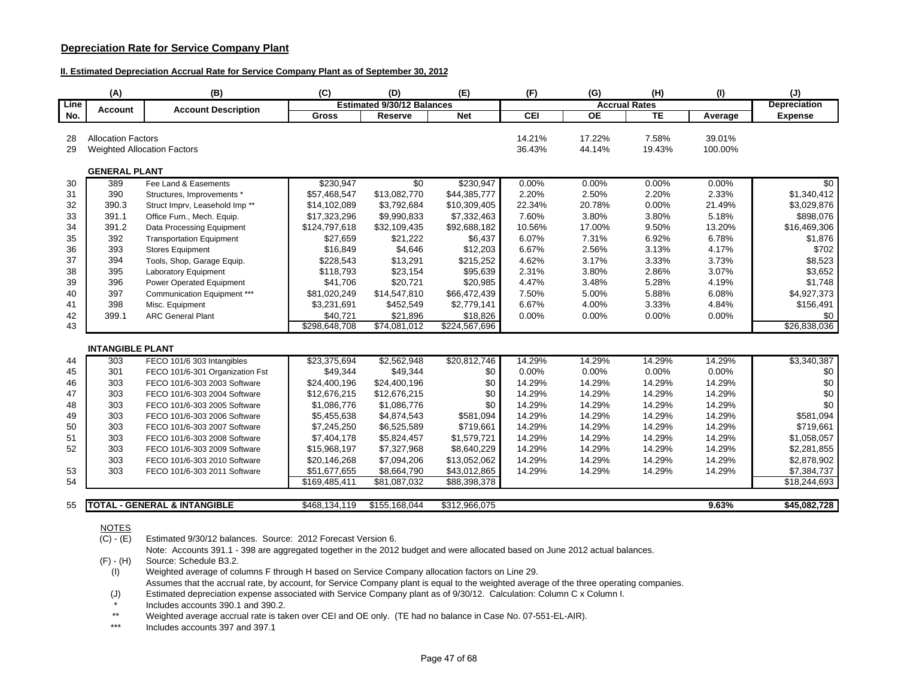**Depreciation Rate for Service Company Plant**

**II. Estimated Depreciation Accrual Rate for Service Company Plant as of September 30, 2012**

| | (A) | (B) | (C) | (D) | (E) | (F) | (G) | (H) | (I) | (J) |
|---|---|---|---|---|---|---|---|---|---|---|
| Line No. | Account | Account Description | Estimated 9/30/12 Balances | | | Accrual Rates | | | | Depreciation |
| | | | Gross | Reserve | Net | CEI | OE | TE | Average | Expense |
| 28 | Allocation Factors | | | | | 14.21% | 17.22% | 7.58% | 39.01% | |
| 29 | Weighted Allocation Factors | | | | | 36.43% | 44.14% | 19.43% | 100.00% | |
| | **GENERAL PLANT** | | | | | | | | | |
| 30 | 389 | Fee Land & Easements | $230,947 | $0 | $230,947 | 0.00% | 0.00% | 0.00% | 0.00% | $0 |
| 31 | 390 | Structures, Improvements * | $57,468,547 | $13,082,770 | $44,385,777 | 2.20% | 2.50% | 2.20% | 2.33% | $1,340,412 |
| 32 | 390.3 | Struct Imprv, Leasehold Imp ** | $14,102,089 | $3,792,684 | $10,309,405 | 22.34% | 20.78% | 0.00% | 21.49% | $3,029,876 |
| 33 | 391.1 | Office Furn., Mech. Equip. | $17,323,296 | $9,990,833 | $7,332,463 | 7.60% | 3.80% | 3.80% | 5.18% | $898,076 |
| 34 | 391.2 | Data Processing Equipment | $124,797,618 | $32,109,435 | $92,688,182 | 10.56% | 17.00% | 9.50% | 13.20% | $16,469,306 |
| 35 | 392 | Transportation Equipment | $27,659 | $21,222 | $6,437 | 6.07% | 7.31% | 6.92% | 6.78% | $1,876 |
| 36 | 393 | Stores Equipment | $16,849 | $4,646 | $12,203 | 6.67% | 2.56% | 3.13% | 4.17% | $702 |
| 37 | 394 | Tools, Shop, Garage Equip. | $228,543 | $13,291 | $215,252 | 4.62% | 3.17% | 3.33% | 3.73% | $8,523 |
| 38 | 395 | Laboratory Equipment | $118,793 | $23,154 | $95,639 | 2.31% | 3.80% | 2.86% | 3.07% | $3,652 |
| 39 | 396 | Power Operated Equipment | $41,706 | $20,721 | $20,985 | 4.47% | 3.48% | 5.28% | 4.19% | $1,748 |
| 40 | 397 | Communication Equipment *** | $81,020,249 | $14,547,810 | $66,472,439 | 7.50% | 5.00% | 5.88% | 6.08% | $4,927,373 |
| 41 | 398 | Misc. Equipment | $3,231,691 | $452,549 | $2,779,141 | 6.67% | 4.00% | 3.33% | 4.84% | $156,491 |
| 42 | 399.1 | ARC General Plant | $40,721 | $21,896 | $18,826 | 0.00% | 0.00% | 0.00% | 0.00% | $0 |
| 43 | | | $298,648,708 | $74,081,012 | $224,567,696 | | | | | $26,838,036 |
| | **INTANGIBLE PLANT** | | | | | | | | | |
| 44 | 303 | FECO 101/6 303 Intangibles | $23,375,694 | $2,562,948 | $20,812,746 | 14.29% | 14.29% | 14.29% | 14.29% | $3,340,387 |
| 45 | 301 | FECO 101/6-301 Organization Fst | $49,344 | $49,344 | $0 | 0.00% | 0.00% | 0.00% | 0.00% | $0 |
| 46 | 303 | FECO 101/6-303 2003 Software | $24,400,196 | $24,400,196 | $0 | 14.29% | 14.29% | 14.29% | 14.29% | $0 |
| 47 | 303 | FECO 101/6-303 2004 Software | $12,676,215 | $12,676,215 | $0 | 14.29% | 14.29% | 14.29% | 14.29% | $0 |
| 48 | 303 | FECO 101/6-303 2005 Software | $1,086,776 | $1,086,776 | $0 | 14.29% | 14.29% | 14.29% | 14.29% | $0 |
| 49 | 303 | FECO 101/6-303 2006 Software | $5,455,638 | $4,874,543 | $581,094 | 14.29% | 14.29% | 14.29% | 14.29% | $581,094 |
| 50 | 303 | FECO 101/6-303 2007 Software | $7,245,250 | $6,525,589 | $719,661 | 14.29% | 14.29% | 14.29% | 14.29% | $719,661 |
| 51 | 303 | FECO 101/6-303 2008 Software | $7,404,178 | $5,824,457 | $1,579,721 | 14.29% | 14.29% | 14.29% | 14.29% | $1,058,057 |
| 52 | 303 | FECO 101/6-303 2009 Software | $15,968,197 | $7,327,968 | $8,640,229 | 14.29% | 14.29% | 14.29% | 14.29% | $2,281,855 |
| | 303 | FECO 101/6-303 2010 Software | $20,146,268 | $7,094,206 | $13,052,062 | 14.29% | 14.29% | 14.29% | 14.29% | $2,878,902 |
| 53 | 303 | FECO 101/6-303 2011 Software | $51,677,655 | $8,664,790 | $43,012,865 | 14.29% | 14.29% | 14.29% | 14.29% | $7,384,737 |
| 54 | | | $169,485,411 | $81,087,032 | $88,398,378 | | | | | $18,244,693 |
| 55 | **TOTAL - GENERAL & INTANGIBLE** | | $468,134,119 | $155,168,044 | $312,966,075 | | | | **9.63%** | **$45,082,728** |

NOTES

(C) - (E) Estimated 9/30/12 balances. Source: 2012 Forecast Version 6.
Note: Accounts 391.1 - 398 are aggregated together in the 2012 budget and were allocated based on June 2012 actual balances.

(F) - (H) Source: Schedule B3.2.

(I) Weighted average of columns F through H based on Service Company allocation factors on Line 29.
Assumes that the accrual rate, by account, for Service Company plant is equal to the weighted average of the three operating companies.

(J) Estimated depreciation expense associated with Service Company plant as of 9/30/12. Calculation: Column C x Column I.

\* Includes accounts 390.1 and 390.2.

\*\* Weighted average accrual rate is taken over CEI and OE only. (TE had no balance in Case No. 07-551-EL-AIR).

\*\*\* Includes accounts 397 and 397.1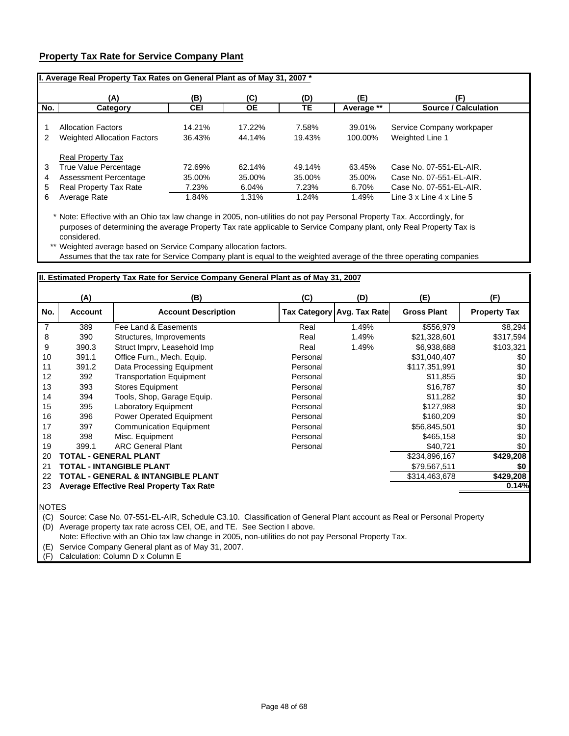## Property Tax Rate for Service Company Plant

**I. Average Real Property Tax Rates on General Plant as of May 31, 2007 ***

| No. | (A) Category | (B) CEI | (C) OE | (D) TE | (E) Average ** | (F) Source / Calculation |
|---|---|---|---|---|---|---|
| 1 | Allocation Factors | 14.21% | 17.22% | 7.58% | 39.01% | Service Company workpaper |
| 2 | Weighted Allocation Factors | 36.43% | 44.14% | 19.43% | 100.00% | Weighted Line 1 |
| | Real Property Tax | | | | | |
| 3 | True Value Percentage | 72.69% | 62.14% | 49.14% | 63.45% | Case No. 07-551-EL-AIR. |
| 4 | Assessment Percentage | 35.00% | 35.00% | 35.00% | 35.00% | Case No. 07-551-EL-AIR. |
| 5 | Real Property Tax Rate | 7.23% | 6.04% | 7.23% | 6.70% | Case No. 07-551-EL-AIR. |
| 6 | Average Rate | 1.84% | 1.31% | 1.24% | 1.49% | Line 3 x Line 4 x Line 5 |

\* Note: Effective with an Ohio tax law change in 2005, non-utilities do not pay Personal Property Tax. Accordingly, for purposes of determining the average Property Tax rate applicable to Service Company plant, only Real Property Tax is considered.

** Weighted average based on Service Company allocation factors.
Assumes that the tax rate for Service Company plant is equal to the weighted average of the three operating companies

**II. Estimated Property Tax Rate for Service Company General Plant as of May 31, 2007**

| No. | (A) Account | (B) Account Description | (C) Tax Category | (D) Avg. Tax Rate | (E) Gross Plant | (F) Property Tax |
|---|---|---|---|---|---|---|
| 7 | 389 | Fee Land & Easements | Real | 1.49% | $556,979 | $8,294 |
| 8 | 390 | Structures, Improvements | Real | 1.49% | $21,328,601 | $317,594 |
| 9 | 390.3 | Struct Imprv, Leasehold Imp | Real | 1.49% | $6,938,688 | $103,321 |
| 10 | 391.1 | Office Furn., Mech. Equip. | Personal | | $31,040,407 | $0 |
| 11 | 391.2 | Data Processing Equipment | Personal | | $117,351,991 | $0 |
| 12 | 392 | Transportation Equipment | Personal | | $11,855 | $0 |
| 13 | 393 | Stores Equipment | Personal | | $16,787 | $0 |
| 14 | 394 | Tools, Shop, Garage Equip. | Personal | | $11,282 | $0 |
| 15 | 395 | Laboratory Equipment | Personal | | $127,988 | $0 |
| 16 | 396 | Power Operated Equipment | Personal | | $160,209 | $0 |
| 17 | 397 | Communication Equipment | Personal | | $56,845,501 | $0 |
| 18 | 398 | Misc. Equipment | Personal | | $465,158 | $0 |
| 19 | 399.1 | ARC General Plant | Personal | | $40,721 | $0 |
| 20 | **TOTAL - GENERAL PLANT** | | | | $234,896,167 | **$429,208** |
| 21 | **TOTAL - INTANGIBLE PLANT** | | | | $79,567,511 | **$0** |
| 22 | **TOTAL - GENERAL & INTANGIBLE PLANT** | | | | $314,463,678 | **$429,208** |
| 23 | **Average Effective Real Property Tax Rate** | | | | | **0.14%** |

NOTES

(C) Source: Case No. 07-551-EL-AIR, Schedule C3.10. Classification of General Plant account as Real or Personal Property

(D) Average property tax rate across CEI, OE, and TE. See Section I above.
Note: Effective with an Ohio tax law change in 2005, non-utilities do not pay Personal Property Tax.

(E) Service Company General plant as of May 31, 2007.

(F) Calculation: Column D x Column E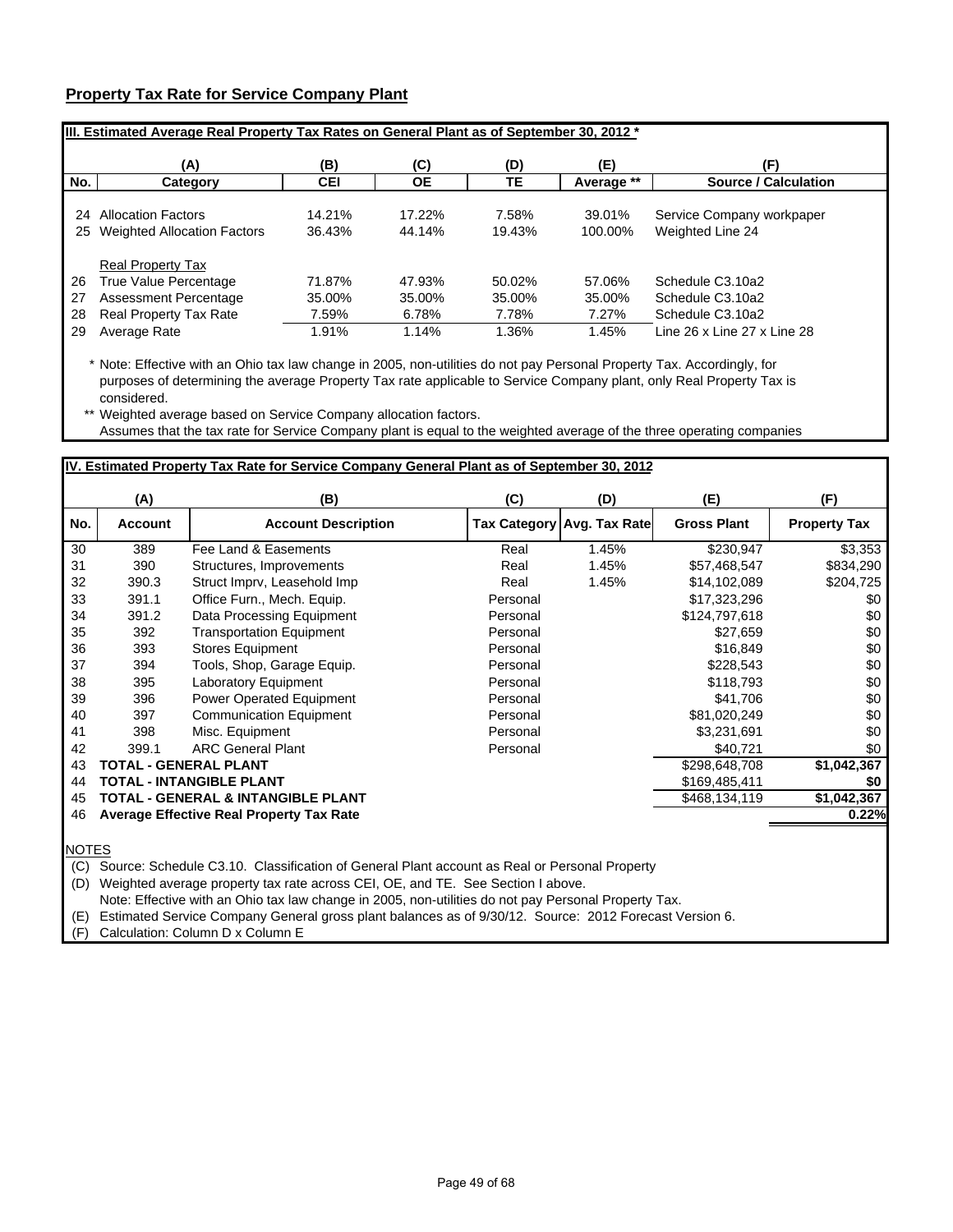## Property Tax Rate for Service Company Plant

**III. Estimated Average Real Property Tax Rates on General Plant as of September 30, 2012 \***

| No. | (A) Category | (B) CEI | (C) OE | (D) TE | (E) Average ** | (F) Source / Calculation |
|---|---|---|---|---|---|---|
| 24 | Allocation Factors | 14.21% | 17.22% | 7.58% | 39.01% | Service Company workpaper |
| 25 | Weighted Allocation Factors | 36.43% | 44.14% | 19.43% | 100.00% | Weighted Line 24 |
| | Real Property Tax | | | | | |
| 26 | True Value Percentage | 71.87% | 47.93% | 50.02% | 57.06% | Schedule C3.10a2 |
| 27 | Assessment Percentage | 35.00% | 35.00% | 35.00% | 35.00% | Schedule C3.10a2 |
| 28 | Real Property Tax Rate | 7.59% | 6.78% | 7.78% | 7.27% | Schedule C3.10a2 |
| 29 | Average Rate | 1.91% | 1.14% | 1.36% | 1.45% | Line 26 x Line 27 x Line 28 |

\* Note: Effective with an Ohio tax law change in 2005, non-utilities do not pay Personal Property Tax. Accordingly, for purposes of determining the average Property Tax rate applicable to Service Company plant, only Real Property Tax is considered.

\*\* Weighted average based on Service Company allocation factors.
Assumes that the tax rate for Service Company plant is equal to the weighted average of the three operating companies

**IV. Estimated Property Tax Rate for Service Company General Plant as of September 30, 2012**

| No. | (A) Account | (B) Account Description | (C) Tax Category | (D) Avg. Tax Rate | (E) Gross Plant | (F) Property Tax |
|---|---|---|---|---|---|---|
| 30 | 389 | Fee Land & Easements | Real | 1.45% | $230,947 | $3,353 |
| 31 | 390 | Structures, Improvements | Real | 1.45% | $57,468,547 | $834,290 |
| 32 | 390.3 | Struct Imprv, Leasehold Imp | Real | 1.45% | $14,102,089 | $204,725 |
| 33 | 391.1 | Office Furn., Mech. Equip. | Personal | | $17,323,296 | $0 |
| 34 | 391.2 | Data Processing Equipment | Personal | | $124,797,618 | $0 |
| 35 | 392 | Transportation Equipment | Personal | | $27,659 | $0 |
| 36 | 393 | Stores Equipment | Personal | | $16,849 | $0 |
| 37 | 394 | Tools, Shop, Garage Equip. | Personal | | $228,543 | $0 |
| 38 | 395 | Laboratory Equipment | Personal | | $118,793 | $0 |
| 39 | 396 | Power Operated Equipment | Personal | | $41,706 | $0 |
| 40 | 397 | Communication Equipment | Personal | | $81,020,249 | $0 |
| 41 | 398 | Misc. Equipment | Personal | | $3,231,691 | $0 |
| 42 | 399.1 | ARC General Plant | Personal | | $40,721 | $0 |
| 43 | **TOTAL - GENERAL PLANT** | | | | $298,648,708 | **$1,042,367** |
| 44 | **TOTAL - INTANGIBLE PLANT** | | | | $169,485,411 | **$0** |
| 45 | **TOTAL - GENERAL & INTANGIBLE PLANT** | | | | $468,134,119 | **$1,042,367** |
| 46 | **Average Effective Real Property Tax Rate** | | | | | **0.22%** |

NOTES
(C) Source: Schedule C3.10. Classification of General Plant account as Real or Personal Property
(D) Weighted average property tax rate across CEI, OE, and TE. See Section I above.
Note: Effective with an Ohio tax law change in 2005, non-utilities do not pay Personal Property Tax.
(E) Estimated Service Company General gross plant balances as of 9/30/12. Source: 2012 Forecast Version 6.
(F) Calculation: Column D x Column E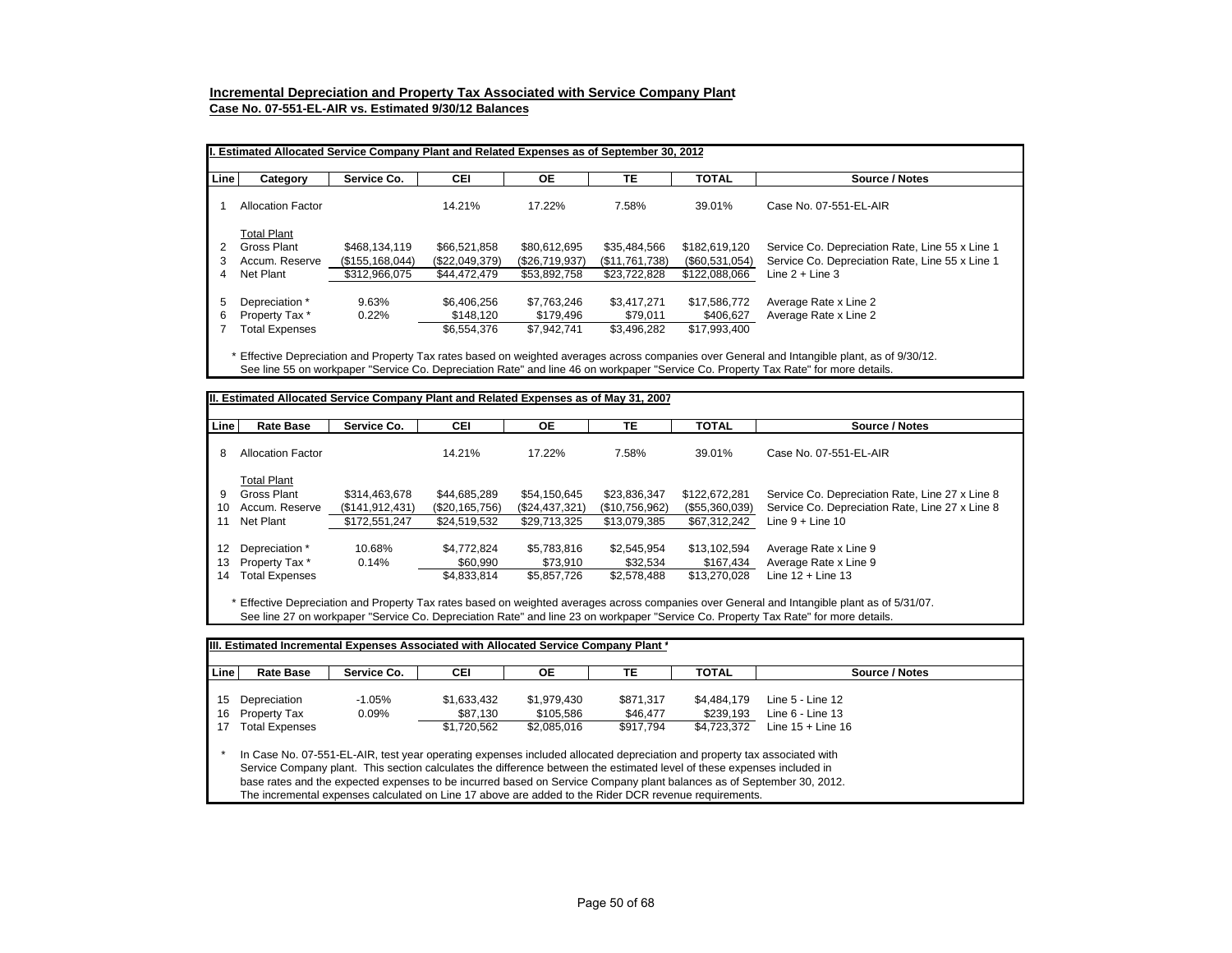## Incremental Depreciation and Property Tax Associated with Service Company Plant

**Case No. 07-551-EL-AIR vs. Estimated 9/30/12 Balances**

### I. Estimated Allocated Service Company Plant and Related Expenses as of September 30, 2012

| Line | Category | Service Co. | CEI | OE | TE | TOTAL | Source / Notes |
|---|---|---|---|---|---|---|---|
| 1 | Allocation Factor | | 14.21% | 17.22% | 7.58% | 39.01% | Case No. 07-551-EL-AIR |
| | Total Plant | | | | | | |
| 2 | Gross Plant | $468,134,119 | $66,521,858 | $80,612,695 | $35,484,566 | $182,619,120 | Service Co. Depreciation Rate, Line 55 x Line 1 |
| 3 | Accum. Reserve | ($155,168,044) | ($22,049,379) | ($26,719,937) | ($11,761,738) | ($60,531,054) | Service Co. Depreciation Rate, Line 55 x Line 1 |
| 4 | Net Plant | $312,966,075 | $44,472,479 | $53,892,758 | $23,722,828 | $122,088,066 | Line 2 + Line 3 |
| 5 | Depreciation * | 9.63% | $6,406,256 | $7,763,246 | $3,417,271 | $17,586,772 | Average Rate x Line 2 |
| 6 | Property Tax * | 0.22% | $148,120 | $179,496 | $79,011 | $406,627 | Average Rate x Line 2 |
| 7 | Total Expenses | | $6,554,376 | $7,942,741 | $3,496,282 | $17,993,400 | |

\* Effective Depreciation and Property Tax rates based on weighted averages across companies over General and Intangible plant, as of 9/30/12. See line 55 on workpaper "Service Co. Depreciation Rate" and line 46 on workpaper "Service Co. Property Tax Rate" for more details.

### II. Estimated Allocated Service Company Plant and Related Expenses as of May 31, 2007

| Line | Rate Base | Service Co. | CEI | OE | TE | TOTAL | Source / Notes |
|---|---|---|---|---|---|---|---|
| 8 | Allocation Factor | | 14.21% | 17.22% | 7.58% | 39.01% | Case No. 07-551-EL-AIR |
| | Total Plant | | | | | | |
| 9 | Gross Plant | $314,463,678 | $44,685,289 | $54,150,645 | $23,836,347 | $122,672,281 | Service Co. Depreciation Rate, Line 27 x Line 8 |
| 10 | Accum. Reserve | ($141,912,431) | ($20,165,756) | ($24,437,321) | ($10,756,962) | ($55,360,039) | Service Co. Depreciation Rate, Line 27 x Line 8 |
| 11 | Net Plant | $172,551,247 | $24,519,532 | $29,713,325 | $13,079,385 | $67,312,242 | Line 9 + Line 10 |
| 12 | Depreciation * | 10.68% | $4,772,824 | $5,783,816 | $2,545,954 | $13,102,594 | Average Rate x Line 9 |
| 13 | Property Tax * | 0.14% | $60,990 | $73,910 | $32,534 | $167,434 | Average Rate x Line 9 |
| 14 | Total Expenses | | $4,833,814 | $5,857,726 | $2,578,488 | $13,270,028 | Line 12 + Line 13 |

\* Effective Depreciation and Property Tax rates based on weighted averages across companies over General and Intangible plant as of 5/31/07. See line 27 on workpaper "Service Co. Depreciation Rate" and line 23 on workpaper "Service Co. Property Tax Rate" for more details.

### III. Estimated Incremental Expenses Associated with Allocated Service Company Plant *

| Line | Rate Base | Service Co. | CEI | OE | TE | TOTAL | Source / Notes |
|---|---|---|---|---|---|---|---|
| 15 | Depreciation | -1.05% | $1,633,432 | $1,979,430 | $871,317 | $4,484,179 | Line 5 - Line 12 |
| 16 | Property Tax | 0.09% | $87,130 | $105,586 | $46,477 | $239,193 | Line 6 - Line 13 |
| 17 | Total Expenses | | $1,720,562 | $2,085,016 | $917,794 | $4,723,372 | Line 15 + Line 16 |

\* In Case No. 07-551-EL-AIR, test year operating expenses included allocated depreciation and property tax associated with Service Company plant. This section calculates the difference between the estimated level of these expenses included in base rates and the expected expenses to be incurred based on Service Company plant balances as of September 30, 2012. The incremental expenses calculated on Line 17 above are added to the Rider DCR revenue requirements.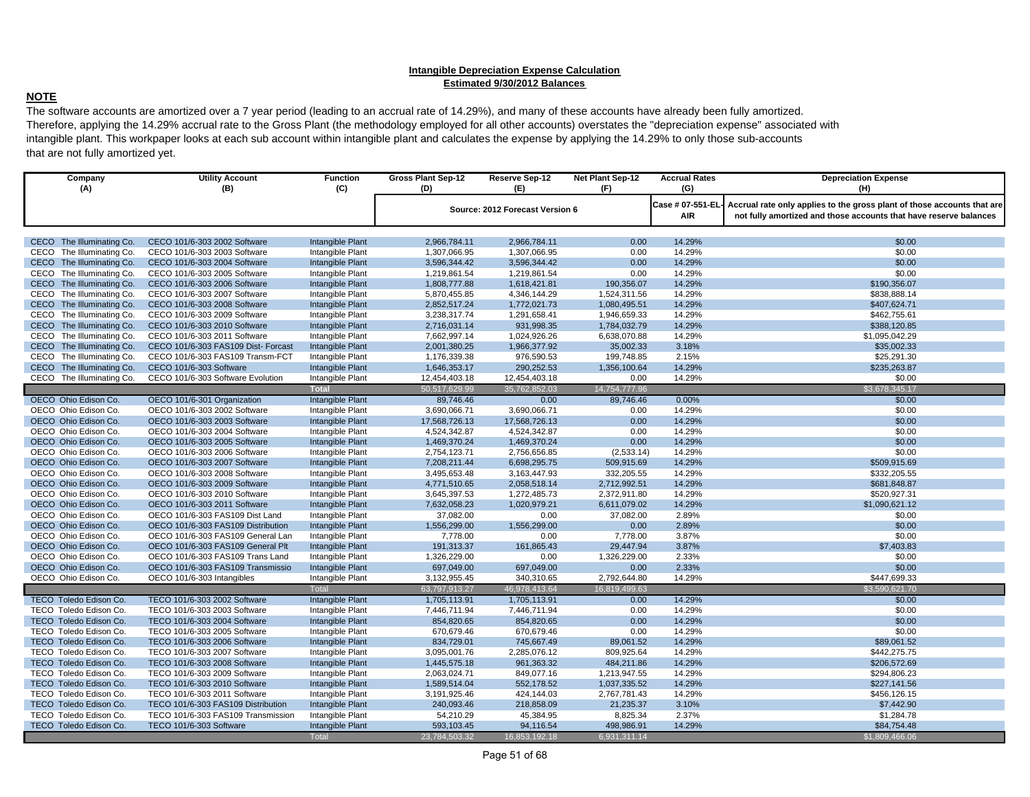**Intangible Depreciation Expense Calculation**
**Estimated 9/30/2012 Balances**

**NOTE**

The software accounts are amortized over a 7 year period (leading to an accrual rate of 14.29%), and many of these accounts have already been fully amortized. Therefore, applying the 14.29% accrual rate to the Gross Plant (the methodology employed for all other accounts) overstates the "depreciation expense" associated with intangible plant. This workpaper looks at each sub account within intangible plant and calculates the expense by applying the 14.29% to only those sub-accounts that are not fully amortized yet.

| Company (A) | Utility Account (B) | Function (C) | Gross Plant Sep-12 (D) | Reserve Sep-12 (E) | Net Plant Sep-12 (F) | Accrual Rates (G) | Depreciation Expense (H) |
|---|---|---|---|---|---|---|---|
| | | | Source: 2012 Forecast Version 6 | | | Case # 07-551-EL-AIR | Accrual rate only applies to the gross plant of those accounts that are not fully amortized and those accounts that have reserve balances |
| CECO The Illuminating Co. | CECO 101/6-303 2002 Software | Intangible Plant | 2,966,784.11 | 2,966,784.11 | 0.00 | 14.29% | $0.00 |
| CECO The Illuminating Co. | CECO 101/6-303 2003 Software | Intangible Plant | 1,307,066.95 | 1,307,066.95 | 0.00 | 14.29% | $0.00 |
| CECO The Illuminating Co. | CECO 101/6-303 2004 Software | Intangible Plant | 3,596,344.42 | 3,596,344.42 | 0.00 | 14.29% | $0.00 |
| CECO The Illuminating Co. | CECO 101/6-303 2005 Software | Intangible Plant | 1,219,861.54 | 1,219,861.54 | 0.00 | 14.29% | $0.00 |
| CECO The Illuminating Co. | CECO 101/6-303 2006 Software | Intangible Plant | 1,808,777.88 | 1,618,421.81 | 190,356.07 | 14.29% | $190,356.07 |
| CECO The Illuminating Co. | CECO 101/6-303 2007 Software | Intangible Plant | 5,870,455.85 | 4,346,144.29 | 1,524,311.56 | 14.29% | $838,888.14 |
| CECO The Illuminating Co. | CECO 101/6-303 2008 Software | Intangible Plant | 2,852,517.24 | 1,772,021.73 | 1,080,495.51 | 14.29% | $407,624.71 |
| CECO The Illuminating Co. | CECO 101/6-303 2009 Software | Intangible Plant | 3,238,317.74 | 1,291,658.41 | 1,946,659.33 | 14.29% | $462,755.61 |
| CECO The Illuminating Co. | CECO 101/6-303 2010 Software | Intangible Plant | 2,716,031.14 | 931,998.35 | 1,784,032.79 | 14.29% | $388,120.85 |
| CECO The Illuminating Co. | CECO 101/6-303 2011 Software | Intangible Plant | 7,662,997.14 | 1,024,926.26 | 6,638,070.88 | 14.29% | $1,095,042.29 |
| CECO The Illuminating Co. | CECO 101/6-303 FAS109 Dist- Forcast | Intangible Plant | 2,001,380.25 | 1,966,377.92 | 35,002.33 | 3.18% | $35,002.33 |
| CECO The Illuminating Co. | CECO 101/6-303 FAS109 Transm-FCT | Intangible Plant | 1,176,339.38 | 976,590.53 | 199,748.85 | 2.15% | $25,291.30 |
| CECO The Illuminating Co. | CECO 101/6-303 Software | Intangible Plant | 1,646,353.17 | 290,252.53 | 1,356,100.64 | 14.29% | $235,263.87 |
| CECO The Illuminating Co. | CECO 101/6-303 Software Evolution | Intangible Plant | 12,454,403.18 | 12,454,403.18 | 0.00 | 14.29% | $0.00 |
| | | **Total** | 50,517,629.99 | 35,762,852.03 | 14,754,777.96 | | $3,678,345.17 |
| OECO Ohio Edison Co. | OECO 101/6-301 Organization | Intangible Plant | 89,746.46 | 0.00 | 89,746.46 | 0.00% | $0.00 |
| OECO Ohio Edison Co. | OECO 101/6-303 2002 Software | Intangible Plant | 3,690,066.71 | 3,690,066.71 | 0.00 | 14.29% | $0.00 |
| OECO Ohio Edison Co. | OECO 101/6-303 2003 Software | Intangible Plant | 17,568,726.13 | 17,568,726.13 | 0.00 | 14.29% | $0.00 |
| OECO Ohio Edison Co. | OECO 101/6-303 2004 Software | Intangible Plant | 4,524,342.87 | 4,524,342.87 | 0.00 | 14.29% | $0.00 |
| OECO Ohio Edison Co. | OECO 101/6-303 2005 Software | Intangible Plant | 1,469,370.24 | 1,469,370.24 | 0.00 | 14.29% | $0.00 |
| OECO Ohio Edison Co. | OECO 101/6-303 2006 Software | Intangible Plant | 2,754,123.71 | 2,756,656.85 | (2,533.14) | 14.29% | $0.00 |
| OECO Ohio Edison Co. | OECO 101/6-303 2007 Software | Intangible Plant | 7,208,211.44 | 6,698,295.75 | 509,915.69 | 14.29% | $509,915.69 |
| OECO Ohio Edison Co. | OECO 101/6-303 2008 Software | Intangible Plant | 3,495,653.48 | 3,163,447.93 | 332,205.55 | 14.29% | $332,205.55 |
| OECO Ohio Edison Co. | OECO 101/6-303 2009 Software | Intangible Plant | 4,771,510.65 | 2,058,518.14 | 2,712,992.51 | 14.29% | $681,848.87 |
| OECO Ohio Edison Co. | OECO 101/6-303 2010 Software | Intangible Plant | 3,645,397.53 | 1,272,485.73 | 2,372,911.80 | 14.29% | $520,927.31 |
| OECO Ohio Edison Co. | OECO 101/6-303 2011 Software | Intangible Plant | 7,632,058.23 | 1,020,979.21 | 6,611,079.02 | 14.29% | $1,090,621.12 |
| OECO Ohio Edison Co. | OECO 101/6-303 FAS109 Dist Land | Intangible Plant | 37,082.00 | 0.00 | 37,082.00 | 2.89% | $0.00 |
| OECO Ohio Edison Co. | OECO 101/6-303 FAS109 Distribution | Intangible Plant | 1,556,299.00 | 1,556,299.00 | 0.00 | 2.89% | $0.00 |
| OECO Ohio Edison Co. | OECO 101/6-303 FAS109 General Lan | Intangible Plant | 7,778.00 | 0.00 | 7,778.00 | 3.87% | $0.00 |
| OECO Ohio Edison Co. | OECO 101/6-303 FAS109 General Plt | Intangible Plant | 191,313.37 | 161,865.43 | 29,447.94 | 3.87% | $7,403.83 |
| OECO Ohio Edison Co. | OECO 101/6-303 FAS109 Trans Land | Intangible Plant | 1,326,229.00 | 0.00 | 1,326,229.00 | 2.33% | $0.00 |
| OECO Ohio Edison Co. | OECO 101/6-303 FAS109 Transmissio | Intangible Plant | 697,049.00 | 697,049.00 | 0.00 | 2.33% | $0.00 |
| OECO Ohio Edison Co. | OECO 101/6-303 Intangibles | Intangible Plant | 3,132,955.45 | 340,310.65 | 2,792,644.80 | 14.29% | $447,699.33 |
| | | Total | 63,797,913.27 | 46,978,413.64 | 16,819,499.63 | | $3,590,621.70 |
| TECO Toledo Edison Co. | TECO 101/6-303 2002 Software | Intangible Plant | 1,705,113.91 | 1,705,113.91 | 0.00 | 14.29% | $0.00 |
| TECO Toledo Edison Co. | TECO 101/6-303 2003 Software | Intangible Plant | 7,446,711.94 | 7,446,711.94 | 0.00 | 14.29% | $0.00 |
| TECO Toledo Edison Co. | TECO 101/6-303 2004 Software | Intangible Plant | 854,820.65 | 854,820.65 | 0.00 | 14.29% | $0.00 |
| TECO Toledo Edison Co. | TECO 101/6-303 2005 Software | Intangible Plant | 670,679.46 | 670,679.46 | 0.00 | 14.29% | $0.00 |
| TECO Toledo Edison Co. | TECO 101/6-303 2006 Software | Intangible Plant | 834,729.01 | 745,667.49 | 89,061.52 | 14.29% | $89,061.52 |
| TECO Toledo Edison Co. | TECO 101/6-303 2007 Software | Intangible Plant | 3,095,001.76 | 2,285,076.12 | 809,925.64 | 14.29% | $442,275.75 |
| TECO Toledo Edison Co. | TECO 101/6-303 2008 Software | Intangible Plant | 1,445,575.18 | 961,363.32 | 484,211.86 | 14.29% | $206,572.69 |
| TECO Toledo Edison Co. | TECO 101/6-303 2009 Software | Intangible Plant | 2,063,024.71 | 849,077.16 | 1,213,947.55 | 14.29% | $294,806.23 |
| TECO Toledo Edison Co. | TECO 101/6-303 2010 Software | Intangible Plant | 1,589,514.04 | 552,178.52 | 1,037,335.52 | 14.29% | $227,141.56 |
| TECO Toledo Edison Co. | TECO 101/6-303 2011 Software | Intangible Plant | 3,191,925.46 | 424,144.03 | 2,767,781.43 | 14.29% | $456,126.15 |
| TECO Toledo Edison Co. | TECO 101/6-303 FAS109 Distribution | Intangible Plant | 240,093.46 | 218,858.09 | 21,235.37 | 3.10% | $7,442.90 |
| TECO Toledo Edison Co. | TECO 101/6-303 FAS109 Transmission | Intangible Plant | 54,210.29 | 45,384.95 | 8,825.34 | 2.37% | $1,284.78 |
| TECO Toledo Edison Co. | TECO 101/6-303 Software | Intangible Plant | 593,103.45 | 94,116.54 | 498,986.91 | 14.29% | $84,754.48 |
| | | Total | 23,784,503.32 | 16,853,192.18 | 6,931,311.14 | | $1,809,466.06 |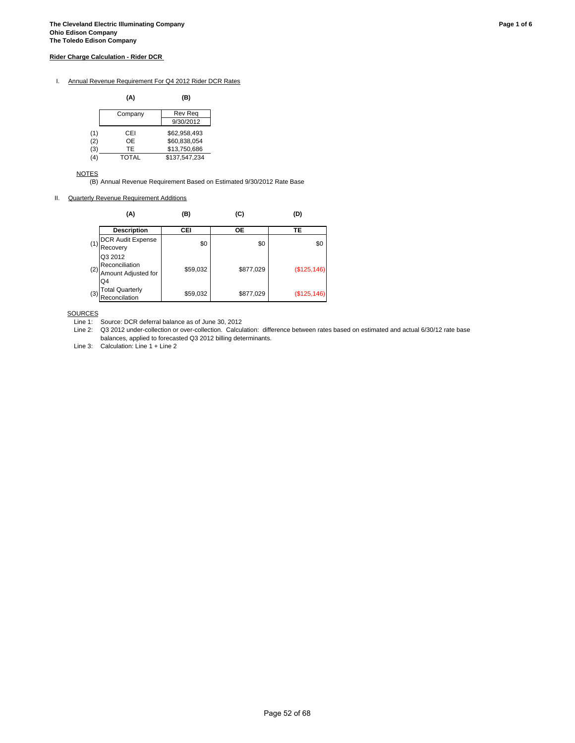**The Cleveland Electric Illuminating Company**
**Ohio Edison Company**
**The Toledo Edison Company**

**Rider Charge Calculation - Rider DCR**

I. Annual Revenue Requirement For Q4 2012 Rider DCR Rates

| | (A) | (B) |
|---|---|---|
| | Company | Rev Req 9/30/2012 |
| (1) | CEI | $62,958,493 |
| (2) | OE | $60,838,054 |
| (3) | TE | $13,750,686 |
| (4) | TOTAL | $137,547,234 |

NOTES
(B) Annual Revenue Requirement Based on Estimated 9/30/2012 Rate Base

II. Quarterly Revenue Requirement Additions

| | (A) | (B) | (C) | (D) |
|---|---|---|---|---|
| | **Description** | **CEI** | **OE** | **TE** |
| (1) | DCR Audit Expense Recovery | $0 | $0 | $0 |
| (2) | Q3 2012 Reconciliation Amount Adjusted for Q4 | $59,032 | $877,029 | ($125,146) |
| (3) | Total Quarterly Reconcilation | $59,032 | $877,029 | ($125,146) |

SOURCES
Line 1: Source: DCR deferral balance as of June 30, 2012
Line 2: Q3 2012 under-collection or over-collection. Calculation: difference between rates based on estimated and actual 6/30/12 rate base balances, applied to forecasted Q3 2012 billing determinants.
Line 3: Calculation: Line 1 + Line 2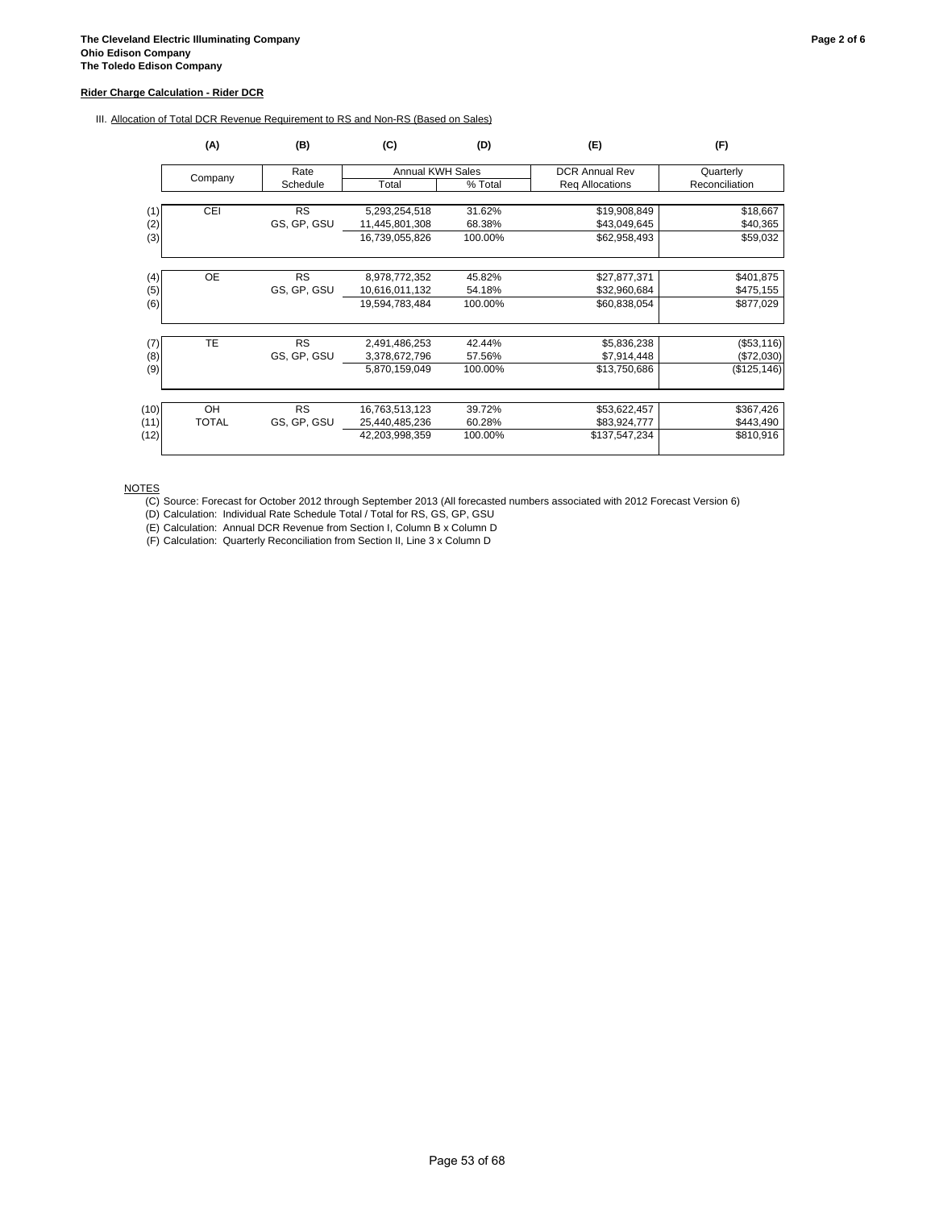**The Cleveland Electric Illuminating Company**
**Ohio Edison Company**
**The Toledo Edison Company**

**Rider Charge Calculation - Rider DCR**

III. Allocation of Total DCR Revenue Requirement to RS and Non-RS (Based on Sales)

| | (A) | (B) | (C) | (D) | (E) | (F) |
|---|---|---|---|---|---|---|
| | Company | Rate Schedule | Annual KWH Sales | | DCR Annual Rev | Quarterly |
| | | | Total | % Total | Req Allocations | Reconciliation |
| (1) | CEI | RS | 5,293,254,518 | 31.62% | $19,908,849 | $18,667 |
| (2) | | GS, GP, GSU | 11,445,801,308 | 68.38% | $43,049,645 | $40,365 |
| (3) | | | 16,739,055,826 | 100.00% | $62,958,493 | $59,032 |
| (4) | OE | RS | 8,978,772,352 | 45.82% | $27,877,371 | $401,875 |
| (5) | | GS, GP, GSU | 10,616,011,132 | 54.18% | $32,960,684 | $475,155 |
| (6) | | | 19,594,783,484 | 100.00% | $60,838,054 | $877,029 |
| (7) | TE | RS | 2,491,486,253 | 42.44% | $5,836,238 | ($53,116) |
| (8) | | GS, GP, GSU | 3,378,672,796 | 57.56% | $7,914,448 | ($72,030) |
| (9) | | | 5,870,159,049 | 100.00% | $13,750,686 | ($125,146) |
| (10) | OH | RS | 16,763,513,123 | 39.72% | $53,622,457 | $367,426 |
| (11) | TOTAL | GS, GP, GSU | 25,440,485,236 | 60.28% | $83,924,777 | $443,490 |
| (12) | | | 42,203,998,359 | 100.00% | $137,547,234 | $810,916 |

NOTES

(C) Source: Forecast for October 2012 through September 2013 (All forecasted numbers associated with 2012 Forecast Version 6)

(D) Calculation: Individual Rate Schedule Total / Total for RS, GS, GP, GSU

(E) Calculation: Annual DCR Revenue from Section I, Column B x Column D

(F) Calculation: Quarterly Reconciliation from Section II, Line 3 x Column D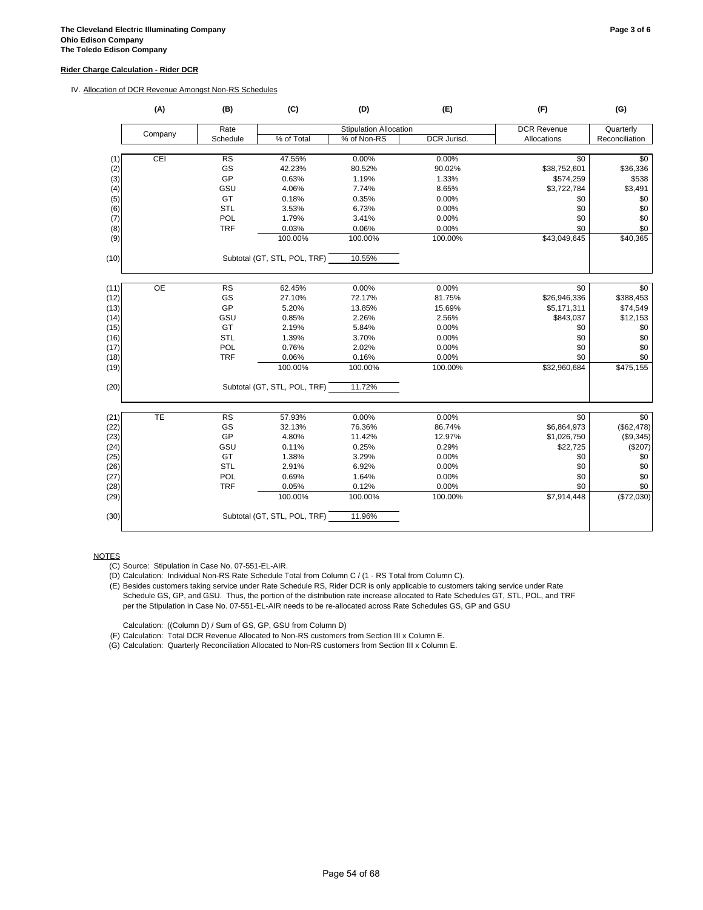**The Cleveland Electric Illuminating Company**
**Ohio Edison Company**
**The Toledo Edison Company**

**Rider Charge Calculation - Rider DCR**

IV. Allocation of DCR Revenue Amongst Non-RS Schedules

| | (A) | (B) | (C) | (D) | (E) | (F) | (G) |
|---|---|---|---|---|---|---|---|
| | Company | Rate Schedule | Stipulation Allocation | | | DCR Revenue | Quarterly |
| | | | % of Total | % of Non-RS | DCR Jurisd. | Allocations | Reconciliation |
| (1) | CEI | RS | 47.55% | 0.00% | 0.00% | $0 | $0 |
| (2) | | GS | 42.23% | 80.52% | 90.02% | $38,752,601 | $36,336 |
| (3) | | GP | 0.63% | 1.19% | 1.33% | $574,259 | $538 |
| (4) | | GSU | 4.06% | 7.74% | 8.65% | $3,722,784 | $3,491 |
| (5) | | GT | 0.18% | 0.35% | 0.00% | $0 | $0 |
| (6) | | STL | 3.53% | 6.73% | 0.00% | $0 | $0 |
| (7) | | POL | 1.79% | 3.41% | 0.00% | $0 | $0 |
| (8) | | TRF | 0.03% | 0.06% | 0.00% | $0 | $0 |
| (9) | | | 100.00% | 100.00% | 100.00% | $43,049,645 | $40,365 |
| (10) | | | Subtotal (GT, STL, POL, TRF) | 10.55% | | | |
| (11) | OE | RS | 62.45% | 0.00% | 0.00% | $0 | $0 |
| (12) | | GS | 27.10% | 72.17% | 81.75% | $26,946,336 | $388,453 |
| (13) | | GP | 5.20% | 13.85% | 15.69% | $5,171,311 | $74,549 |
| (14) | | GSU | 0.85% | 2.26% | 2.56% | $843,037 | $12,153 |
| (15) | | GT | 2.19% | 5.84% | 0.00% | $0 | $0 |
| (16) | | STL | 1.39% | 3.70% | 0.00% | $0 | $0 |
| (17) | | POL | 0.76% | 2.02% | 0.00% | $0 | $0 |
| (18) | | TRF | 0.06% | 0.16% | 0.00% | $0 | $0 |
| (19) | | | 100.00% | 100.00% | 100.00% | $32,960,684 | $475,155 |
| (20) | | | Subtotal (GT, STL, POL, TRF) | 11.72% | | | |
| (21) | TE | RS | 57.93% | 0.00% | 0.00% | $0 | $0 |
| (22) | | GS | 32.13% | 76.36% | 86.74% | $6,864,973 | ($62,478) |
| (23) | | GP | 4.80% | 11.42% | 12.97% | $1,026,750 | ($9,345) |
| (24) | | GSU | 0.11% | 0.25% | 0.29% | $22,725 | ($207) |
| (25) | | GT | 1.38% | 3.29% | 0.00% | $0 | $0 |
| (26) | | STL | 2.91% | 6.92% | 0.00% | $0 | $0 |
| (27) | | POL | 0.69% | 1.64% | 0.00% | $0 | $0 |
| (28) | | TRF | 0.05% | 0.12% | 0.00% | $0 | $0 |
| (29) | | | 100.00% | 100.00% | 100.00% | $7,914,448 | ($72,030) |
| (30) | | | Subtotal (GT, STL, POL, TRF) | 11.96% | | | |

NOTES

(C) Source: Stipulation in Case No. 07-551-EL-AIR.

(D) Calculation: Individual Non-RS Rate Schedule Total from Column C / (1 - RS Total from Column C).

(E) Besides customers taking service under Rate Schedule RS, Rider DCR is only applicable to customers taking service under Rate Schedule GS, GP, and GSU. Thus, the portion of the distribution rate increase allocated to Rate Schedules GT, STL, POL, and TRF per the Stipulation in Case No. 07-551-EL-AIR needs to be re-allocated across Rate Schedules GS, GP and GSU

Calculation: ((Column D) / Sum of GS, GP, GSU from Column D)

(F) Calculation: Total DCR Revenue Allocated to Non-RS customers from Section III x Column E.

(G) Calculation: Quarterly Reconciliation Allocated to Non-RS customers from Section III x Column E.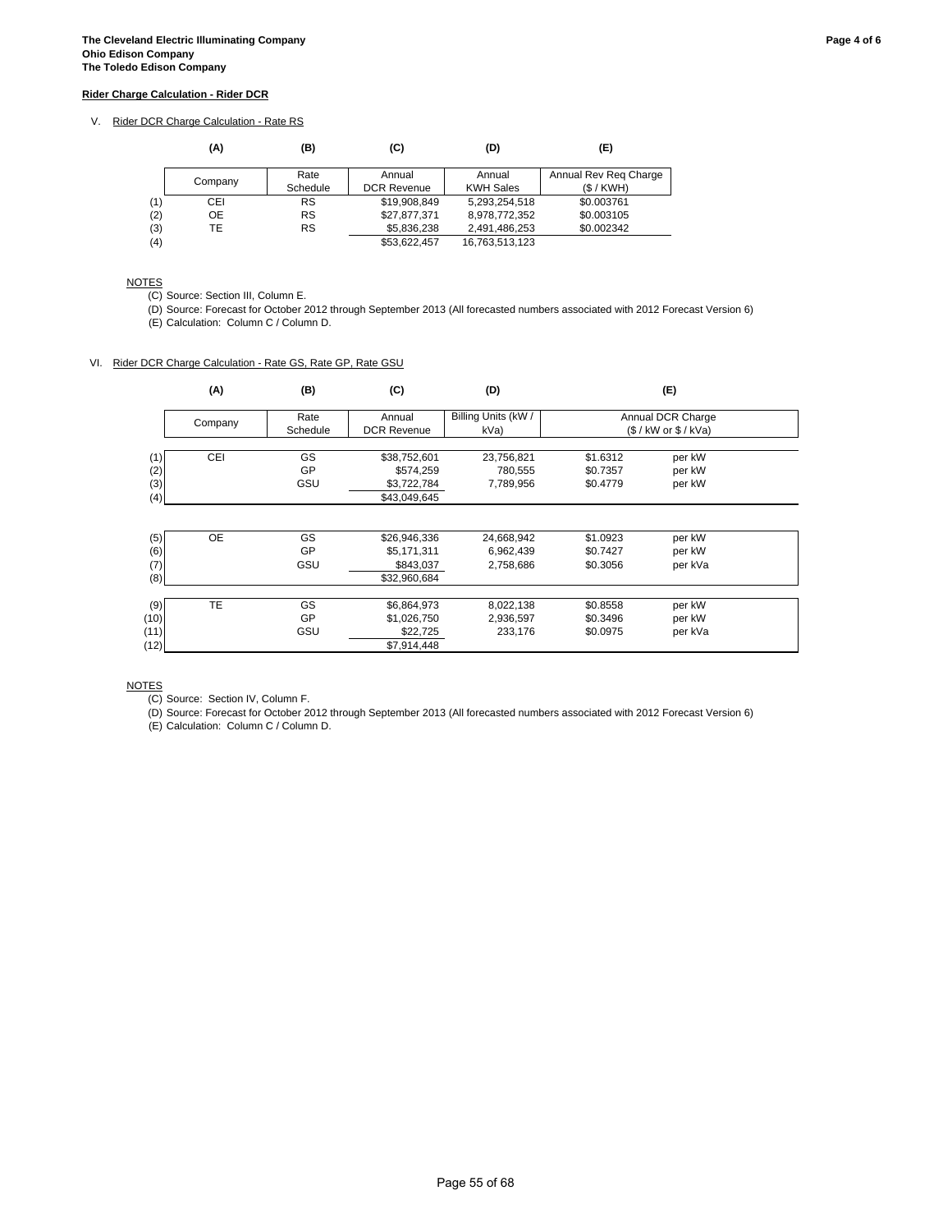**The Cleveland Electric Illuminating Company**
**Ohio Edison Company**
**The Toledo Edison Company**

**Rider Charge Calculation - Rider DCR**

V. Rider DCR Charge Calculation - Rate RS

| | (A) | (B) | (C) | (D) | (E) |
|---|---|---|---|---|---|
| | Company | Rate Schedule | Annual DCR Revenue | Annual KWH Sales | Annual Rev Req Charge ($ / KWH) |
| (1) | CEI | RS | $19,908,849 | 5,293,254,518 | $0.003761 |
| (2) | OE | RS | $27,877,371 | 8,978,772,352 | $0.003105 |
| (3) | TE | RS | $5,836,238 | 2,491,486,253 | $0.002342 |
| (4) | | | $53,622,457 | 16,763,513,123 | |

NOTES
(C) Source: Section III, Column E.
(D) Source: Forecast for October 2012 through September 2013 (All forecasted numbers associated with 2012 Forecast Version 6)
(E) Calculation: Column C / Column D.

VI. Rider DCR Charge Calculation - Rate GS, Rate GP, Rate GSU

| | (A) | (B) | (C) | (D) | (E) | |
|---|---|---|---|---|---|---|
| | Company | Rate Schedule | Annual DCR Revenue | Billing Units (kW / kVa) | Annual DCR Charge ($ / kW or $ / kVa) | |
| (1) | CEI | GS | $38,752,601 | 23,756,821 | $1.6312 | per kW |
| (2) | | GP | $574,259 | 780,555 | $0.7357 | per kW |
| (3) | | GSU | $3,722,784 | 7,789,956 | $0.4779 | per kW |
| (4) | | | $43,049,645 | | | |
| (5) | OE | GS | $26,946,336 | 24,668,942 | $1.0923 | per kW |
| (6) | | GP | $5,171,311 | 6,962,439 | $0.7427 | per kW |
| (7) | | GSU | $843,037 | 2,758,686 | $0.3056 | per kVa |
| (8) | | | $32,960,684 | | | |
| (9) | TE | GS | $6,864,973 | 8,022,138 | $0.8558 | per kW |
| (10) | | GP | $1,026,750 | 2,936,597 | $0.3496 | per kW |
| (11) | | GSU | $22,725 | 233,176 | $0.0975 | per kVa |
| (12) | | | $7,914,448 | | | |

NOTES
(C) Source: Section IV, Column F.
(D) Source: Forecast for October 2012 through September 2013 (All forecasted numbers associated with 2012 Forecast Version 6)
(E) Calculation: Column C / Column D.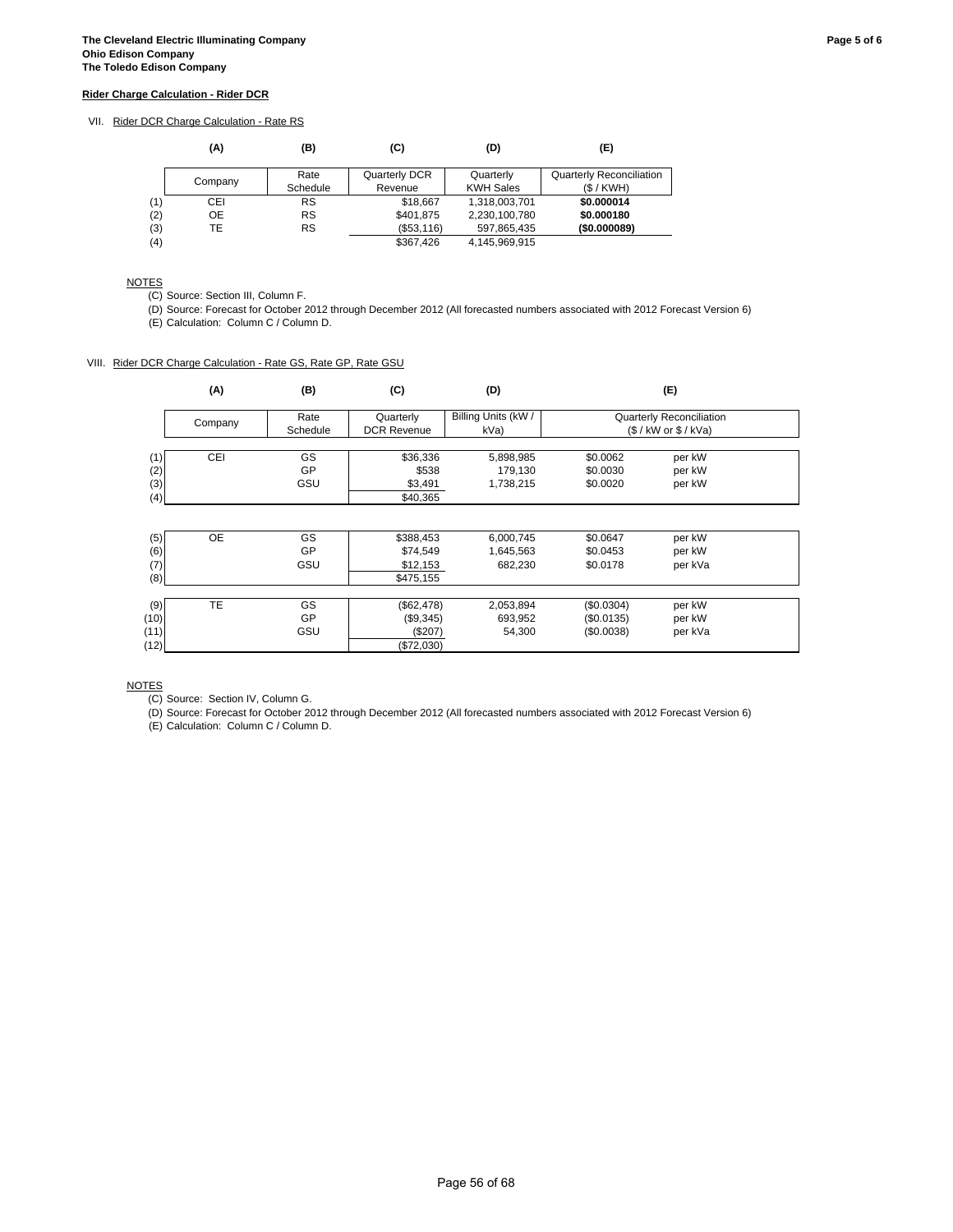**The Cleveland Electric Illuminating Company**
**Ohio Edison Company**
**The Toledo Edison Company**

**Rider Charge Calculation - Rider DCR**

VII. Rider DCR Charge Calculation - Rate RS

| | (A) | (B) | (C) | (D) | (E) |
|---|---|---|---|---|---|
| | Company | Rate Schedule | Quarterly DCR Revenue | Quarterly KWH Sales | Quarterly Reconciliation ($ / KWH) |
| (1) | CEI | RS | $18,667 | 1,318,003,701 | **$0.000014** |
| (2) | OE | RS | $401,875 | 2,230,100,780 | **$0.000180** |
| (3) | TE | RS | ($53,116) | 597,865,435 | **($0.000089)** |
| (4) | | | $367,426 | 4,145,969,915 | |

NOTES
(C) Source: Section III, Column F.
(D) Source: Forecast for October 2012 through December 2012 (All forecasted numbers associated with 2012 Forecast Version 6)
(E) Calculation: Column C / Column D.

VIII. Rider DCR Charge Calculation - Rate GS, Rate GP, Rate GSU

| | (A) | (B) | (C) | (D) | (E) | |
|---|---|---|---|---|---|---|
| | Company | Rate Schedule | Quarterly DCR Revenue | Billing Units (kW / kVa) | Quarterly Reconciliation ($ / kW or $ / kVa) | |
| (1) | CEI | GS | $36,336 | 5,898,985 | $0.0062 | per kW |
| (2) | | GP | $538 | 179,130 | $0.0030 | per kW |
| (3) | | GSU | $3,491 | 1,738,215 | $0.0020 | per kW |
| (4) | | | $40,365 | | | |
| (5) | OE | GS | $388,453 | 6,000,745 | $0.0647 | per kW |
| (6) | | GP | $74,549 | 1,645,563 | $0.0453 | per kW |
| (7) | | GSU | $12,153 | 682,230 | $0.0178 | per kVa |
| (8) | | | $475,155 | | | |
| (9) | TE | GS | ($62,478) | 2,053,894 | ($0.0304) | per kW |
| (10) | | GP | ($9,345) | 693,952 | ($0.0135) | per kW |
| (11) | | GSU | ($207) | 54,300 | ($0.0038) | per kVa |
| (12) | | | ($72,030) | | | |

NOTES
(C) Source: Section IV, Column G.
(D) Source: Forecast for October 2012 through December 2012 (All forecasted numbers associated with 2012 Forecast Version 6)
(E) Calculation: Column C / Column D.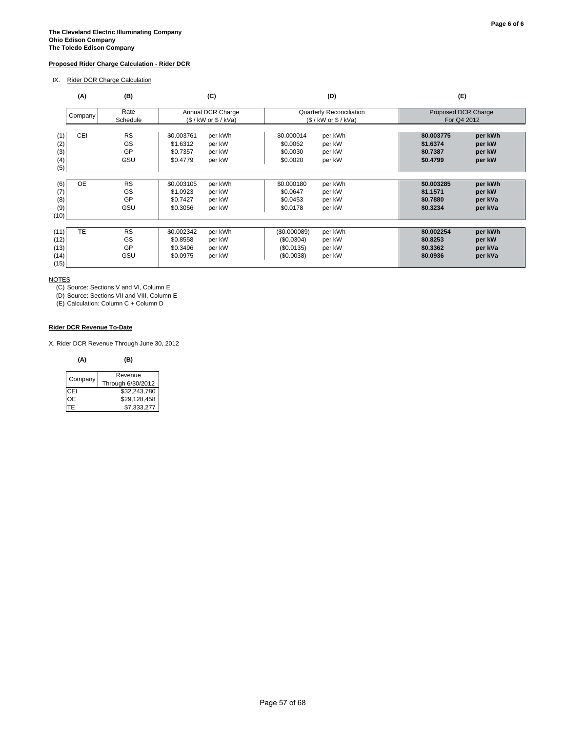**The Cleveland Electric Illuminating Company**
**Ohio Edison Company**
**The Toledo Edison Company**

**Proposed Rider Charge Calculation - Rider DCR**

IX. Rider DCR Charge Calculation

| | (A) | (B) | (C) | | (D) | | (E) | |
|---|---|---|---|---|---|---|---|---|
| | Company | Rate Schedule | Annual DCR Charge ($ / kW or $ / kVa) | | Quarterly Reconciliation ($ / kW or $ / kVa) | | Proposed DCR Charge For Q4 2012 | |
| (1) | CEI | RS | $0.003761 | per kWh | $0.000014 | per kWh | **$0.003775** | **per kWh** |
| (2) | | GS | $1.6312 | per kW | $0.0062 | per kW | **$1.6374** | **per kW** |
| (3) | | GP | $0.7357 | per kW | $0.0030 | per kW | **$0.7387** | **per kW** |
| (4) | | GSU | $0.4779 | per kW | $0.0020 | per kW | **$0.4799** | **per kW** |
| (5) | | | | | | | | |
| (6) | OE | RS | $0.003105 | per kWh | $0.000180 | per kWh | **$0.003285** | **per kWh** |
| (7) | | GS | $1.0923 | per kW | $0.0647 | per kW | **$1.1571** | **per kW** |
| (8) | | GP | $0.7427 | per kW | $0.0453 | per kW | **$0.7880** | **per kVa** |
| (9) | | GSU | $0.3056 | per kW | $0.0178 | per kW | **$0.3234** | **per kVa** |
| (10) | | | | | | | | |
| (11) | TE | RS | $0.002342 | per kWh | ($0.000089) | per kWh | **$0.002254** | **per kWh** |
| (12) | | GS | $0.8558 | per kW | ($0.0304) | per kW | **$0.8253** | **per kW** |
| (13) | | GP | $0.3496 | per kW | ($0.0135) | per kW | **$0.3362** | **per kVa** |
| (14) | | GSU | $0.0975 | per kW | ($0.0038) | per kW | **$0.0936** | **per kVa** |
| (15) | | | | | | | | |

NOTES

(C) Source: Sections V and VI, Column E

(D) Source: Sections VII and VIII, Column E

(E) Calculation: Column C + Column D

**Rider DCR Revenue To-Date**

X. Rider DCR Revenue Through June 30, 2012

| (A) | (B) |
|---|---|
| Company | Revenue Through 6/30/2012 |
| CEI | $32,243,780 |
| OE | $29,128,458 |
| TE | $7,333,277 |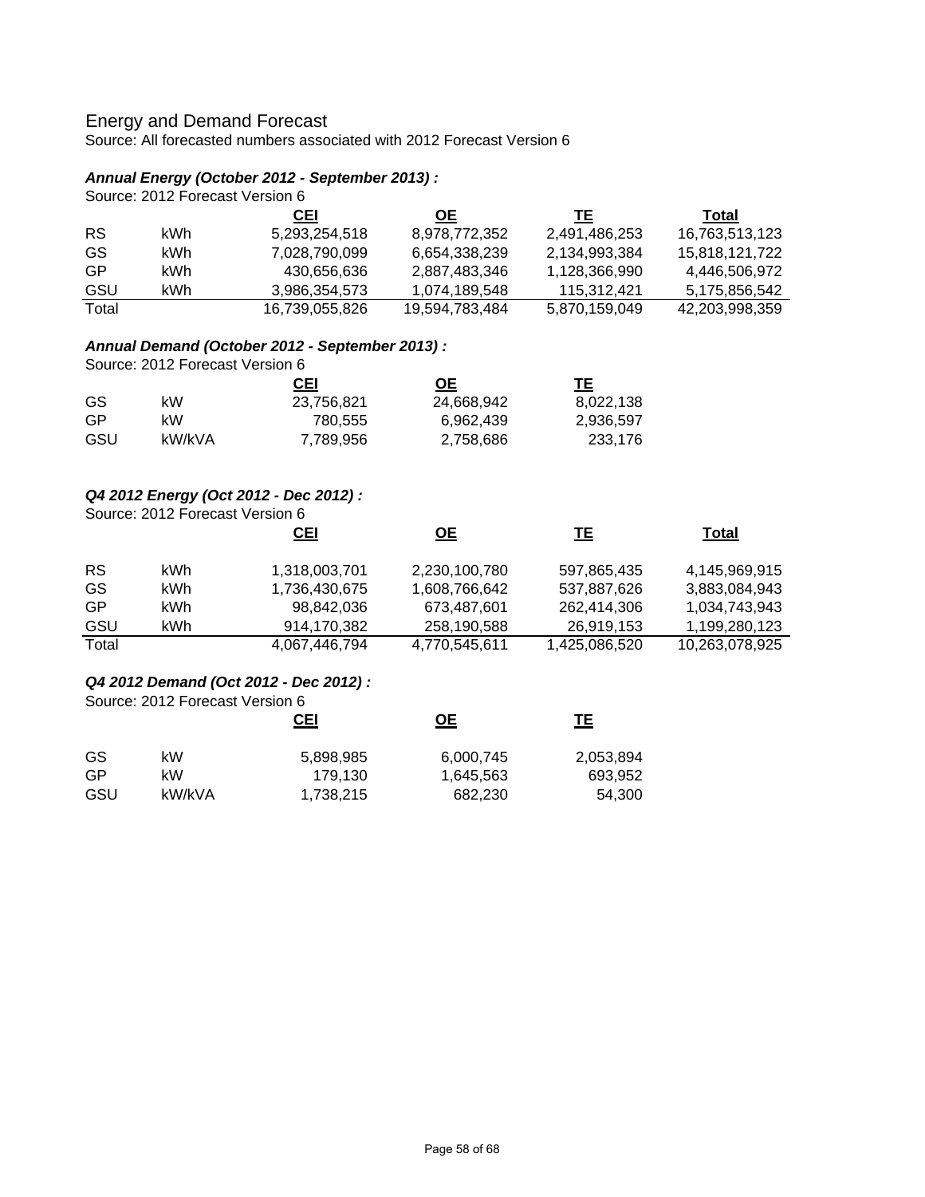## Energy and Demand Forecast

Source: All forecasted numbers associated with 2012 Forecast Version 6

### *Annual Energy (October 2012 - September 2013) :*

Source: 2012 Forecast Version 6

| | | CEI | OE | TE | Total |
|---|---|---|---|---|---|
| RS | kWh | 5,293,254,518 | 8,978,772,352 | 2,491,486,253 | 16,763,513,123 |
| GS | kWh | 7,028,790,099 | 6,654,338,239 | 2,134,993,384 | 15,818,121,722 |
| GP | kWh | 430,656,636 | 2,887,483,346 | 1,128,366,990 | 4,446,506,972 |
| GSU | kWh | 3,986,354,573 | 1,074,189,548 | 115,312,421 | 5,175,856,542 |
| Total | | 16,739,055,826 | 19,594,783,484 | 5,870,159,049 | 42,203,998,359 |

### *Annual Demand (October 2012 - September 2013) :*

Source: 2012 Forecast Version 6

| | | CEI | OE | TE |
|---|---|---|---|---|
| GS | kW | 23,756,821 | 24,668,942 | 8,022,138 |
| GP | kW | 780,555 | 6,962,439 | 2,936,597 |
| GSU | kW/kVA | 7,789,956 | 2,758,686 | 233,176 |

### *Q4 2012 Energy (Oct 2012 - Dec 2012) :*

Source: 2012 Forecast Version 6

| | | CEI | OE | TE | Total |
|---|---|---|---|---|---|
| RS | kWh | 1,318,003,701 | 2,230,100,780 | 597,865,435 | 4,145,969,915 |
| GS | kWh | 1,736,430,675 | 1,608,766,642 | 537,887,626 | 3,883,084,943 |
| GP | kWh | 98,842,036 | 673,487,601 | 262,414,306 | 1,034,743,943 |
| GSU | kWh | 914,170,382 | 258,190,588 | 26,919,153 | 1,199,280,123 |
| Total | | 4,067,446,794 | 4,770,545,611 | 1,425,086,520 | 10,263,078,925 |

### *Q4 2012 Demand (Oct 2012 - Dec 2012) :*

Source: 2012 Forecast Version 6

| | | CEI | OE | TE |
|---|---|---|---|---|
| GS | kW | 5,898,985 | 6,000,745 | 2,053,894 |
| GP | kW | 179,130 | 1,645,563 | 693,952 |
| GSU | kW/kVA | 1,738,215 | 682,230 | 54,300 |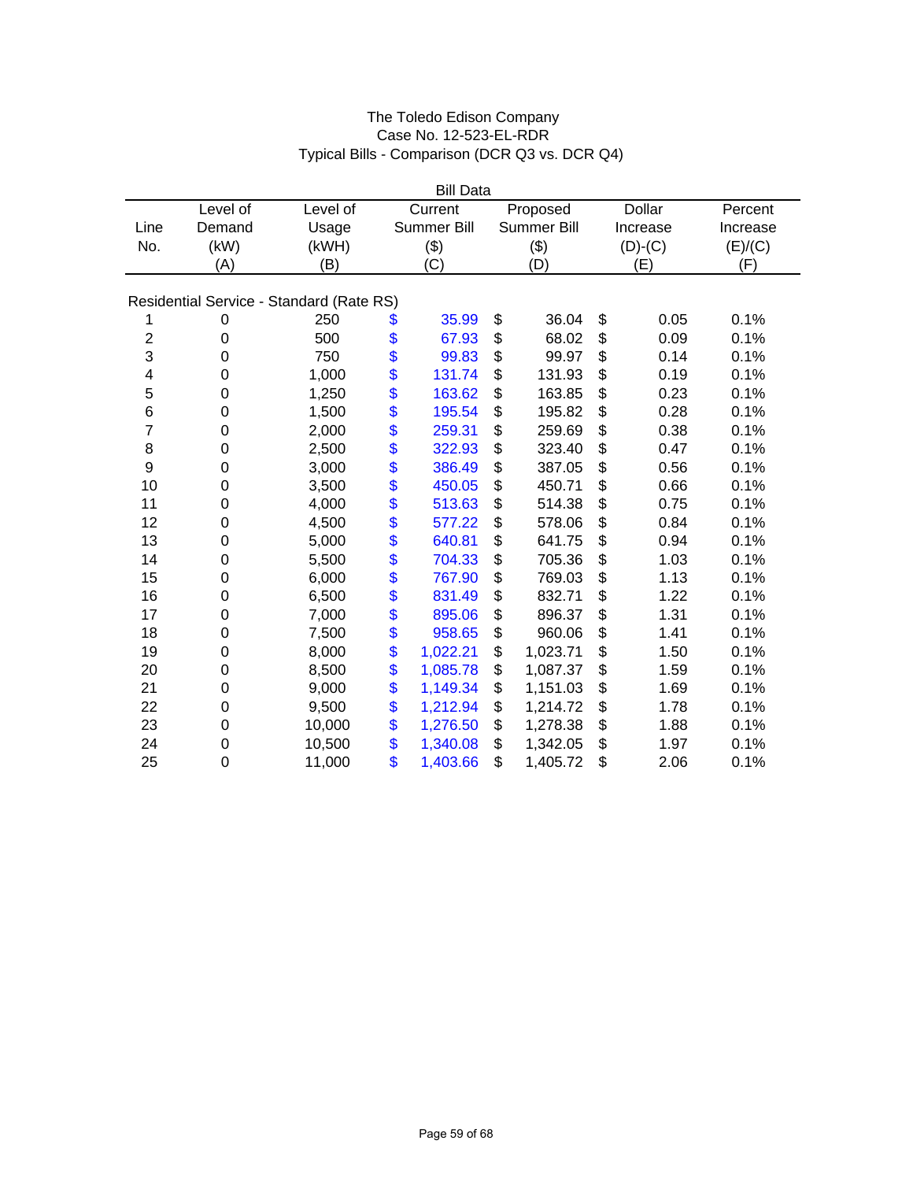The Toledo Edison Company
Case No. 12-523-EL-RDR
Typical Bills - Comparison (DCR Q3 vs. DCR Q4)

| | | Bill Data | | | | |
|---|---|---|---|---|---|---|
| Line No. | Level of Demand (kW) (A) | Level of Usage (kWH) (B) | Current Summer Bill ($) (C) | Proposed Summer Bill ($) (D) | Dollar Increase (D)-(C) (E) | Percent Increase (E)/(C) (F) |
| **Residential Service - Standard (Rate RS)** | | | | | | |
| 1 | 0 | 250 | $ 35.99 | $ 36.04 | $ 0.05 | 0.1% |
| 2 | 0 | 500 | $ 67.93 | $ 68.02 | $ 0.09 | 0.1% |
| 3 | 0 | 750 | $ 99.83 | $ 99.97 | $ 0.14 | 0.1% |
| 4 | 0 | 1,000 | $ 131.74 | $ 131.93 | $ 0.19 | 0.1% |
| 5 | 0 | 1,250 | $ 163.62 | $ 163.85 | $ 0.23 | 0.1% |
| 6 | 0 | 1,500 | $ 195.54 | $ 195.82 | $ 0.28 | 0.1% |
| 7 | 0 | 2,000 | $ 259.31 | $ 259.69 | $ 0.38 | 0.1% |
| 8 | 0 | 2,500 | $ 322.93 | $ 323.40 | $ 0.47 | 0.1% |
| 9 | 0 | 3,000 | $ 386.49 | $ 387.05 | $ 0.56 | 0.1% |
| 10 | 0 | 3,500 | $ 450.05 | $ 450.71 | $ 0.66 | 0.1% |
| 11 | 0 | 4,000 | $ 513.63 | $ 514.38 | $ 0.75 | 0.1% |
| 12 | 0 | 4,500 | $ 577.22 | $ 578.06 | $ 0.84 | 0.1% |
| 13 | 0 | 5,000 | $ 640.81 | $ 641.75 | $ 0.94 | 0.1% |
| 14 | 0 | 5,500 | $ 704.33 | $ 705.36 | $ 1.03 | 0.1% |
| 15 | 0 | 6,000 | $ 767.90 | $ 769.03 | $ 1.13 | 0.1% |
| 16 | 0 | 6,500 | $ 831.49 | $ 832.71 | $ 1.22 | 0.1% |
| 17 | 0 | 7,000 | $ 895.06 | $ 896.37 | $ 1.31 | 0.1% |
| 18 | 0 | 7,500 | $ 958.65 | $ 960.06 | $ 1.41 | 0.1% |
| 19 | 0 | 8,000 | $ 1,022.21 | $ 1,023.71 | $ 1.50 | 0.1% |
| 20 | 0 | 8,500 | $ 1,085.78 | $ 1,087.37 | $ 1.59 | 0.1% |
| 21 | 0 | 9,000 | $ 1,149.34 | $ 1,151.03 | $ 1.69 | 0.1% |
| 22 | 0 | 9,500 | $ 1,212.94 | $ 1,214.72 | $ 1.78 | 0.1% |
| 23 | 0 | 10,000 | $ 1,276.50 | $ 1,278.38 | $ 1.88 | 0.1% |
| 24 | 0 | 10,500 | $ 1,340.08 | $ 1,342.05 | $ 1.97 | 0.1% |
| 25 | 0 | 11,000 | $ 1,403.66 | $ 1,405.72 | $ 2.06 | 0.1% |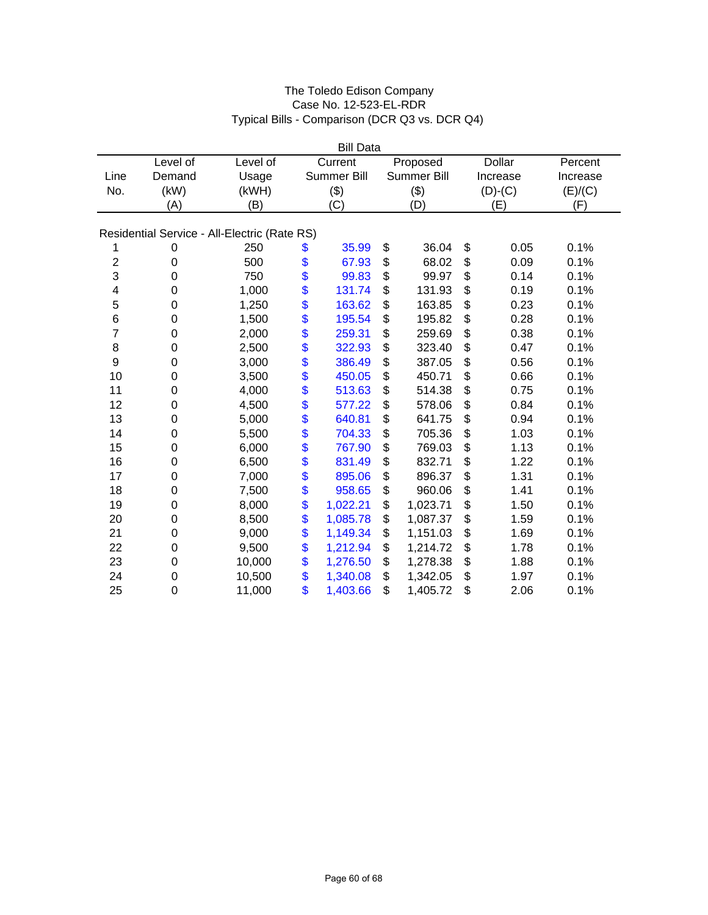The Toledo Edison Company
Case No. 12-523-EL-RDR
Typical Bills - Comparison (DCR Q3 vs. DCR Q4)

| | | Bill Data | | | | |
|---|---|---|---|---|---|---|
| Line No. | Level of Demand (kW) (A) | Level of Usage (kWH) (B) | Current Summer Bill ($) (C) | Proposed Summer Bill ($) (D) | Dollar Increase (D)-(C) (E) | Percent Increase (E)/(C) (F) |
| **Residential Service - All-Electric (Rate RS)** | | | | | | |
| 1 | 0 | 250 | $ 35.99 | $ 36.04 | $ 0.05 | 0.1% |
| 2 | 0 | 500 | $ 67.93 | $ 68.02 | $ 0.09 | 0.1% |
| 3 | 0 | 750 | $ 99.83 | $ 99.97 | $ 0.14 | 0.1% |
| 4 | 0 | 1,000 | $ 131.74 | $ 131.93 | $ 0.19 | 0.1% |
| 5 | 0 | 1,250 | $ 163.62 | $ 163.85 | $ 0.23 | 0.1% |
| 6 | 0 | 1,500 | $ 195.54 | $ 195.82 | $ 0.28 | 0.1% |
| 7 | 0 | 2,000 | $ 259.31 | $ 259.69 | $ 0.38 | 0.1% |
| 8 | 0 | 2,500 | $ 322.93 | $ 323.40 | $ 0.47 | 0.1% |
| 9 | 0 | 3,000 | $ 386.49 | $ 387.05 | $ 0.56 | 0.1% |
| 10 | 0 | 3,500 | $ 450.05 | $ 450.71 | $ 0.66 | 0.1% |
| 11 | 0 | 4,000 | $ 513.63 | $ 514.38 | $ 0.75 | 0.1% |
| 12 | 0 | 4,500 | $ 577.22 | $ 578.06 | $ 0.84 | 0.1% |
| 13 | 0 | 5,000 | $ 640.81 | $ 641.75 | $ 0.94 | 0.1% |
| 14 | 0 | 5,500 | $ 704.33 | $ 705.36 | $ 1.03 | 0.1% |
| 15 | 0 | 6,000 | $ 767.90 | $ 769.03 | $ 1.13 | 0.1% |
| 16 | 0 | 6,500 | $ 831.49 | $ 832.71 | $ 1.22 | 0.1% |
| 17 | 0 | 7,000 | $ 895.06 | $ 896.37 | $ 1.31 | 0.1% |
| 18 | 0 | 7,500 | $ 958.65 | $ 960.06 | $ 1.41 | 0.1% |
| 19 | 0 | 8,000 | $ 1,022.21 | $ 1,023.71 | $ 1.50 | 0.1% |
| 20 | 0 | 8,500 | $ 1,085.78 | $ 1,087.37 | $ 1.59 | 0.1% |
| 21 | 0 | 9,000 | $ 1,149.34 | $ 1,151.03 | $ 1.69 | 0.1% |
| 22 | 0 | 9,500 | $ 1,212.94 | $ 1,214.72 | $ 1.78 | 0.1% |
| 23 | 0 | 10,000 | $ 1,276.50 | $ 1,278.38 | $ 1.88 | 0.1% |
| 24 | 0 | 10,500 | $ 1,340.08 | $ 1,342.05 | $ 1.97 | 0.1% |
| 25 | 0 | 11,000 | $ 1,403.66 | $ 1,405.72 | $ 2.06 | 0.1% |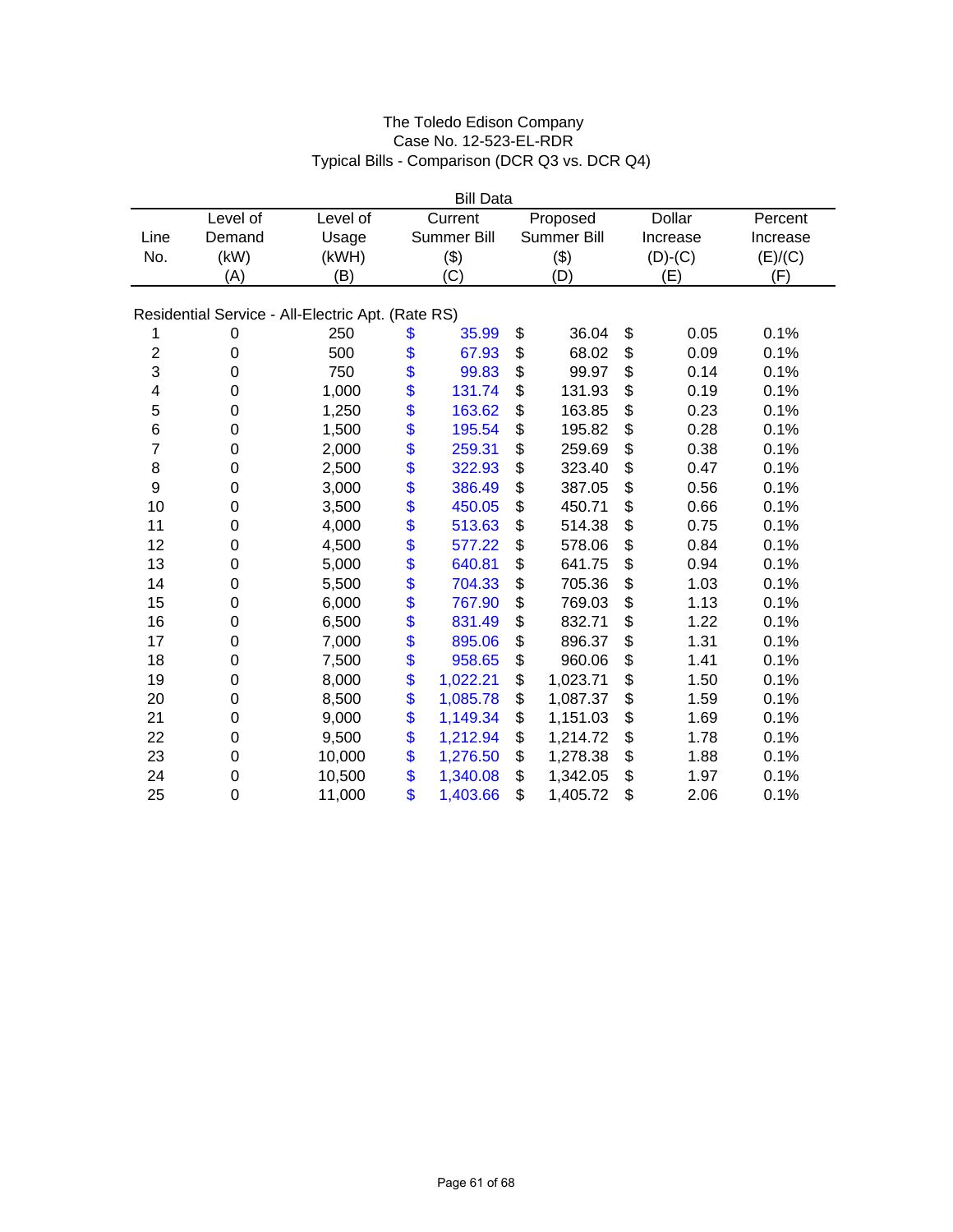The Toledo Edison Company
Case No. 12-523-EL-RDR
Typical Bills - Comparison (DCR Q3 vs. DCR Q4)

| | Bill Data | | | | | |
|---|---|---|---|---|---|---|
| Line No. | Level of Demand (kW) (A) | Level of Usage (kWH) (B) | Current Summer Bill ($) (C) | Proposed Summer Bill ($) (D) | Dollar Increase (D)-(C) (E) | Percent Increase (E)/(C) (F) |
| **Residential Service - All-Electric Apt. (Rate RS)** | | | | | | |
| 1 | 0 | 250 | $ 35.99 | $ 36.04 | $ 0.05 | 0.1% |
| 2 | 0 | 500 | $ 67.93 | $ 68.02 | $ 0.09 | 0.1% |
| 3 | 0 | 750 | $ 99.83 | $ 99.97 | $ 0.14 | 0.1% |
| 4 | 0 | 1,000 | $ 131.74 | $ 131.93 | $ 0.19 | 0.1% |
| 5 | 0 | 1,250 | $ 163.62 | $ 163.85 | $ 0.23 | 0.1% |
| 6 | 0 | 1,500 | $ 195.54 | $ 195.82 | $ 0.28 | 0.1% |
| 7 | 0 | 2,000 | $ 259.31 | $ 259.69 | $ 0.38 | 0.1% |
| 8 | 0 | 2,500 | $ 322.93 | $ 323.40 | $ 0.47 | 0.1% |
| 9 | 0 | 3,000 | $ 386.49 | $ 387.05 | $ 0.56 | 0.1% |
| 10 | 0 | 3,500 | $ 450.05 | $ 450.71 | $ 0.66 | 0.1% |
| 11 | 0 | 4,000 | $ 513.63 | $ 514.38 | $ 0.75 | 0.1% |
| 12 | 0 | 4,500 | $ 577.22 | $ 578.06 | $ 0.84 | 0.1% |
| 13 | 0 | 5,000 | $ 640.81 | $ 641.75 | $ 0.94 | 0.1% |
| 14 | 0 | 5,500 | $ 704.33 | $ 705.36 | $ 1.03 | 0.1% |
| 15 | 0 | 6,000 | $ 767.90 | $ 769.03 | $ 1.13 | 0.1% |
| 16 | 0 | 6,500 | $ 831.49 | $ 832.71 | $ 1.22 | 0.1% |
| 17 | 0 | 7,000 | $ 895.06 | $ 896.37 | $ 1.31 | 0.1% |
| 18 | 0 | 7,500 | $ 958.65 | $ 960.06 | $ 1.41 | 0.1% |
| 19 | 0 | 8,000 | $ 1,022.21 | $ 1,023.71 | $ 1.50 | 0.1% |
| 20 | 0 | 8,500 | $ 1,085.78 | $ 1,087.37 | $ 1.59 | 0.1% |
| 21 | 0 | 9,000 | $ 1,149.34 | $ 1,151.03 | $ 1.69 | 0.1% |
| 22 | 0 | 9,500 | $ 1,212.94 | $ 1,214.72 | $ 1.78 | 0.1% |
| 23 | 0 | 10,000 | $ 1,276.50 | $ 1,278.38 | $ 1.88 | 0.1% |
| 24 | 0 | 10,500 | $ 1,340.08 | $ 1,342.05 | $ 1.97 | 0.1% |
| 25 | 0 | 11,000 | $ 1,403.66 | $ 1,405.72 | $ 2.06 | 0.1% |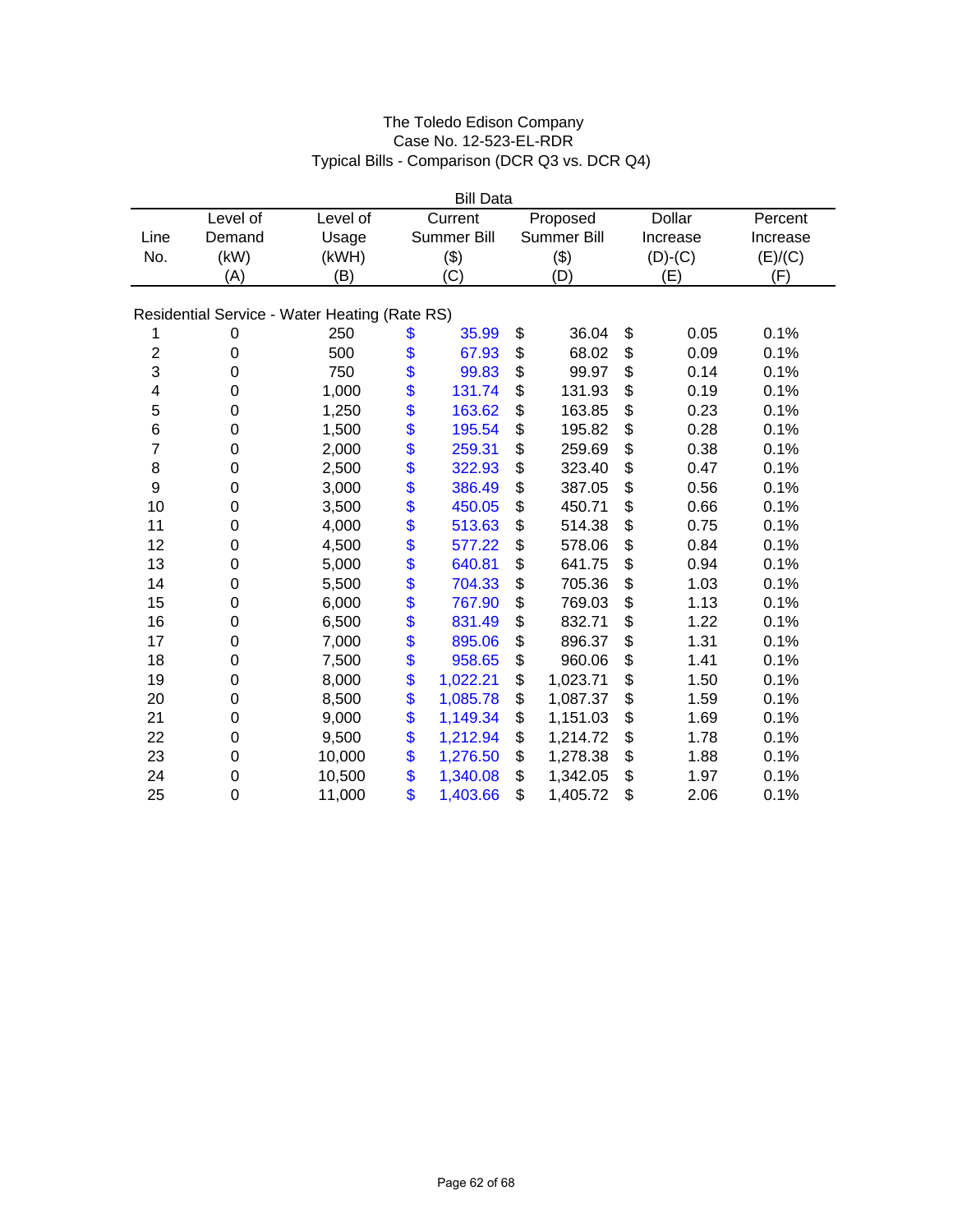# The Toledo Edison Company
## Case No. 12-523-EL-RDR
## Typical Bills - Comparison (DCR Q3 vs. DCR Q4)

| | | Bill Data | | | | |
|---|---|---|---|---|---|---|
| Line No. | Level of Demand (kW) (A) | Level of Usage (kWH) (B) | Current Summer Bill ($) (C) | Proposed Summer Bill ($) (D) | Dollar Increase (D)-(C) (E) | Percent Increase (E)/(C) (F) |
| **Residential Service - Water Heating (Rate RS)** | | | | | | |
| 1 | 0 | 250 | $ 35.99 | $ 36.04 | $ 0.05 | 0.1% |
| 2 | 0 | 500 | $ 67.93 | $ 68.02 | $ 0.09 | 0.1% |
| 3 | 0 | 750 | $ 99.83 | $ 99.97 | $ 0.14 | 0.1% |
| 4 | 0 | 1,000 | $ 131.74 | $ 131.93 | $ 0.19 | 0.1% |
| 5 | 0 | 1,250 | $ 163.62 | $ 163.85 | $ 0.23 | 0.1% |
| 6 | 0 | 1,500 | $ 195.54 | $ 195.82 | $ 0.28 | 0.1% |
| 7 | 0 | 2,000 | $ 259.31 | $ 259.69 | $ 0.38 | 0.1% |
| 8 | 0 | 2,500 | $ 322.93 | $ 323.40 | $ 0.47 | 0.1% |
| 9 | 0 | 3,000 | $ 386.49 | $ 387.05 | $ 0.56 | 0.1% |
| 10 | 0 | 3,500 | $ 450.05 | $ 450.71 | $ 0.66 | 0.1% |
| 11 | 0 | 4,000 | $ 513.63 | $ 514.38 | $ 0.75 | 0.1% |
| 12 | 0 | 4,500 | $ 577.22 | $ 578.06 | $ 0.84 | 0.1% |
| 13 | 0 | 5,000 | $ 640.81 | $ 641.75 | $ 0.94 | 0.1% |
| 14 | 0 | 5,500 | $ 704.33 | $ 705.36 | $ 1.03 | 0.1% |
| 15 | 0 | 6,000 | $ 767.90 | $ 769.03 | $ 1.13 | 0.1% |
| 16 | 0 | 6,500 | $ 831.49 | $ 832.71 | $ 1.22 | 0.1% |
| 17 | 0 | 7,000 | $ 895.06 | $ 896.37 | $ 1.31 | 0.1% |
| 18 | 0 | 7,500 | $ 958.65 | $ 960.06 | $ 1.41 | 0.1% |
| 19 | 0 | 8,000 | $ 1,022.21 | $ 1,023.71 | $ 1.50 | 0.1% |
| 20 | 0 | 8,500 | $ 1,085.78 | $ 1,087.37 | $ 1.59 | 0.1% |
| 21 | 0 | 9,000 | $ 1,149.34 | $ 1,151.03 | $ 1.69 | 0.1% |
| 22 | 0 | 9,500 | $ 1,212.94 | $ 1,214.72 | $ 1.78 | 0.1% |
| 23 | 0 | 10,000 | $ 1,276.50 | $ 1,278.38 | $ 1.88 | 0.1% |
| 24 | 0 | 10,500 | $ 1,340.08 | $ 1,342.05 | $ 1.97 | 0.1% |
| 25 | 0 | 11,000 | $ 1,403.66 | $ 1,405.72 | $ 2.06 | 0.1% |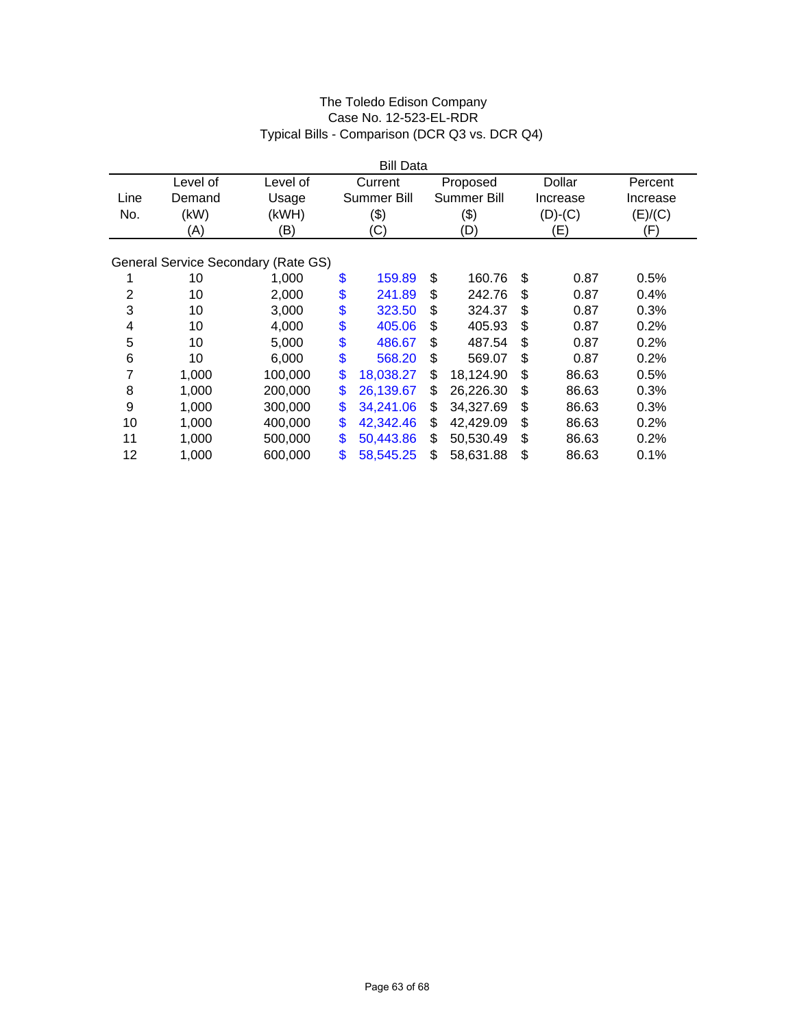The Toledo Edison Company
Case No. 12-523-EL-RDR
Typical Bills - Comparison (DCR Q3 vs. DCR Q4)

| | | Bill Data | | | | |
|---|---|---|---|---|---|---|
| Line No. | Level of Demand (kW) (A) | Level of Usage (kWH) (B) | Current Summer Bill ($) (C) | Proposed Summer Bill ($) (D) | Dollar Increase (D)-(C) (E) | Percent Increase (E)/(C) (F) |
| General Service Secondary (Rate GS) | | | | | | |
| 1 | 10 | 1,000 | $ 159.89 | $ 160.76 | $ 0.87 | 0.5% |
| 2 | 10 | 2,000 | $ 241.89 | $ 242.76 | $ 0.87 | 0.4% |
| 3 | 10 | 3,000 | $ 323.50 | $ 324.37 | $ 0.87 | 0.3% |
| 4 | 10 | 4,000 | $ 405.06 | $ 405.93 | $ 0.87 | 0.2% |
| 5 | 10 | 5,000 | $ 486.67 | $ 487.54 | $ 0.87 | 0.2% |
| 6 | 10 | 6,000 | $ 568.20 | $ 569.07 | $ 0.87 | 0.2% |
| 7 | 1,000 | 100,000 | $ 18,038.27 | $ 18,124.90 | $ 86.63 | 0.5% |
| 8 | 1,000 | 200,000 | $ 26,139.67 | $ 26,226.30 | $ 86.63 | 0.3% |
| 9 | 1,000 | 300,000 | $ 34,241.06 | $ 34,327.69 | $ 86.63 | 0.3% |
| 10 | 1,000 | 400,000 | $ 42,342.46 | $ 42,429.09 | $ 86.63 | 0.2% |
| 11 | 1,000 | 500,000 | $ 50,443.86 | $ 50,530.49 | $ 86.63 | 0.2% |
| 12 | 1,000 | 600,000 | $ 58,545.25 | $ 58,631.88 | $ 86.63 | 0.1% |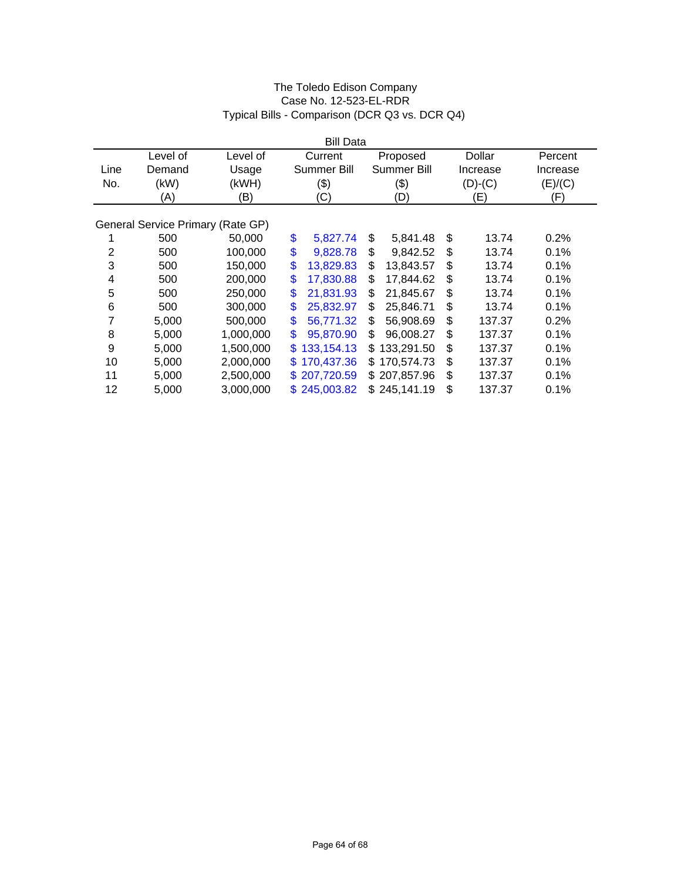The Toledo Edison Company
Case No. 12-523-EL-RDR
Typical Bills - Comparison (DCR Q3 vs. DCR Q4)

| | | | Bill Data | | | |
|---|---|---|---|---|---|---|
| Line No. | Level of Demand (kW) (A) | Level of Usage (kWH) (B) | Current Summer Bill ($) (C) | Proposed Summer Bill ($) (D) | Dollar Increase (D)-(C) (E) | Percent Increase (E)/(C) (F) |
| General Service Primary (Rate GP) | | | | | | |
| 1 | 500 | 50,000 | $ 5,827.74 | $ 5,841.48 | $ 13.74 | 0.2% |
| 2 | 500 | 100,000 | $ 9,828.78 | $ 9,842.52 | $ 13.74 | 0.1% |
| 3 | 500 | 150,000 | $ 13,829.83 | $ 13,843.57 | $ 13.74 | 0.1% |
| 4 | 500 | 200,000 | $ 17,830.88 | $ 17,844.62 | $ 13.74 | 0.1% |
| 5 | 500 | 250,000 | $ 21,831.93 | $ 21,845.67 | $ 13.74 | 0.1% |
| 6 | 500 | 300,000 | $ 25,832.97 | $ 25,846.71 | $ 13.74 | 0.1% |
| 7 | 5,000 | 500,000 | $ 56,771.32 | $ 56,908.69 | $ 137.37 | 0.2% |
| 8 | 5,000 | 1,000,000 | $ 95,870.90 | $ 96,008.27 | $ 137.37 | 0.1% |
| 9 | 5,000 | 1,500,000 | $ 133,154.13 | $ 133,291.50 | $ 137.37 | 0.1% |
| 10 | 5,000 | 2,000,000 | $ 170,437.36 | $ 170,574.73 | $ 137.37 | 0.1% |
| 11 | 5,000 | 2,500,000 | $ 207,720.59 | $ 207,857.96 | $ 137.37 | 0.1% |
| 12 | 5,000 | 3,000,000 | $ 245,003.82 | $ 245,141.19 | $ 137.37 | 0.1% |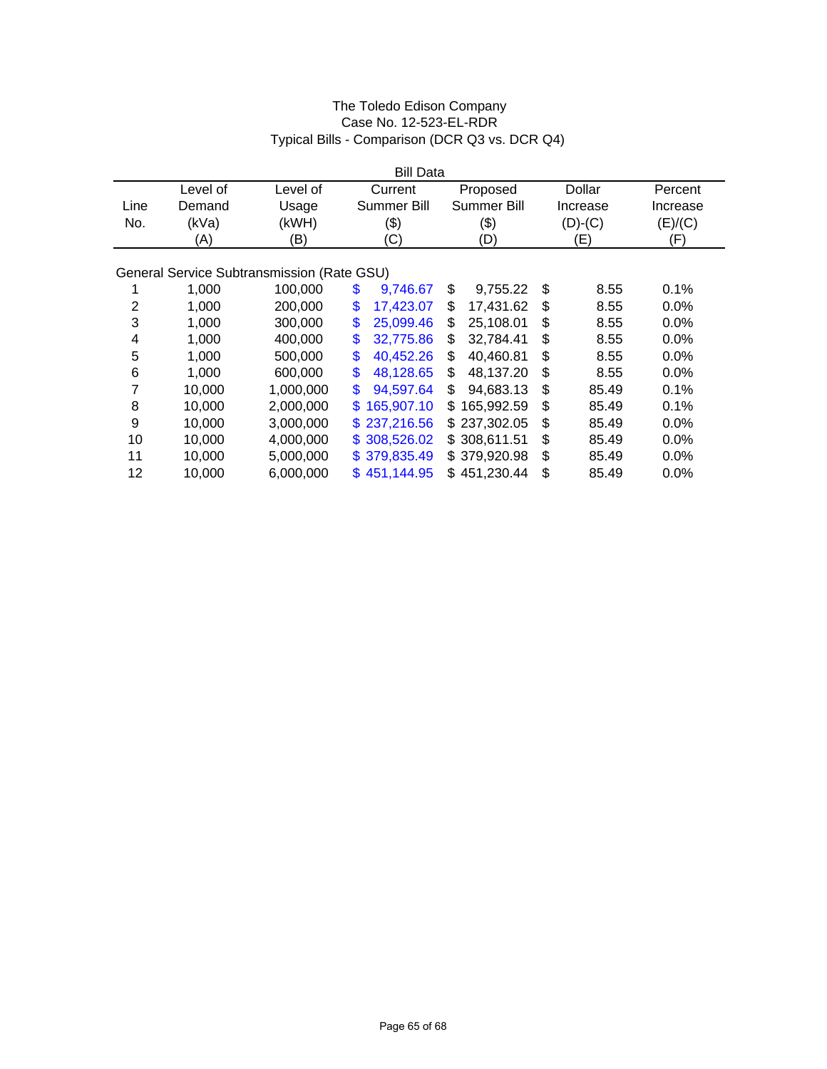The Toledo Edison Company
Case No. 12-523-EL-RDR
Typical Bills - Comparison (DCR Q3 vs. DCR Q4)

| | | | Bill Data | | | |
|---|---|---|---|---|---|---|
| Line No. | Level of Demand (kVa) (A) | Level of Usage (kWH) (B) | Current Summer Bill ($) (C) | Proposed Summer Bill ($) (D) | Dollar Increase (D)-(C) (E) | Percent Increase (E)/(C) (F) |
| **General Service Subtransmission (Rate GSU)** | | | | | | |
| 1 | 1,000 | 100,000 | $ 9,746.67 | $ 9,755.22 | $ 8.55 | 0.1% |
| 2 | 1,000 | 200,000 | $ 17,423.07 | $ 17,431.62 | $ 8.55 | 0.0% |
| 3 | 1,000 | 300,000 | $ 25,099.46 | $ 25,108.01 | $ 8.55 | 0.0% |
| 4 | 1,000 | 400,000 | $ 32,775.86 | $ 32,784.41 | $ 8.55 | 0.0% |
| 5 | 1,000 | 500,000 | $ 40,452.26 | $ 40,460.81 | $ 8.55 | 0.0% |
| 6 | 1,000 | 600,000 | $ 48,128.65 | $ 48,137.20 | $ 8.55 | 0.0% |
| 7 | 10,000 | 1,000,000 | $ 94,597.64 | $ 94,683.13 | $ 85.49 | 0.1% |
| 8 | 10,000 | 2,000,000 | $ 165,907.10 | $ 165,992.59 | $ 85.49 | 0.1% |
| 9 | 10,000 | 3,000,000 | $ 237,216.56 | $ 237,302.05 | $ 85.49 | 0.0% |
| 10 | 10,000 | 4,000,000 | $ 308,526.02 | $ 308,611.51 | $ 85.49 | 0.0% |
| 11 | 10,000 | 5,000,000 | $ 379,835.49 | $ 379,920.98 | $ 85.49 | 0.0% |
| 12 | 10,000 | 6,000,000 | $ 451,144.95 | $ 451,230.44 | $ 85.49 | 0.0% |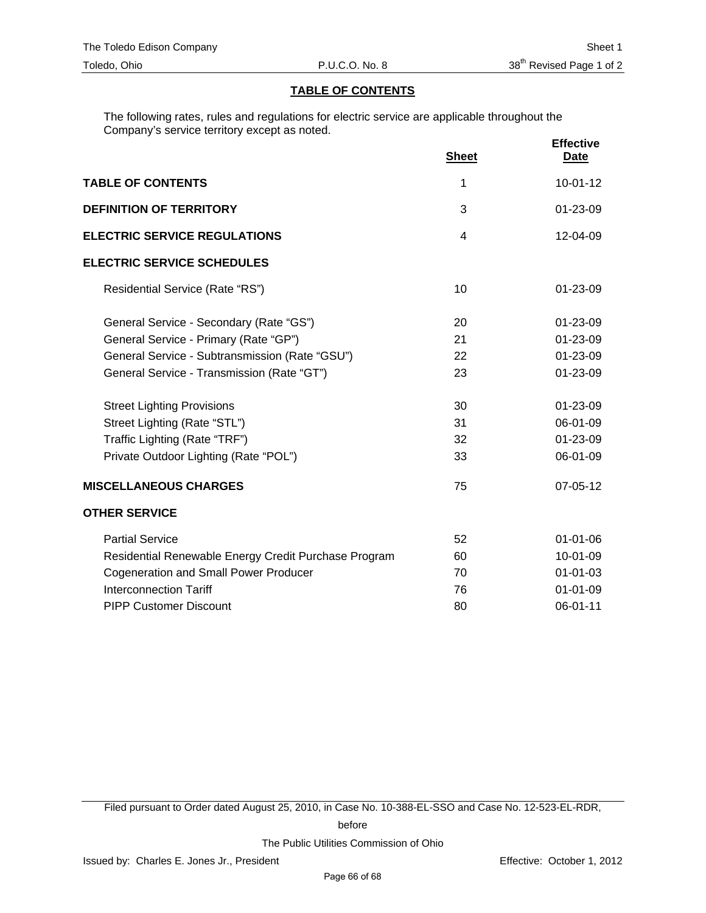The Toledo Edison Company — Sheet 1

Toledo, Ohio — P.U.C.O. No. 8 — 38th Revised Page 1 of 2

## TABLE OF CONTENTS

The following rates, rules and regulations for electric service are applicable throughout the Company's service territory except as noted.

| | Sheet | Effective Date |
|---|---|---|
| **TABLE OF CONTENTS** | 1 | 10-01-12 |
| **DEFINITION OF TERRITORY** | 3 | 01-23-09 |
| **ELECTRIC SERVICE REGULATIONS** | 4 | 12-04-09 |
| **ELECTRIC SERVICE SCHEDULES** | | |
| Residential Service (Rate "RS") | 10 | 01-23-09 |
| General Service - Secondary (Rate "GS") | 20 | 01-23-09 |
| General Service - Primary (Rate "GP") | 21 | 01-23-09 |
| General Service - Subtransmission (Rate "GSU") | 22 | 01-23-09 |
| General Service - Transmission (Rate "GT") | 23 | 01-23-09 |
| Street Lighting Provisions | 30 | 01-23-09 |
| Street Lighting (Rate "STL") | 31 | 06-01-09 |
| Traffic Lighting (Rate "TRF") | 32 | 01-23-09 |
| Private Outdoor Lighting (Rate "POL") | 33 | 06-01-09 |
| **MISCELLANEOUS CHARGES** | 75 | 07-05-12 |
| **OTHER SERVICE** | | |
| Partial Service | 52 | 01-01-06 |
| Residential Renewable Energy Credit Purchase Program | 60 | 10-01-09 |
| Cogeneration and Small Power Producer | 70 | 01-01-03 |
| Interconnection Tariff | 76 | 01-01-09 |
| PIPP Customer Discount | 80 | 06-01-11 |

Filed pursuant to Order dated August 25, 2010, in Case No. 10-388-EL-SSO and Case No. 12-523-EL-RDR,

before

The Public Utilities Commission of Ohio

Issued by: Charles E. Jones Jr., President — Effective: October 1, 2012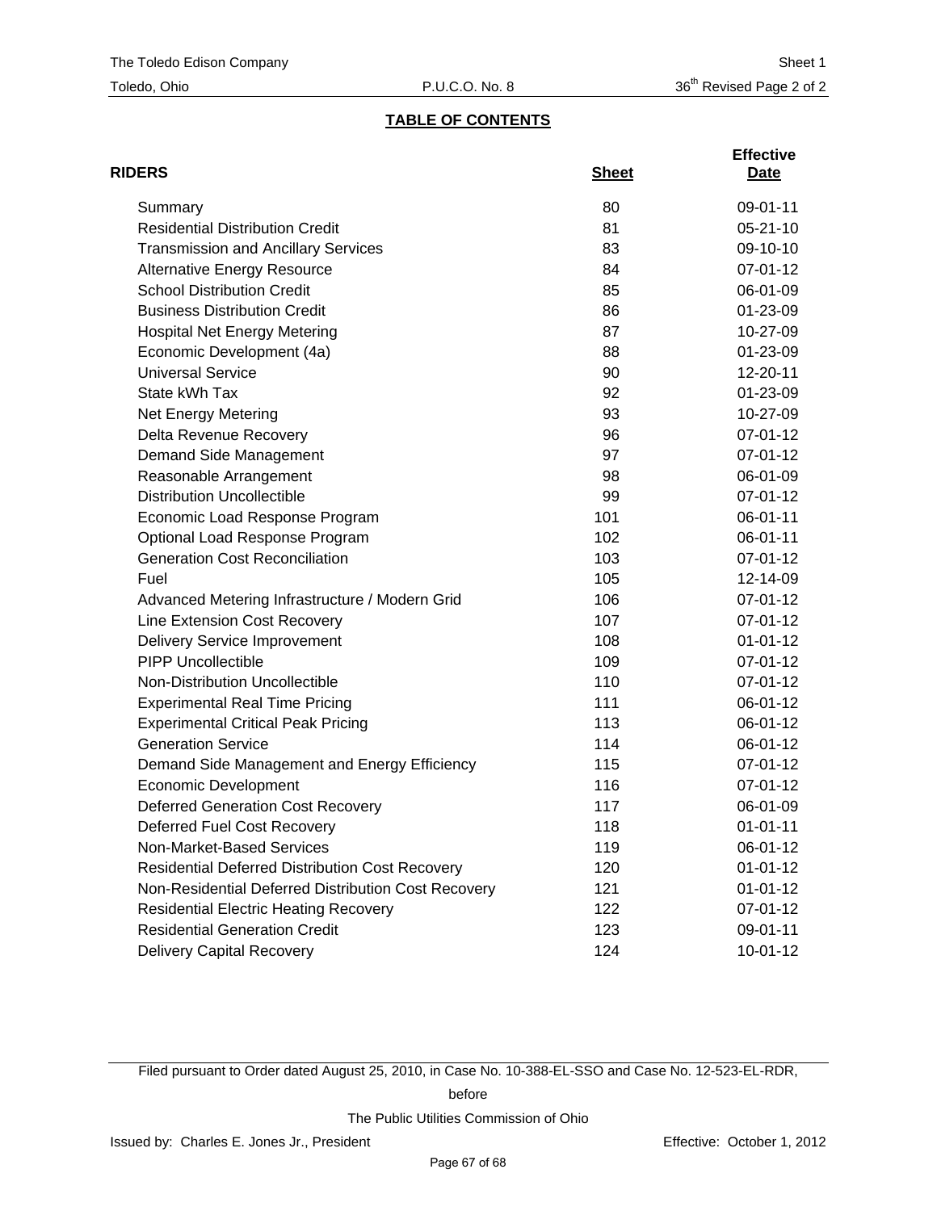The Toledo Edison Company — Sheet 1

Toledo, Ohio — P.U.C.O. No. 8 — 36th Revised Page 2 of 2

## TABLE OF CONTENTS

| RIDERS | Sheet | Effective Date |
|---|---|---|
| Summary | 80 | 09-01-11 |
| Residential Distribution Credit | 81 | 05-21-10 |
| Transmission and Ancillary Services | 83 | 09-10-10 |
| Alternative Energy Resource | 84 | 07-01-12 |
| School Distribution Credit | 85 | 06-01-09 |
| Business Distribution Credit | 86 | 01-23-09 |
| Hospital Net Energy Metering | 87 | 10-27-09 |
| Economic Development (4a) | 88 | 01-23-09 |
| Universal Service | 90 | 12-20-11 |
| State kWh Tax | 92 | 01-23-09 |
| Net Energy Metering | 93 | 10-27-09 |
| Delta Revenue Recovery | 96 | 07-01-12 |
| Demand Side Management | 97 | 07-01-12 |
| Reasonable Arrangement | 98 | 06-01-09 |
| Distribution Uncollectible | 99 | 07-01-12 |
| Economic Load Response Program | 101 | 06-01-11 |
| Optional Load Response Program | 102 | 06-01-11 |
| Generation Cost Reconciliation | 103 | 07-01-12 |
| Fuel | 105 | 12-14-09 |
| Advanced Metering Infrastructure / Modern Grid | 106 | 07-01-12 |
| Line Extension Cost Recovery | 107 | 07-01-12 |
| Delivery Service Improvement | 108 | 01-01-12 |
| PIPP Uncollectible | 109 | 07-01-12 |
| Non-Distribution Uncollectible | 110 | 07-01-12 |
| Experimental Real Time Pricing | 111 | 06-01-12 |
| Experimental Critical Peak Pricing | 113 | 06-01-12 |
| Generation Service | 114 | 06-01-12 |
| Demand Side Management and Energy Efficiency | 115 | 07-01-12 |
| Economic Development | 116 | 07-01-12 |
| Deferred Generation Cost Recovery | 117 | 06-01-09 |
| Deferred Fuel Cost Recovery | 118 | 01-01-11 |
| Non-Market-Based Services | 119 | 06-01-12 |
| Residential Deferred Distribution Cost Recovery | 120 | 01-01-12 |
| Non-Residential Deferred Distribution Cost Recovery | 121 | 01-01-12 |
| Residential Electric Heating Recovery | 122 | 07-01-12 |
| Residential Generation Credit | 123 | 09-01-11 |
| Delivery Capital Recovery | 124 | 10-01-12 |

Filed pursuant to Order dated August 25, 2010, in Case No. 10-388-EL-SSO and Case No. 12-523-EL-RDR, before The Public Utilities Commission of Ohio

Issued by: Charles E. Jones Jr., President — Effective: October 1, 2012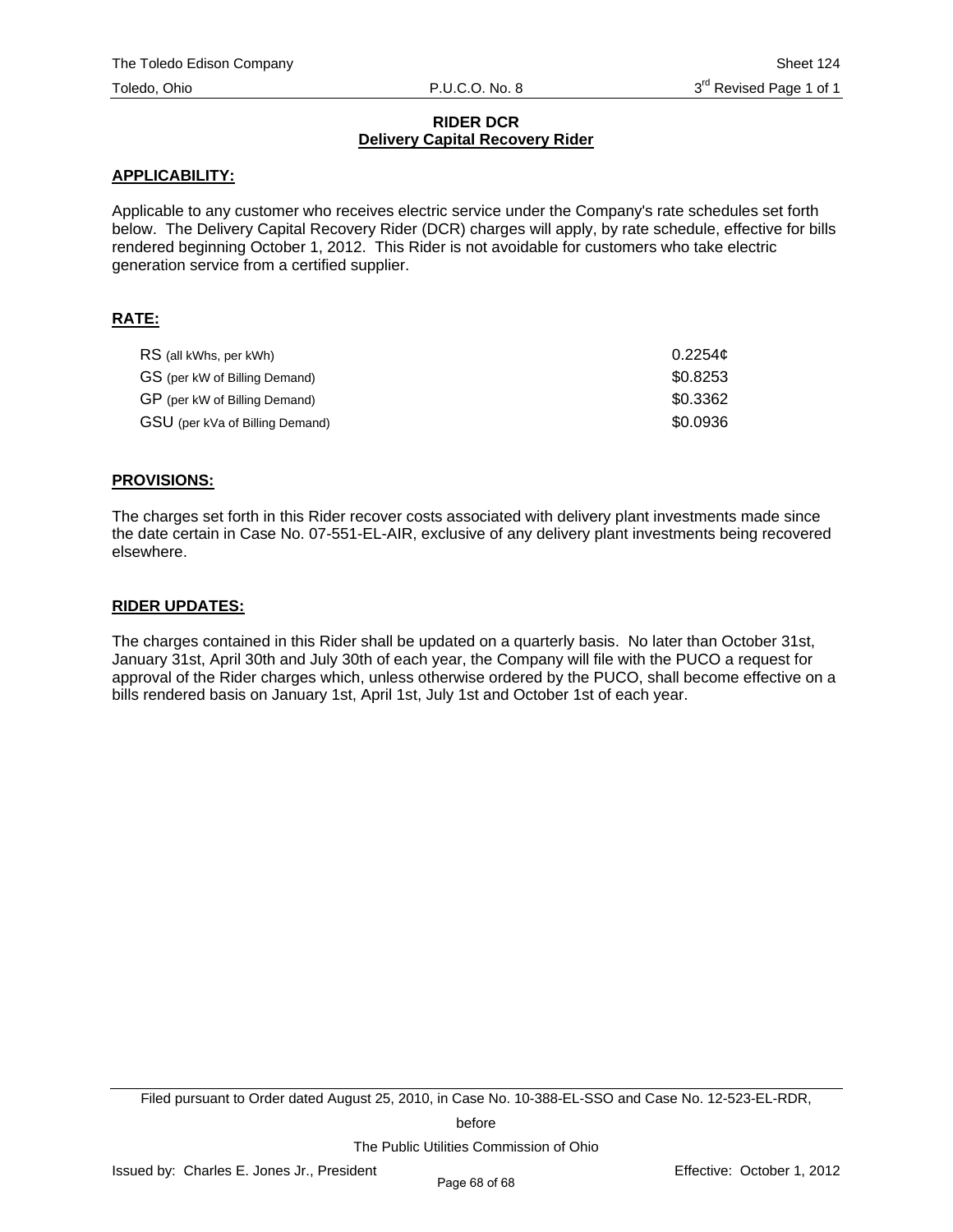# RIDER DCR
## Delivery Capital Recovery Rider

**APPLICABILITY:**

Applicable to any customer who receives electric service under the Company's rate schedules set forth below. The Delivery Capital Recovery Rider (DCR) charges will apply, by rate schedule, effective for bills rendered beginning October 1, 2012. This Rider is not avoidable for customers who take electric generation service from a certified supplier.

**RATE:**

| | |
|---|---|
| RS (all kWhs, per kWh) | 0.2254¢ |
| GS (per kW of Billing Demand) | $0.8253 |
| GP (per kW of Billing Demand) | $0.3362 |
| GSU (per kVa of Billing Demand) | $0.0936 |

**PROVISIONS:**

The charges set forth in this Rider recover costs associated with delivery plant investments made since the date certain in Case No. 07-551-EL-AIR, exclusive of any delivery plant investments being recovered elsewhere.

**RIDER UPDATES:**

The charges contained in this Rider shall be updated on a quarterly basis. No later than October 31st, January 31st, April 30th and July 30th of each year, the Company will file with the PUCO a request for approval of the Rider charges which, unless otherwise ordered by the PUCO, shall become effective on a bills rendered basis on January 1st, April 1st, July 1st and October 1st of each year.

Filed pursuant to Order dated August 25, 2010, in Case No. 10-388-EL-SSO and Case No. 12-523-EL-RDR, before The Public Utilities Commission of Ohio

Issued by: Charles E. Jones Jr., President — Effective: October 1, 2012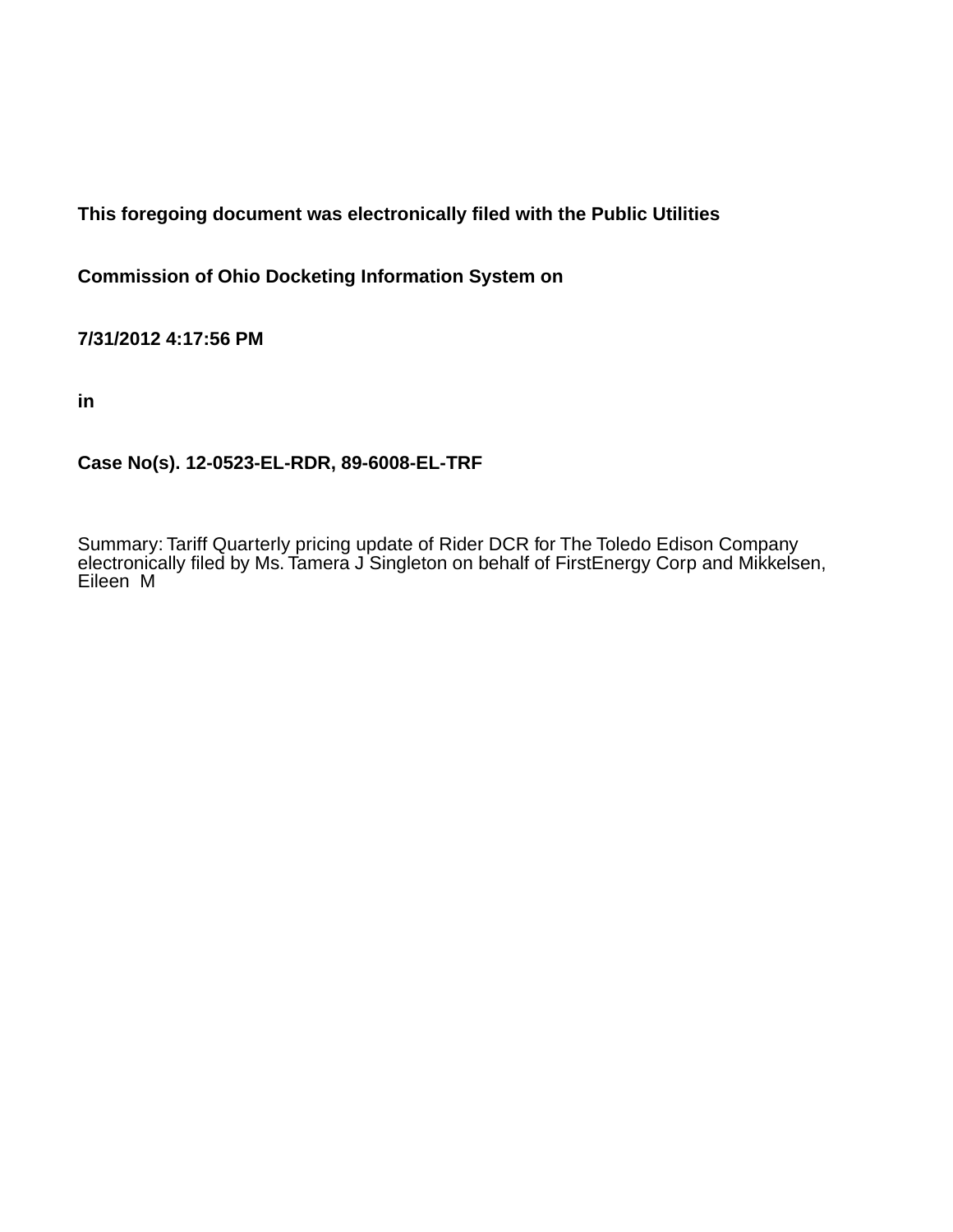**This foregoing document was electronically filed with the Public Utilities**

**Commission of Ohio Docketing Information System on**

**7/31/2012 4:17:56 PM**

**in**

**Case No(s). 12-0523-EL-RDR, 89-6008-EL-TRF**

Summary: Tariff Quarterly pricing update of Rider DCR for The Toledo Edison Company electronically filed by Ms. Tamera J Singleton on behalf of FirstEnergy Corp and Mikkelsen, Eileen M